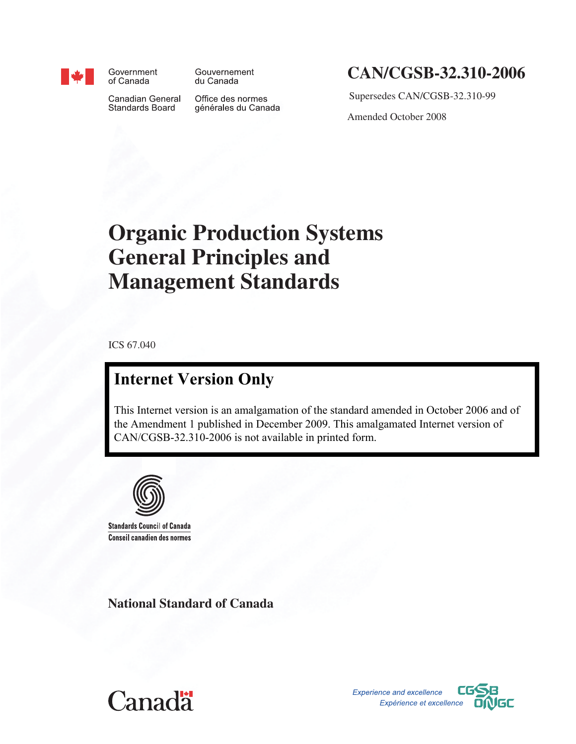Government of Canada | Gouvernement du Canada

Canadian General Standards Board | Office des normes générales du Canada

# CAN/CGSB-32.310-2006

Supersedes CAN/CGSB-32.310-99

Amended October 2008

# Organic Production Systems General Principles and Management Standards

ICS 67.040

## Internet Version Only

This Internet version is an amalgamation of the standard amended in October 2006 and of the Amendment 1 published in December 2009. This amalgamated Internet version of CAN/CGSB-32.310-2006 is not available in printed form.

Standards Council of Canada
Conseil canadien des normes

**National Standard of Canada**

Canada

*Experience and excellence*
*Expérience et excellence*

CGSB ONGC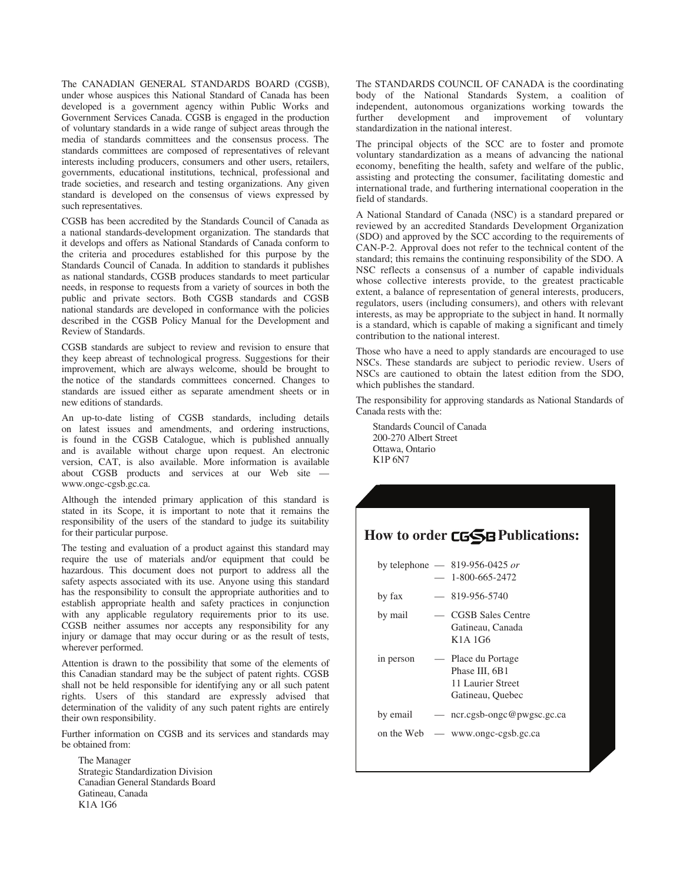The CANADIAN GENERAL STANDARDS BOARD (CGSB), under whose auspices this National Standard of Canada has been developed is a government agency within Public Works and Government Services Canada. CGSB is engaged in the production of voluntary standards in a wide range of subject areas through the media of standards committees and the consensus process. The standards committees are composed of representatives of relevant interests including producers, consumers and other users, retailers, governments, educational institutions, technical, professional and trade societies, and research and testing organizations. Any given standard is developed on the consensus of views expressed by such representatives.

CGSB has been accredited by the Standards Council of Canada as a national standards-development organization. The standards that it develops and offers as National Standards of Canada conform to the criteria and procedures established for this purpose by the Standards Council of Canada. In addition to standards it publishes as national standards, CGSB produces standards to meet particular needs, in response to requests from a variety of sources in both the public and private sectors. Both CGSB standards and CGSB national standards are developed in conformance with the policies described in the CGSB Policy Manual for the Development and Review of Standards.

CGSB standards are subject to review and revision to ensure that they keep abreast of technological progress. Suggestions for their improvement, which are always welcome, should be brought to the notice of the standards committees concerned. Changes to standards are issued either as separate amendment sheets or in new editions of standards.

An up-to-date listing of CGSB standards, including details on latest issues and amendments, and ordering instructions, is found in the CGSB Catalogue, which is published annually and is available without charge upon request. An electronic version, CAT, is also available. More information is available about CGSB products and services at our Web site — www.ongc-cgsb.gc.ca.

Although the intended primary application of this standard is stated in its Scope, it is important to note that it remains the responsibility of the users of the standard to judge its suitability for their particular purpose.

The testing and evaluation of a product against this standard may require the use of materials and/or equipment that could be hazardous. This document does not purport to address all the safety aspects associated with its use. Anyone using this standard has the responsibility to consult the appropriate authorities and to establish appropriate health and safety practices in conjunction with any applicable regulatory requirements prior to its use. CGSB neither assumes nor accepts any responsibility for any injury or damage that may occur during or as the result of tests, wherever performed.

Attention is drawn to the possibility that some of the elements of this Canadian standard may be the subject of patent rights. CGSB shall not be held responsible for identifying any or all such patent rights. Users of this standard are expressly advised that determination of the validity of any such patent rights are entirely their own responsibility.

Further information on CGSB and its services and standards may be obtained from:

The Manager
Strategic Standardization Division
Canadian General Standards Board
Gatineau, Canada
K1A 1G6

The STANDARDS COUNCIL OF CANADA is the coordinating body of the National Standards System, a coalition of independent, autonomous organizations working towards the further development and improvement of voluntary standardization in the national interest.

The principal objects of the SCC are to foster and promote voluntary standardization as a means of advancing the national economy, benefiting the health, safety and welfare of the public, assisting and protecting the consumer, facilitating domestic and international trade, and furthering international cooperation in the field of standards.

A National Standard of Canada (NSC) is a standard prepared or reviewed by an accredited Standards Development Organization (SDO) and approved by the SCC according to the requirements of CAN-P-2. Approval does not refer to the technical content of the standard; this remains the continuing responsibility of the SDO. A NSC reflects a consensus of a number of capable individuals whose collective interests provide, to the greatest practicable extent, a balance of representation of general interests, producers, regulators, users (including consumers), and others with relevant interests, as may be appropriate to the subject in hand. It normally is a standard, which is capable of making a significant and timely contribution to the national interest.

Those who have a need to apply standards are encouraged to use NSCs. These standards are subject to periodic review. Users of NSCs are cautioned to obtain the latest edition from the SDO, which publishes the standard.

The responsibility for approving standards as National Standards of Canada rests with the:

Standards Council of Canada
200-270 Albert Street
Ottawa, Ontario
K1P 6N7

## How to order CGSB Publications:

| | |
|---|---|
| by telephone | — 819-956-0425 *or* — 1-800-665-2472 |
| by fax | — 819-956-5740 |
| by mail | — CGSB Sales Centre Gatineau, Canada K1A 1G6 |
| in person | — Place du Portage Phase III, 6B1 11 Laurier Street Gatineau, Quebec |
| by email | — ncr.cgsb-ongc@pwgsc.gc.ca |
| on the Web | — www.ongc-cgsb.gc.ca |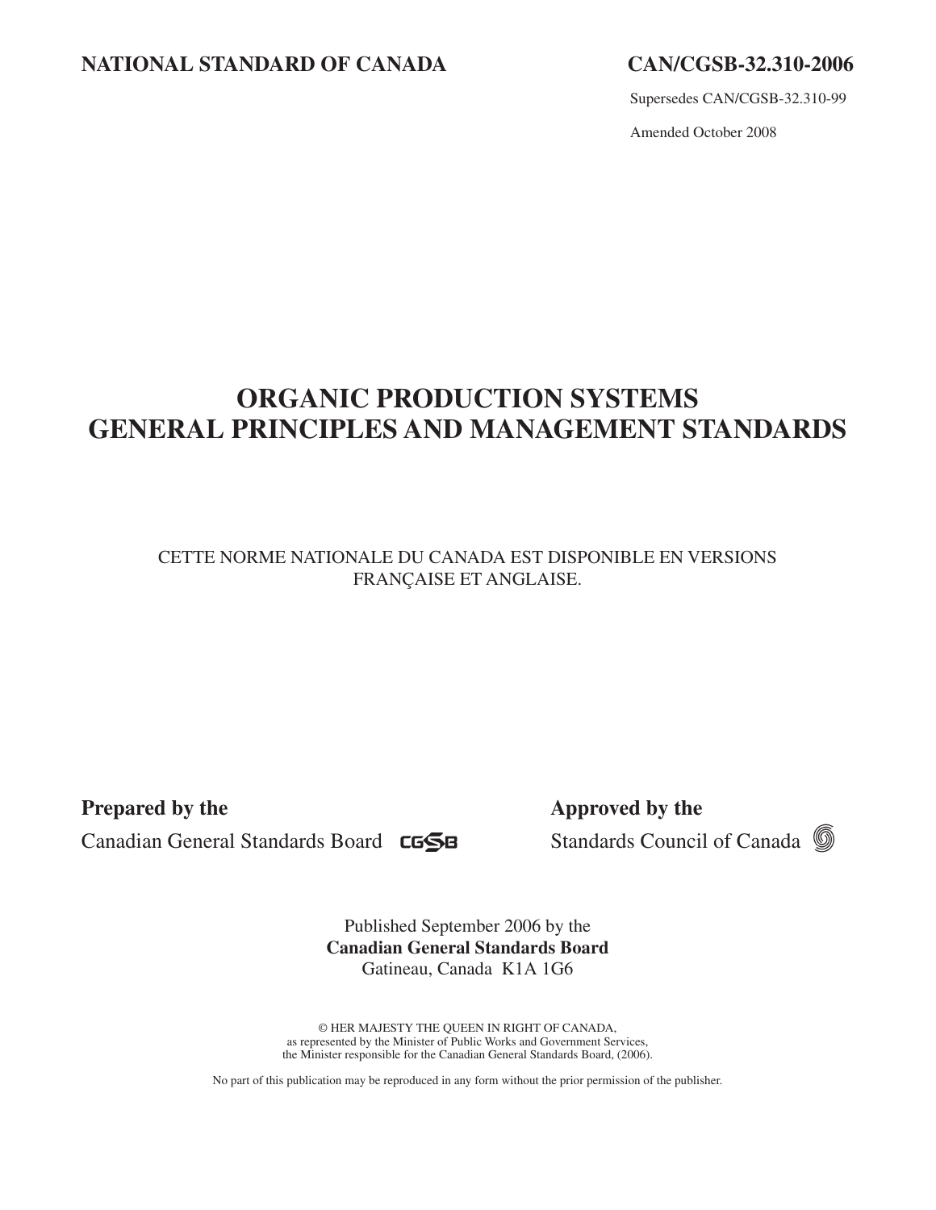**NATIONAL STANDARD OF CANADA** **CAN/CGSB-32.310-2006**

Supersedes CAN/CGSB-32.310-99

Amended October 2008

# ORGANIC PRODUCTION SYSTEMS
# GENERAL PRINCIPLES AND MANAGEMENT STANDARDS

CETTE NORME NATIONALE DU CANADA EST DISPONIBLE EN VERSIONS FRANÇAISE ET ANGLAISE.

**Prepared by the**
Canadian General Standards Board

**Approved by the**
Standards Council of Canada

Published September 2006 by the
**Canadian General Standards Board**
Gatineau, Canada K1A 1G6

© HER MAJESTY THE QUEEN IN RIGHT OF CANADA,
as represented by the Minister of Public Works and Government Services,
the Minister responsible for the Canadian General Standards Board, (2006).

No part of this publication may be reproduced in any form without the prior permission of the publisher.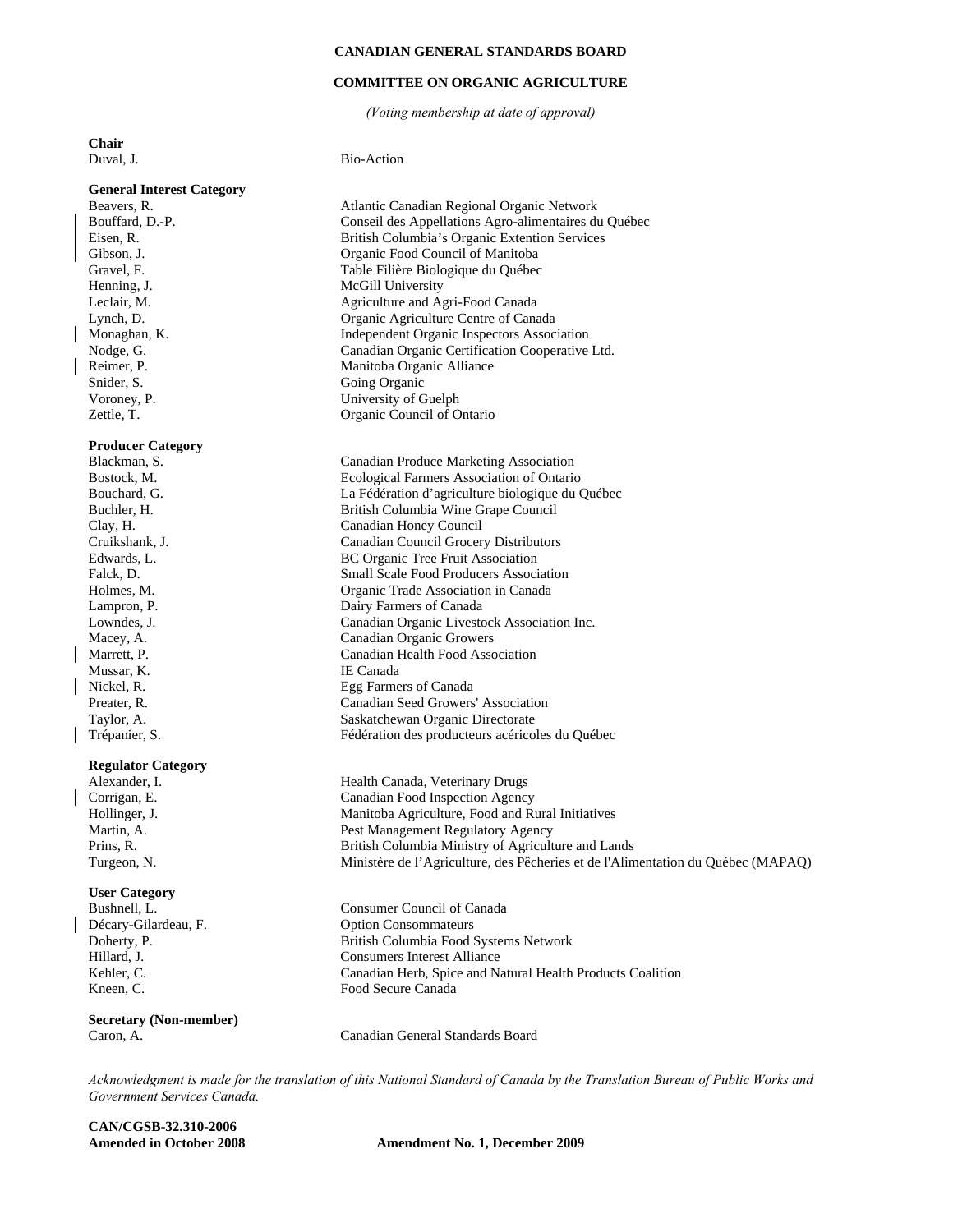**CANADIAN GENERAL STANDARDS BOARD**

**COMMITTEE ON ORGANIC AGRICULTURE**

*(Voting membership at date of approval)*

**Chair**

Duval, J. Bio-Action

**General Interest Category**

Beavers, R. Atlantic Canadian Regional Organic Network
Bouffard, D.-P. Conseil des Appellations Agro-alimentaires du Québec
Eisen, R. British Columbia's Organic Extention Services
Gibson, J. Organic Food Council of Manitoba
Gravel, F. Table Filière Biologique du Québec
Henning, J. McGill University
Leclair, M. Agriculture and Agri-Food Canada
Lynch, D. Organic Agriculture Centre of Canada
Monaghan, K. Independent Organic Inspectors Association
Nodge, G. Canadian Organic Certification Cooperative Ltd.
Reimer, P. Manitoba Organic Alliance
Snider, S. Going Organic
Voroney, P. University of Guelph
Zettle, T. Organic Council of Ontario

**Producer Category**

Blackman, S. Canadian Produce Marketing Association
Bostock, M. Ecological Farmers Association of Ontario
Bouchard, G. La Fédération d'agriculture biologique du Québec
Buchler, H. British Columbia Wine Grape Council
Clay, H. Canadian Honey Council
Cruikshank, J. Canadian Council Grocery Distributors
Edwards, L. BC Organic Tree Fruit Association
Falck, D. Small Scale Food Producers Association
Holmes, M. Organic Trade Association in Canada
Lampron, P. Dairy Farmers of Canada
Lowndes, J. Canadian Organic Livestock Association Inc.
Macey, A. Canadian Organic Growers
Marrett, P. Canadian Health Food Association
Mussar, K. IE Canada
Nickel, R. Egg Farmers of Canada
Preater, R. Canadian Seed Growers' Association
Taylor, A. Saskatchewan Organic Directorate
Trépanier, S. Fédération des producteurs acéricoles du Québec

**Regulator Category**

Alexander, I. Health Canada, Veterinary Drugs
Corrigan, E. Canadian Food Inspection Agency
Hollinger, J. Manitoba Agriculture, Food and Rural Initiatives
Martin, A. Pest Management Regulatory Agency
Prins, R. British Columbia Ministry of Agriculture and Lands
Turgeon, N. Ministère de l'Agriculture, des Pêcheries et de l'Alimentation du Québec (MAPAQ)

**User Category**

Bushnell, L. Consumer Council of Canada
Décary-Gilardeau, F. Option Consommateurs
Doherty, P. British Columbia Food Systems Network
Hillard, J. Consumers Interest Alliance
Kehler, C. Canadian Herb, Spice and Natural Health Products Coalition
Kneen, C. Food Secure Canada

**Secretary (Non-member)**

Caron, A. Canadian General Standards Board

*Acknowledgment is made for the translation of this National Standard of Canada by the Translation Bureau of Public Works and Government Services Canada.*

**CAN/CGSB-32.310-2006**
**Amended in October 2008** **Amendment No. 1, December 2009**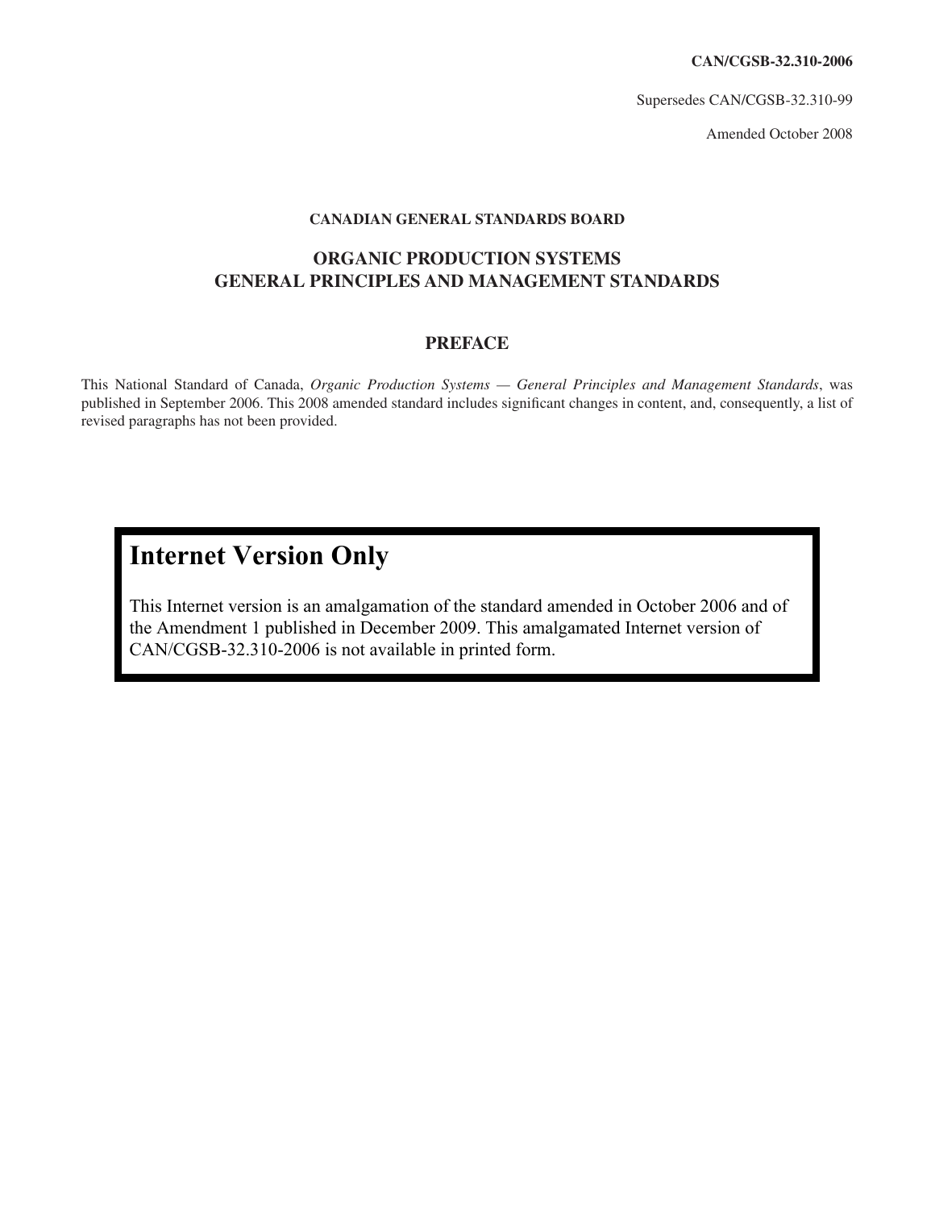**CAN/CGSB-32.310-2006**

Supersedes CAN/CGSB-32.310-99

Amended October 2008

**CANADIAN GENERAL STANDARDS BOARD**

## ORGANIC PRODUCTION SYSTEMS GENERAL PRINCIPLES AND MANAGEMENT STANDARDS

## PREFACE

This National Standard of Canada, *Organic Production Systems — General Principles and Management Standards*, was published in September 2006. This 2008 amended standard includes significant changes in content, and, consequently, a list of revised paragraphs has not been provided.

## Internet Version Only

This Internet version is an amalgamation of the standard amended in October 2006 and of the Amendment 1 published in December 2009. This amalgamated Internet version of CAN/CGSB-32.310-2006 is not available in printed form.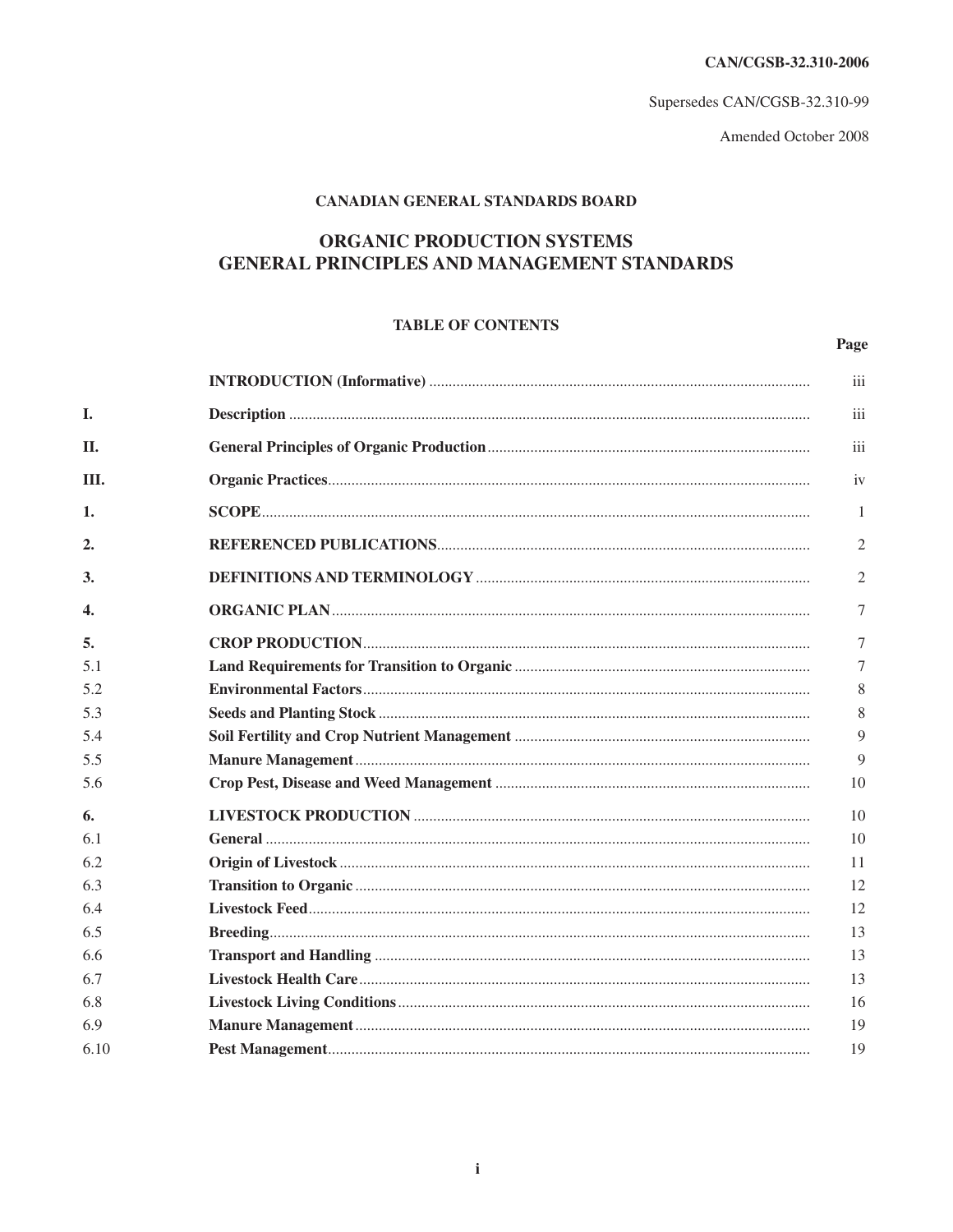CAN/CGSB-32.310-2006

Supersedes CAN/CGSB-32.310-99

Amended October 2008

**CANADIAN GENERAL STANDARDS BOARD**

# ORGANIC PRODUCTION SYSTEMS GENERAL PRINCIPLES AND MANAGEMENT STANDARDS

## TABLE OF CONTENTS

| | | Page |
|---|---|---|
| | **INTRODUCTION (Informative)** | iii |
| **I.** | **Description** | iii |
| **II.** | **General Principles of Organic Production** | iii |
| **III.** | **Organic Practices** | iv |
| **1.** | **SCOPE** | 1 |
| **2.** | **REFERENCED PUBLICATIONS** | 2 |
| **3.** | **DEFINITIONS AND TERMINOLOGY** | 2 |
| **4.** | **ORGANIC PLAN** | 7 |
| **5.** | **CROP PRODUCTION** | 7 |
| 5.1 | **Land Requirements for Transition to Organic** | 7 |
| 5.2 | **Environmental Factors** | 8 |
| 5.3 | **Seeds and Planting Stock** | 8 |
| 5.4 | **Soil Fertility and Crop Nutrient Management** | 9 |
| 5.5 | **Manure Management** | 9 |
| 5.6 | **Crop Pest, Disease and Weed Management** | 10 |
| **6.** | **LIVESTOCK PRODUCTION** | 10 |
| 6.1 | **General** | 10 |
| 6.2 | **Origin of Livestock** | 11 |
| 6.3 | **Transition to Organic** | 12 |
| 6.4 | **Livestock Feed** | 12 |
| 6.5 | **Breeding** | 13 |
| 6.6 | **Transport and Handling** | 13 |
| 6.7 | **Livestock Health Care** | 13 |
| 6.8 | **Livestock Living Conditions** | 16 |
| 6.9 | **Manure Management** | 19 |
| 6.10 | **Pest Management** | 19 |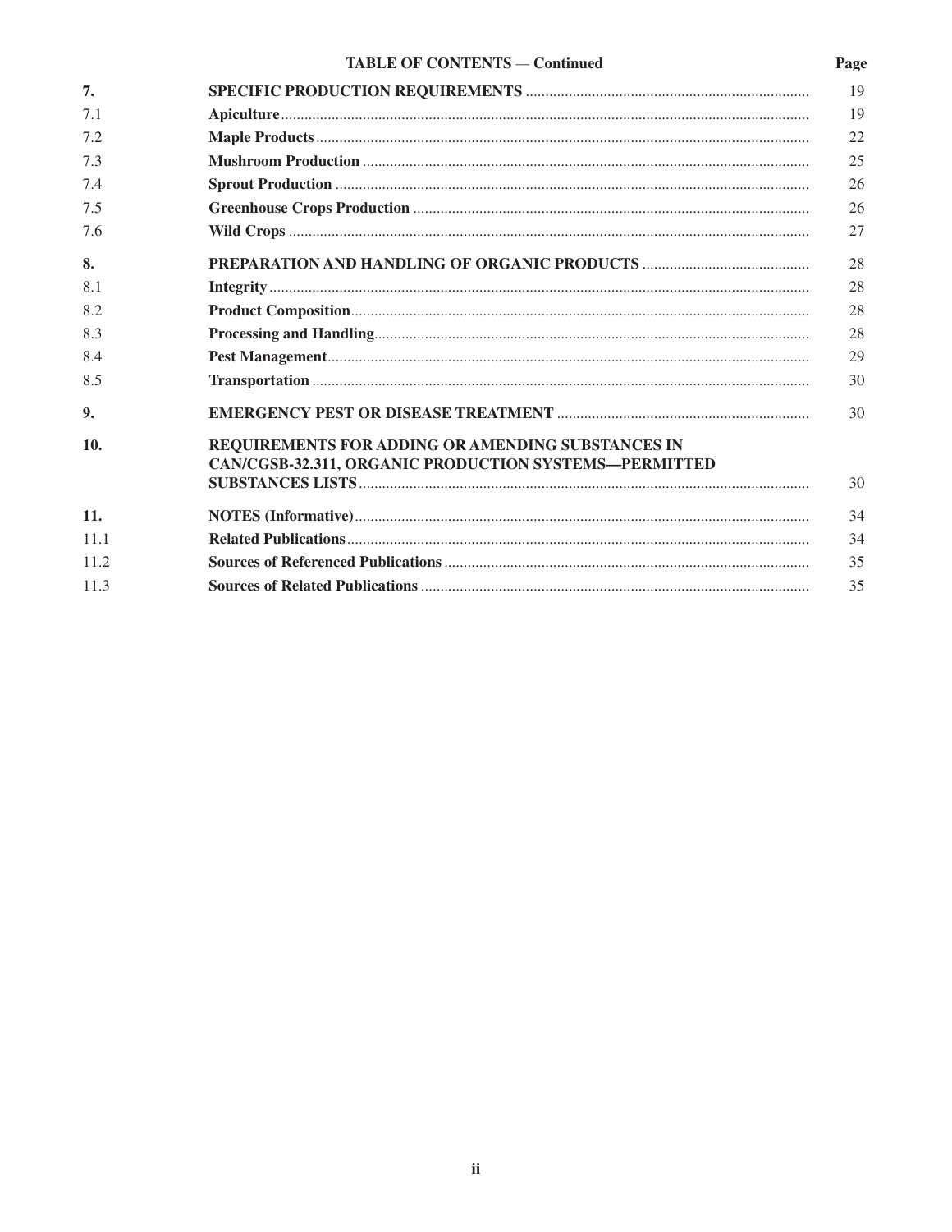TABLE OF CONTENTS — Continued

| | | Page |
|---|---|---|
| **7.** | **SPECIFIC PRODUCTION REQUIREMENTS** | 19 |
| 7.1 | **Apiculture** | 19 |
| 7.2 | **Maple Products** | 22 |
| 7.3 | **Mushroom Production** | 25 |
| 7.4 | **Sprout Production** | 26 |
| 7.5 | **Greenhouse Crops Production** | 26 |
| 7.6 | **Wild Crops** | 27 |
| **8.** | **PREPARATION AND HANDLING OF ORGANIC PRODUCTS** | 28 |
| 8.1 | **Integrity** | 28 |
| 8.2 | **Product Composition** | 28 |
| 8.3 | **Processing and Handling** | 28 |
| 8.4 | **Pest Management** | 29 |
| 8.5 | **Transportation** | 30 |
| **9.** | **EMERGENCY PEST OR DISEASE TREATMENT** | 30 |
| **10.** | **REQUIREMENTS FOR ADDING OR AMENDING SUBSTANCES IN CAN/CGSB-32.311, ORGANIC PRODUCTION SYSTEMS—PERMITTED SUBSTANCES LISTS** | 30 |
| **11.** | **NOTES (Informative)** | 34 |
| 11.1 | **Related Publications** | 34 |
| 11.2 | **Sources of Referenced Publications** | 35 |
| 11.3 | **Sources of Related Publications** | 35 |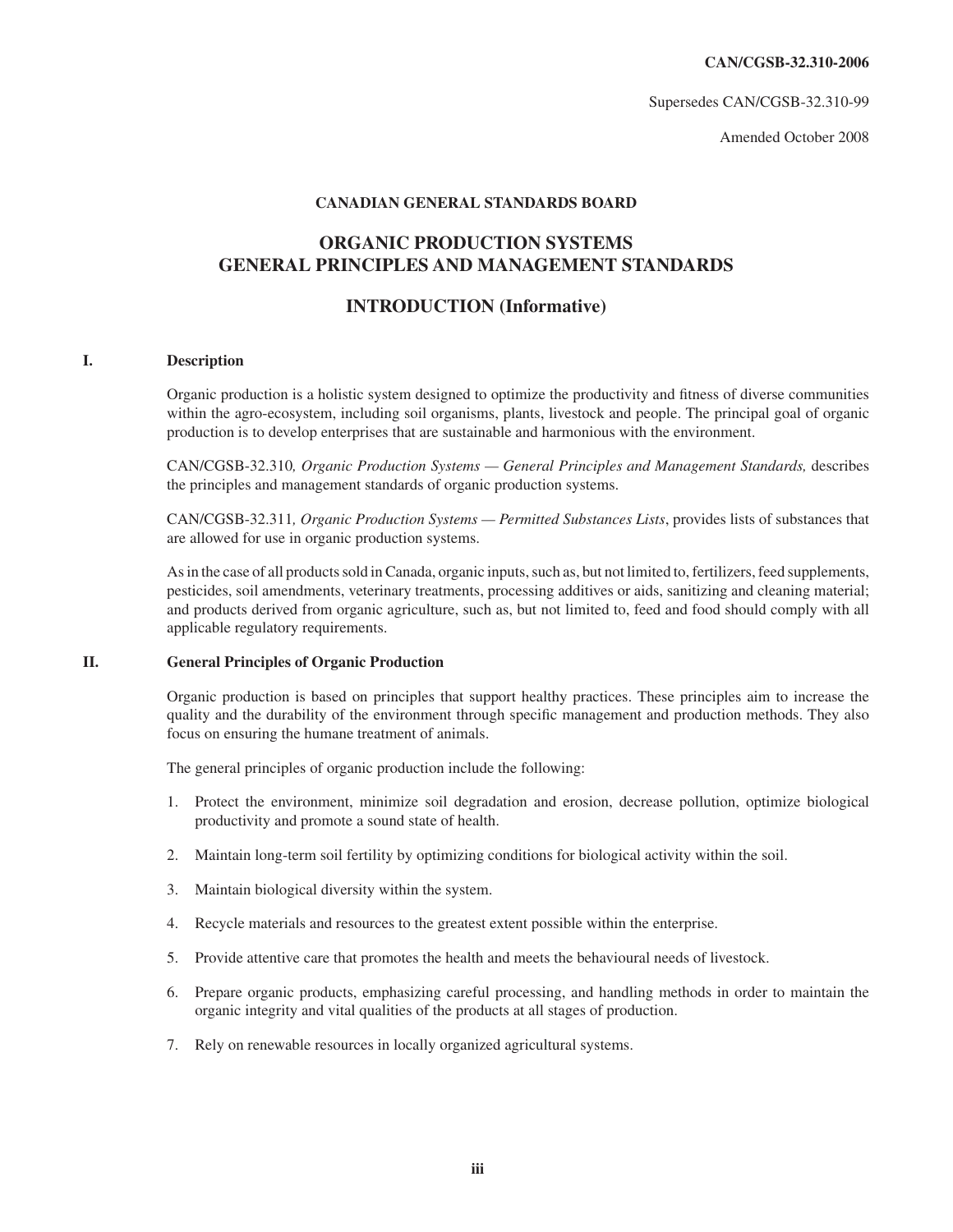CAN/CGSB-32.310-2006

Supersedes CAN/CGSB-32.310-99

Amended October 2008

**CANADIAN GENERAL STANDARDS BOARD**

# ORGANIC PRODUCTION SYSTEMS GENERAL PRINCIPLES AND MANAGEMENT STANDARDS

## INTRODUCTION (Informative)

### I. Description

Organic production is a holistic system designed to optimize the productivity and fitness of diverse communities within the agro-ecosystem, including soil organisms, plants, livestock and people. The principal goal of organic production is to develop enterprises that are sustainable and harmonious with the environment.

CAN/CGSB-32.310*, Organic Production Systems — General Principles and Management Standards,* describes the principles and management standards of organic production systems.

CAN/CGSB-32.311*, Organic Production Systems — Permitted Substances Lists*, provides lists of substances that are allowed for use in organic production systems.

As in the case of all products sold in Canada, organic inputs, such as, but not limited to, fertilizers, feed supplements, pesticides, soil amendments, veterinary treatments, processing additives or aids, sanitizing and cleaning material; and products derived from organic agriculture, such as, but not limited to, feed and food should comply with all applicable regulatory requirements.

### II. General Principles of Organic Production

Organic production is based on principles that support healthy practices. These principles aim to increase the quality and the durability of the environment through specific management and production methods. They also focus on ensuring the humane treatment of animals.

The general principles of organic production include the following:

1. Protect the environment, minimize soil degradation and erosion, decrease pollution, optimize biological productivity and promote a sound state of health.
2. Maintain long-term soil fertility by optimizing conditions for biological activity within the soil.
3. Maintain biological diversity within the system.
4. Recycle materials and resources to the greatest extent possible within the enterprise.
5. Provide attentive care that promotes the health and meets the behavioural needs of livestock.
6. Prepare organic products, emphasizing careful processing, and handling methods in order to maintain the organic integrity and vital qualities of the products at all stages of production.
7. Rely on renewable resources in locally organized agricultural systems.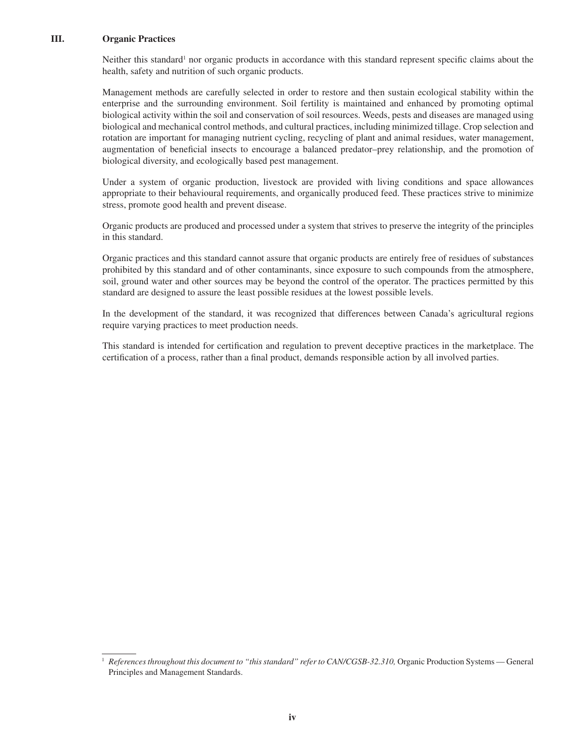## III. Organic Practices

Neither this standard[1] nor organic products in accordance with this standard represent specific claims about the health, safety and nutrition of such organic products.

Management methods are carefully selected in order to restore and then sustain ecological stability within the enterprise and the surrounding environment. Soil fertility is maintained and enhanced by promoting optimal biological activity within the soil and conservation of soil resources. Weeds, pests and diseases are managed using biological and mechanical control methods, and cultural practices, including minimized tillage. Crop selection and rotation are important for managing nutrient cycling, recycling of plant and animal residues, water management, augmentation of beneficial insects to encourage a balanced predator–prey relationship, and the promotion of biological diversity, and ecologically based pest management.

Under a system of organic production, livestock are provided with living conditions and space allowances appropriate to their behavioural requirements, and organically produced feed. These practices strive to minimize stress, promote good health and prevent disease.

Organic products are produced and processed under a system that strives to preserve the integrity of the principles in this standard.

Organic practices and this standard cannot assure that organic products are entirely free of residues of substances prohibited by this standard and of other contaminants, since exposure to such compounds from the atmosphere, soil, ground water and other sources may be beyond the control of the operator. The practices permitted by this standard are designed to assure the least possible residues at the lowest possible levels.

In the development of the standard, it was recognized that differences between Canada's agricultural regions require varying practices to meet production needs.

This standard is intended for certification and regulation to prevent deceptive practices in the marketplace. The certification of a process, rather than a final product, demands responsible action by all involved parties.

---

[1] *References throughout this document to "this standard" refer to CAN/CGSB-32.310,* Organic Production Systems — General Principles and Management Standards.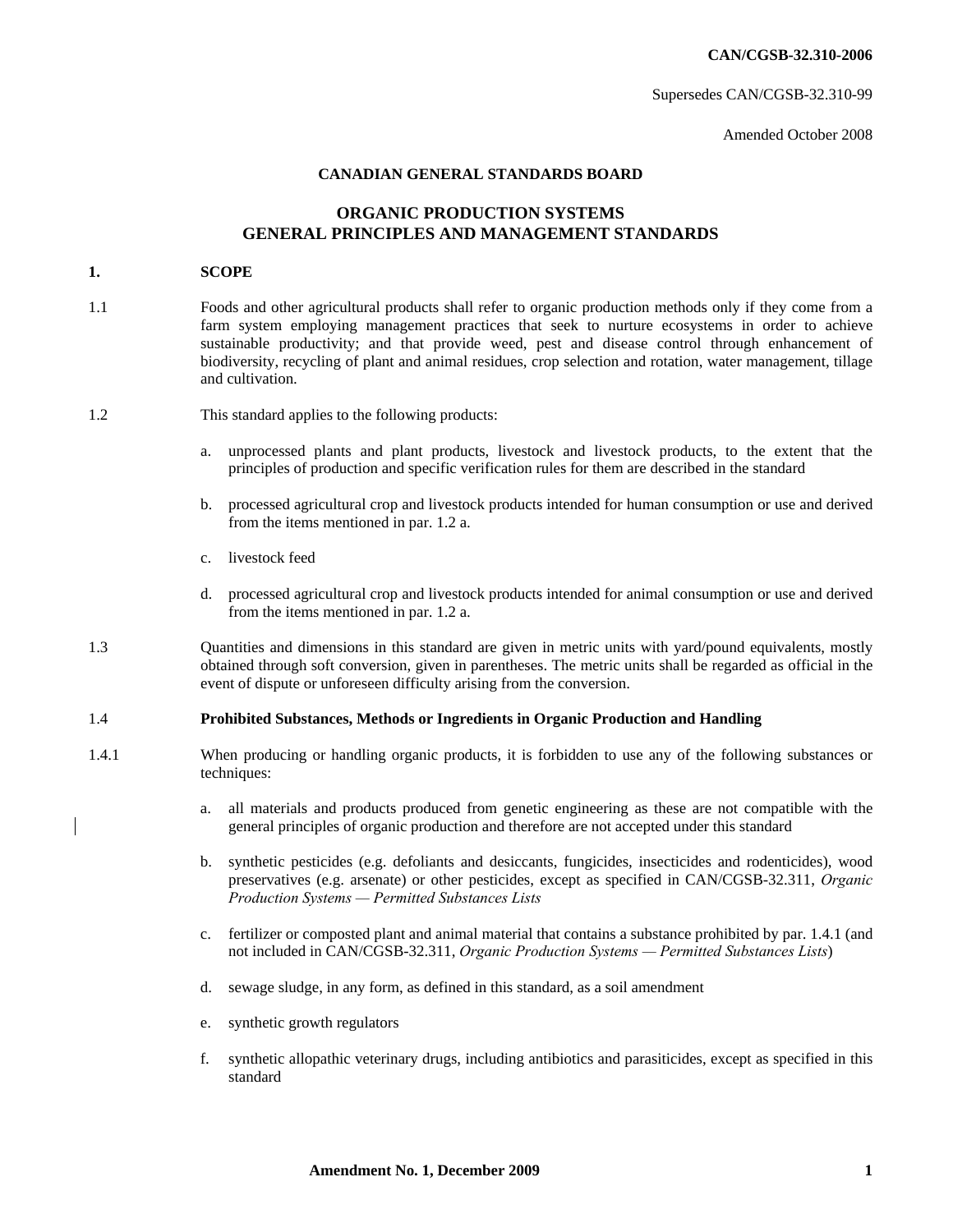CAN/CGSB-32.310-2006

Supersedes CAN/CGSB-32.310-99

Amended October 2008

**CANADIAN GENERAL STANDARDS BOARD**

# ORGANIC PRODUCTION SYSTEMS GENERAL PRINCIPLES AND MANAGEMENT STANDARDS

## 1. SCOPE

1.1 Foods and other agricultural products shall refer to organic production methods only if they come from a farm system employing management practices that seek to nurture ecosystems in order to achieve sustainable productivity; and that provide weed, pest and disease control through enhancement of biodiversity, recycling of plant and animal residues, crop selection and rotation, water management, tillage and cultivation.

1.2 This standard applies to the following products:

a. unprocessed plants and plant products, livestock and livestock products, to the extent that the principles of production and specific verification rules for them are described in the standard

b. processed agricultural crop and livestock products intended for human consumption or use and derived from the items mentioned in par. 1.2 a.

c. livestock feed

d. processed agricultural crop and livestock products intended for animal consumption or use and derived from the items mentioned in par. 1.2 a.

1.3 Quantities and dimensions in this standard are given in metric units with yard/pound equivalents, mostly obtained through soft conversion, given in parentheses. The metric units shall be regarded as official in the event of dispute or unforeseen difficulty arising from the conversion.

### 1.4 Prohibited Substances, Methods or Ingredients in Organic Production and Handling

1.4.1 When producing or handling organic products, it is forbidden to use any of the following substances or techniques:

a. all materials and products produced from genetic engineering as these are not compatible with the general principles of organic production and therefore are not accepted under this standard

b. synthetic pesticides (e.g. defoliants and desiccants, fungicides, insecticides and rodenticides), wood preservatives (e.g. arsenate) or other pesticides, except as specified in CAN/CGSB-32.311, *Organic Production Systems — Permitted Substances Lists*

c. fertilizer or composted plant and animal material that contains a substance prohibited by par. 1.4.1 (and not included in CAN/CGSB-32.311, *Organic Production Systems — Permitted Substances Lists*)

d. sewage sludge, in any form, as defined in this standard, as a soil amendment

e. synthetic growth regulators

f. synthetic allopathic veterinary drugs, including antibiotics and parasiticides, except as specified in this standard

**Amendment No. 1, December 2009**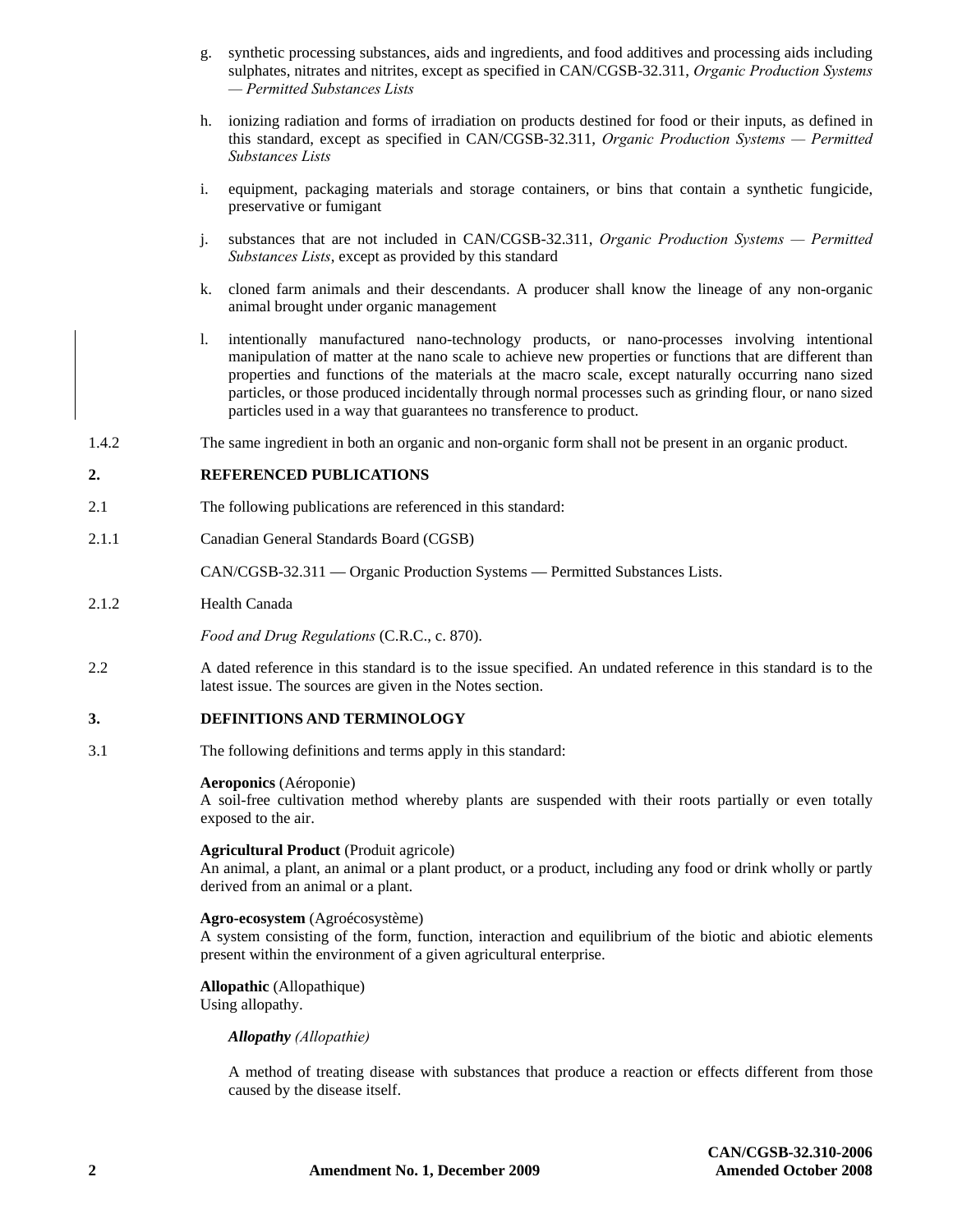g. synthetic processing substances, aids and ingredients, and food additives and processing aids including sulphates, nitrates and nitrites, except as specified in CAN/CGSB-32.311, *Organic Production Systems — Permitted Substances Lists*

h. ionizing radiation and forms of irradiation on products destined for food or their inputs, as defined in this standard, except as specified in CAN/CGSB-32.311, *Organic Production Systems — Permitted Substances Lists*

i. equipment, packaging materials and storage containers, or bins that contain a synthetic fungicide, preservative or fumigant

j. substances that are not included in CAN/CGSB-32.311, *Organic Production Systems — Permitted Substances Lists*, except as provided by this standard

k. cloned farm animals and their descendants. A producer shall know the lineage of any non-organic animal brought under organic management

l. intentionally manufactured nano-technology products, or nano-processes involving intentional manipulation of matter at the nano scale to achieve new properties or functions that are different than properties and functions of the materials at the macro scale, except naturally occurring nano sized particles, or those produced incidentally through normal processes such as grinding flour, or nano sized particles used in a way that guarantees no transference to product.

1.4.2 The same ingredient in both an organic and non-organic form shall not be present in an organic product.

## 2. REFERENCED PUBLICATIONS

2.1 The following publications are referenced in this standard:

2.1.1 Canadian General Standards Board (CGSB)

CAN/CGSB-32.311 — Organic Production Systems — Permitted Substances Lists.

2.1.2 Health Canada

*Food and Drug Regulations* (C.R.C., c. 870).

2.2 A dated reference in this standard is to the issue specified. An undated reference in this standard is to the latest issue. The sources are given in the Notes section.

## 3. DEFINITIONS AND TERMINOLOGY

3.1 The following definitions and terms apply in this standard:

**Aeroponics** (Aéroponie)
A soil-free cultivation method whereby plants are suspended with their roots partially or even totally exposed to the air.

**Agricultural Product** (Produit agricole)
An animal, a plant, an animal or a plant product, or a product, including any food or drink wholly or partly derived from an animal or a plant.

**Agro-ecosystem** (Agroécosystème)
A system consisting of the form, function, interaction and equilibrium of the biotic and abiotic elements present within the environment of a given agricultural enterprise.

**Allopathic** (Allopathique)
Using allopathy.

***Allopathy*** *(Allopathie)*

A method of treating disease with substances that produce a reaction or effects different from those caused by the disease itself.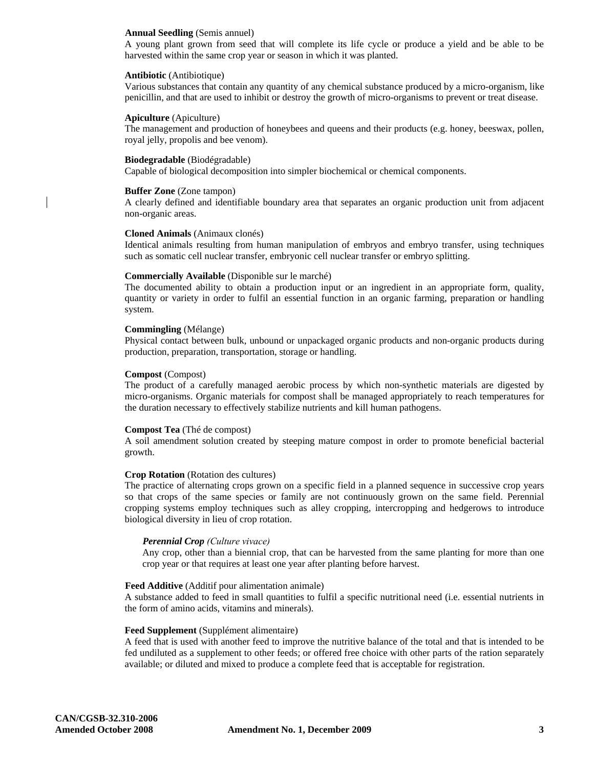**Annual Seedling** (Semis annuel)
A young plant grown from seed that will complete its life cycle or produce a yield and be able to be harvested within the same crop year or season in which it was planted.

**Antibiotic** (Antibiotique)
Various substances that contain any quantity of any chemical substance produced by a micro-organism, like penicillin, and that are used to inhibit or destroy the growth of micro-organisms to prevent or treat disease.

**Apiculture** (Apiculture)
The management and production of honeybees and queens and their products (e.g. honey, beeswax, pollen, royal jelly, propolis and bee venom).

**Biodegradable** (Biodégradable)
Capable of biological decomposition into simpler biochemical or chemical components.

**Buffer Zone** (Zone tampon)
A clearly defined and identifiable boundary area that separates an organic production unit from adjacent non-organic areas.

**Cloned Animals** (Animaux clonés)
Identical animals resulting from human manipulation of embryos and embryo transfer, using techniques such as somatic cell nuclear transfer, embryonic cell nuclear transfer or embryo splitting.

**Commercially Available** (Disponible sur le marché)
The documented ability to obtain a production input or an ingredient in an appropriate form, quality, quantity or variety in order to fulfil an essential function in an organic farming, preparation or handling system.

**Commingling** (Mélange)
Physical contact between bulk, unbound or unpackaged organic products and non-organic products during production, preparation, transportation, storage or handling.

**Compost** (Compost)
The product of a carefully managed aerobic process by which non-synthetic materials are digested by micro-organisms. Organic materials for compost shall be managed appropriately to reach temperatures for the duration necessary to effectively stabilize nutrients and kill human pathogens.

**Compost Tea** (Thé de compost)
A soil amendment solution created by steeping mature compost in order to promote beneficial bacterial growth.

**Crop Rotation** (Rotation des cultures)
The practice of alternating crops grown on a specific field in a planned sequence in successive crop years so that crops of the same species or family are not continuously grown on the same field. Perennial cropping systems employ techniques such as alley cropping, intercropping and hedgerows to introduce biological diversity in lieu of crop rotation.

> ***Perennial Crop*** *(Culture vivace)*
> Any crop, other than a biennial crop, that can be harvested from the same planting for more than one crop year or that requires at least one year after planting before harvest.

**Feed Additive** (Additif pour alimentation animale)
A substance added to feed in small quantities to fulfil a specific nutritional need (i.e. essential nutrients in the form of amino acids, vitamins and minerals).

**Feed Supplement** (Supplément alimentaire)
A feed that is used with another feed to improve the nutritive balance of the total and that is intended to be fed undiluted as a supplement to other feeds; or offered free choice with other parts of the ration separately available; or diluted and mixed to produce a complete feed that is acceptable for registration.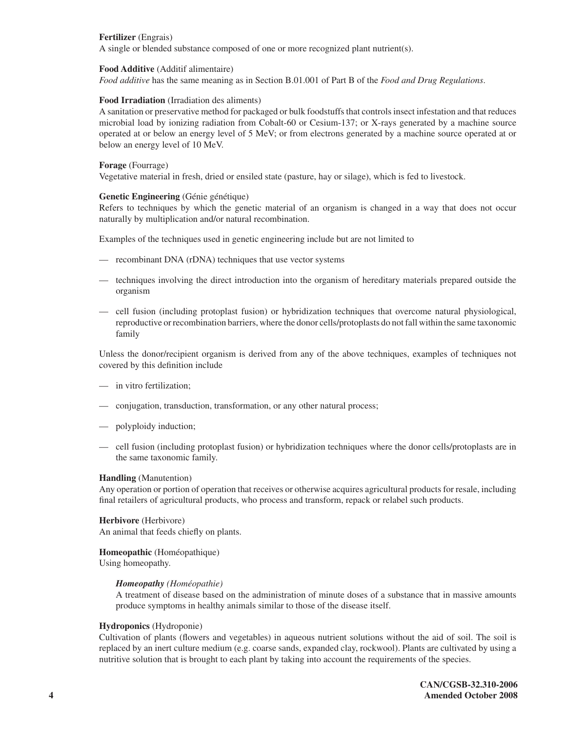**Fertilizer** (Engrais)
A single or blended substance composed of one or more recognized plant nutrient(s).

**Food Additive** (Additif alimentaire)
*Food additive* has the same meaning as in Section B.01.001 of Part B of the *Food and Drug Regulations*.

**Food Irradiation** (Irradiation des aliments)
A sanitation or preservative method for packaged or bulk foodstuffs that controls insect infestation and that reduces microbial load by ionizing radiation from Cobalt-60 or Cesium-137; or X-rays generated by a machine source operated at or below an energy level of 5 MeV; or from electrons generated by a machine source operated at or below an energy level of 10 MeV.

**Forage** (Fourrage)
Vegetative material in fresh, dried or ensiled state (pasture, hay or silage), which is fed to livestock.

**Genetic Engineering** (Génie génétique)
Refers to techniques by which the genetic material of an organism is changed in a way that does not occur naturally by multiplication and/or natural recombination.

Examples of the techniques used in genetic engineering include but are not limited to

- recombinant DNA (rDNA) techniques that use vector systems
- techniques involving the direct introduction into the organism of hereditary materials prepared outside the organism
- cell fusion (including protoplast fusion) or hybridization techniques that overcome natural physiological, reproductive or recombination barriers, where the donor cells/protoplasts do not fall within the same taxonomic family

Unless the donor/recipient organism is derived from any of the above techniques, examples of techniques not covered by this definition include

- in vitro fertilization;
- conjugation, transduction, transformation, or any other natural process;
- polyploidy induction;
- cell fusion (including protoplast fusion) or hybridization techniques where the donor cells/protoplasts are in the same taxonomic family.

**Handling** (Manutention)
Any operation or portion of operation that receives or otherwise acquires agricultural products for resale, including final retailers of agricultural products, who process and transform, repack or relabel such products.

**Herbivore** (Herbivore)
An animal that feeds chiefly on plants.

**Homeopathic** (Homéopathique)
Using homeopathy.

> ***Homeopathy*** *(Homéopathie)*
> A treatment of disease based on the administration of minute doses of a substance that in massive amounts produce symptoms in healthy animals similar to those of the disease itself.

**Hydroponics** (Hydroponie)
Cultivation of plants (flowers and vegetables) in aqueous nutrient solutions without the aid of soil. The soil is replaced by an inert culture medium (e.g. coarse sands, expanded clay, rockwool). Plants are cultivated by using a nutritive solution that is brought to each plant by taking into account the requirements of the species.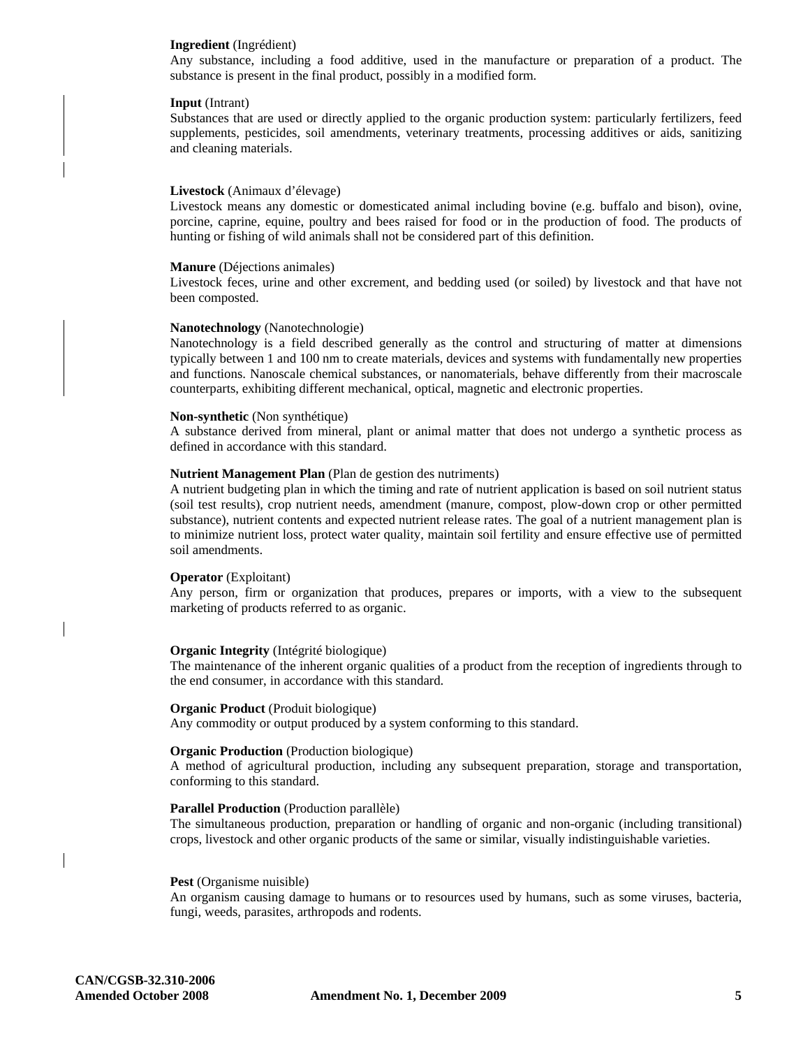**Ingredient** (Ingrédient)
Any substance, including a food additive, used in the manufacture or preparation of a product. The substance is present in the final product, possibly in a modified form.

**Input** (Intrant)
Substances that are used or directly applied to the organic production system: particularly fertilizers, feed supplements, pesticides, soil amendments, veterinary treatments, processing additives or aids, sanitizing and cleaning materials.

**Livestock** (Animaux d'élevage)
Livestock means any domestic or domesticated animal including bovine (e.g. buffalo and bison), ovine, porcine, caprine, equine, poultry and bees raised for food or in the production of food. The products of hunting or fishing of wild animals shall not be considered part of this definition.

**Manure** (Déjections animales)
Livestock feces, urine and other excrement, and bedding used (or soiled) by livestock and that have not been composted.

**Nanotechnology** (Nanotechnologie)
Nanotechnology is a field described generally as the control and structuring of matter at dimensions typically between 1 and 100 nm to create materials, devices and systems with fundamentally new properties and functions. Nanoscale chemical substances, or nanomaterials, behave differently from their macroscale counterparts, exhibiting different mechanical, optical, magnetic and electronic properties.

**Non-synthetic** (Non synthétique)
A substance derived from mineral, plant or animal matter that does not undergo a synthetic process as defined in accordance with this standard.

**Nutrient Management Plan** (Plan de gestion des nutriments)
A nutrient budgeting plan in which the timing and rate of nutrient application is based on soil nutrient status (soil test results), crop nutrient needs, amendment (manure, compost, plow-down crop or other permitted substance), nutrient contents and expected nutrient release rates. The goal of a nutrient management plan is to minimize nutrient loss, protect water quality, maintain soil fertility and ensure effective use of permitted soil amendments.

**Operator** (Exploitant)
Any person, firm or organization that produces, prepares or imports, with a view to the subsequent marketing of products referred to as organic.

**Organic Integrity** (Intégrité biologique)
The maintenance of the inherent organic qualities of a product from the reception of ingredients through to the end consumer, in accordance with this standard.

**Organic Product** (Produit biologique)
Any commodity or output produced by a system conforming to this standard.

**Organic Production** (Production biologique)
A method of agricultural production, including any subsequent preparation, storage and transportation, conforming to this standard.

**Parallel Production** (Production parallèle)
The simultaneous production, preparation or handling of organic and non-organic (including transitional) crops, livestock and other organic products of the same or similar, visually indistinguishable varieties.

**Pest** (Organisme nuisible)
An organism causing damage to humans or to resources used by humans, such as some viruses, bacteria, fungi, weeds, parasites, arthropods and rodents.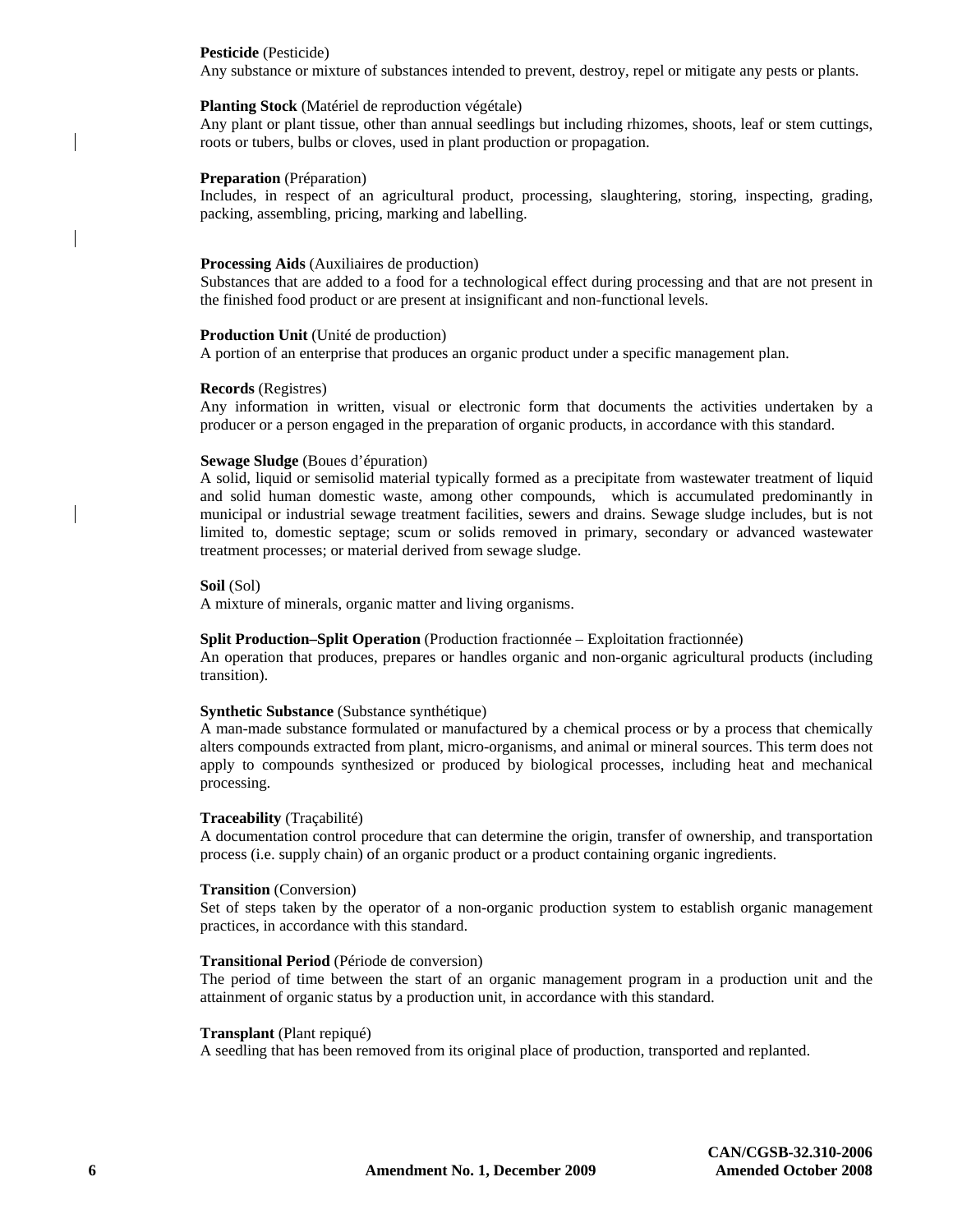**Pesticide** (Pesticide)
Any substance or mixture of substances intended to prevent, destroy, repel or mitigate any pests or plants.

**Planting Stock** (Matériel de reproduction végétale)
Any plant or plant tissue, other than annual seedlings but including rhizomes, shoots, leaf or stem cuttings, roots or tubers, bulbs or cloves, used in plant production or propagation.

**Preparation** (Préparation)
Includes, in respect of an agricultural product, processing, slaughtering, storing, inspecting, grading, packing, assembling, pricing, marking and labelling.

**Processing Aids** (Auxiliaires de production)
Substances that are added to a food for a technological effect during processing and that are not present in the finished food product or are present at insignificant and non-functional levels.

**Production Unit** (Unité de production)
A portion of an enterprise that produces an organic product under a specific management plan.

**Records** (Registres)
Any information in written, visual or electronic form that documents the activities undertaken by a producer or a person engaged in the preparation of organic products, in accordance with this standard.

**Sewage Sludge** (Boues d'épuration)
A solid, liquid or semisolid material typically formed as a precipitate from wastewater treatment of liquid and solid human domestic waste, among other compounds, which is accumulated predominantly in municipal or industrial sewage treatment facilities, sewers and drains. Sewage sludge includes, but is not limited to, domestic septage; scum or solids removed in primary, secondary or advanced wastewater treatment processes; or material derived from sewage sludge.

**Soil** (Sol)
A mixture of minerals, organic matter and living organisms.

**Split Production–Split Operation** (Production fractionnée – Exploitation fractionnée)
An operation that produces, prepares or handles organic and non-organic agricultural products (including transition).

**Synthetic Substance** (Substance synthétique)
A man-made substance formulated or manufactured by a chemical process or by a process that chemically alters compounds extracted from plant, micro-organisms, and animal or mineral sources. This term does not apply to compounds synthesized or produced by biological processes, including heat and mechanical processing.

**Traceability** (Traçabilité)
A documentation control procedure that can determine the origin, transfer of ownership, and transportation process (i.e. supply chain) of an organic product or a product containing organic ingredients.

**Transition** (Conversion)
Set of steps taken by the operator of a non-organic production system to establish organic management practices, in accordance with this standard.

**Transitional Period** (Période de conversion)
The period of time between the start of an organic management program in a production unit and the attainment of organic status by a production unit, in accordance with this standard.

**Transplant** (Plant repiqué)
A seedling that has been removed from its original place of production, transported and replanted.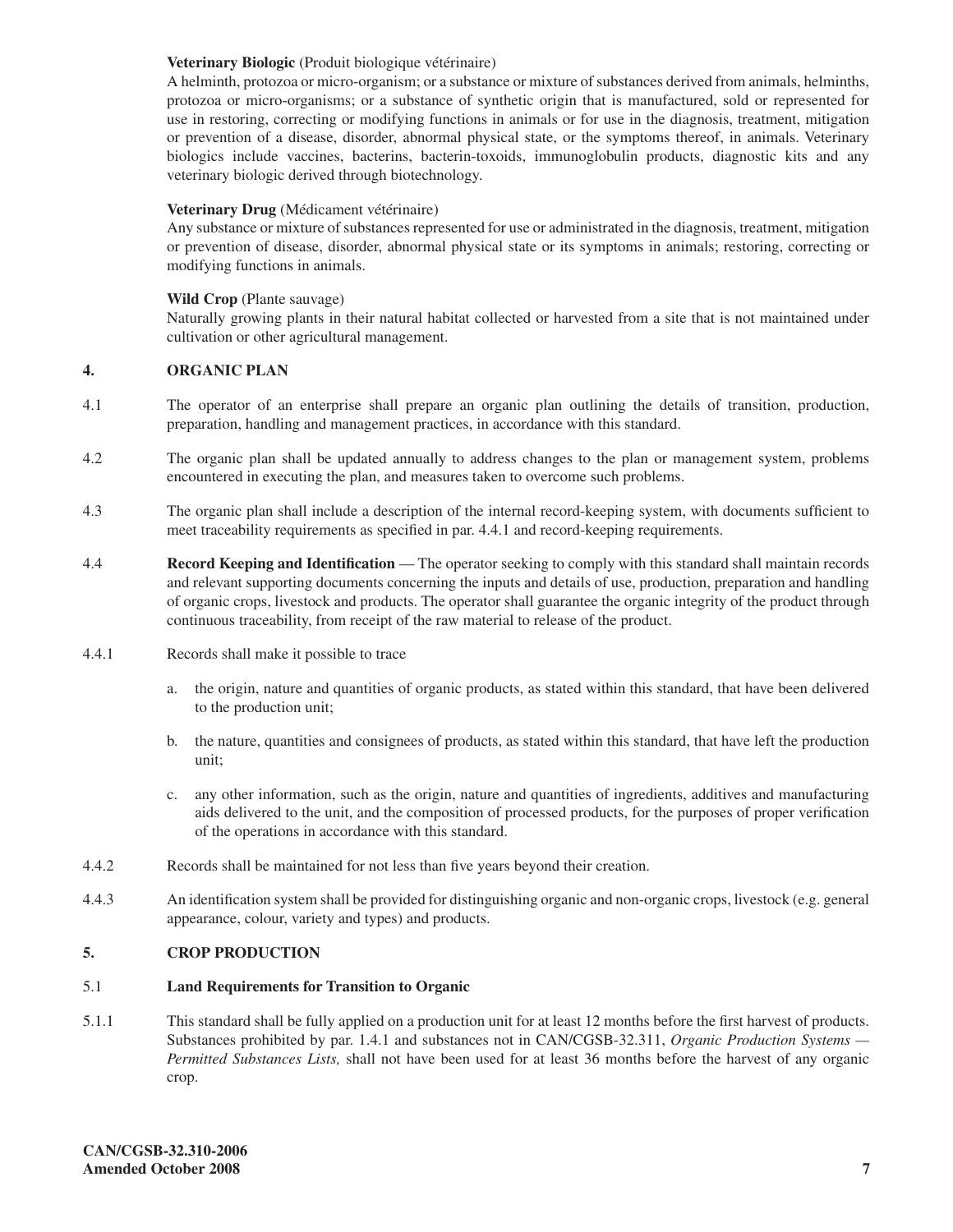**Veterinary Biologic** (Produit biologique vétérinaire)
A helminth, protozoa or micro-organism; or a substance or mixture of substances derived from animals, helminths, protozoa or micro-organisms; or a substance of synthetic origin that is manufactured, sold or represented for use in restoring, correcting or modifying functions in animals or for use in the diagnosis, treatment, mitigation or prevention of a disease, disorder, abnormal physical state, or the symptoms thereof, in animals. Veterinary biologics include vaccines, bacterins, bacterin-toxoids, immunoglobulin products, diagnostic kits and any veterinary biologic derived through biotechnology.

**Veterinary Drug** (Médicament vétérinaire)
Any substance or mixture of substances represented for use or administrated in the diagnosis, treatment, mitigation or prevention of disease, disorder, abnormal physical state or its symptoms in animals; restoring, correcting or modifying functions in animals.

**Wild Crop** (Plante sauvage)
Naturally growing plants in their natural habitat collected or harvested from a site that is not maintained under cultivation or other agricultural management.

## 4. ORGANIC PLAN

4.1 The operator of an enterprise shall prepare an organic plan outlining the details of transition, production, preparation, handling and management practices, in accordance with this standard.

4.2 The organic plan shall be updated annually to address changes to the plan or management system, problems encountered in executing the plan, and measures taken to overcome such problems.

4.3 The organic plan shall include a description of the internal record-keeping system, with documents sufficient to meet traceability requirements as specified in par. 4.4.1 and record-keeping requirements.

4.4 **Record Keeping and Identification** — The operator seeking to comply with this standard shall maintain records and relevant supporting documents concerning the inputs and details of use, production, preparation and handling of organic crops, livestock and products. The operator shall guarantee the organic integrity of the product through continuous traceability, from receipt of the raw material to release of the product.

4.4.1 Records shall make it possible to trace

a. the origin, nature and quantities of organic products, as stated within this standard, that have been delivered to the production unit;

b. the nature, quantities and consignees of products, as stated within this standard, that have left the production unit;

c. any other information, such as the origin, nature and quantities of ingredients, additives and manufacturing aids delivered to the unit, and the composition of processed products, for the purposes of proper verification of the operations in accordance with this standard.

4.4.2 Records shall be maintained for not less than five years beyond their creation.

4.4.3 An identification system shall be provided for distinguishing organic and non-organic crops, livestock (e.g. general appearance, colour, variety and types) and products.

## 5. CROP PRODUCTION

### 5.1 Land Requirements for Transition to Organic

5.1.1 This standard shall be fully applied on a production unit for at least 12 months before the first harvest of products. Substances prohibited by par. 1.4.1 and substances not in CAN/CGSB-32.311, *Organic Production Systems — Permitted Substances Lists,* shall not have been used for at least 36 months before the harvest of any organic crop.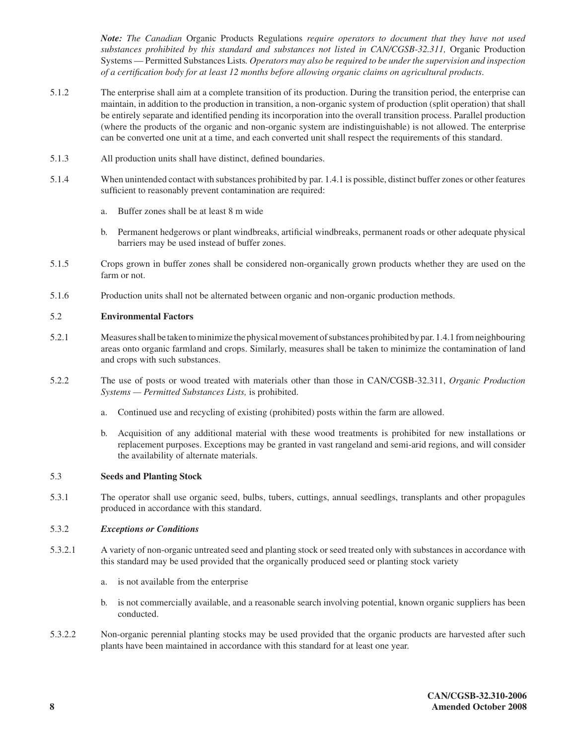*Note: The Canadian* Organic Products Regulations *require operators to document that they have not used substances prohibited by this standard and substances not listed in CAN/CGSB-32.311,* Organic Production Systems — Permitted Substances Lists*. Operators may also be required to be under the supervision and inspection of a certification body for at least 12 months before allowing organic claims on agricultural products.*

5.1.2 The enterprise shall aim at a complete transition of its production. During the transition period, the enterprise can maintain, in addition to the production in transition, a non-organic system of production (split operation) that shall be entirely separate and identified pending its incorporation into the overall transition process. Parallel production (where the products of the organic and non-organic system are indistinguishable) is not allowed. The enterprise can be converted one unit at a time, and each converted unit shall respect the requirements of this standard.

5.1.3 All production units shall have distinct, defined boundaries.

5.1.4 When unintended contact with substances prohibited by par. 1.4.1 is possible, distinct buffer zones or other features sufficient to reasonably prevent contamination are required:

a. Buffer zones shall be at least 8 m wide

b. Permanent hedgerows or plant windbreaks, artificial windbreaks, permanent roads or other adequate physical barriers may be used instead of buffer zones.

5.1.5 Crops grown in buffer zones shall be considered non-organically grown products whether they are used on the farm or not.

5.1.6 Production units shall not be alternated between organic and non-organic production methods.

## 5.2 Environmental Factors

5.2.1 Measures shall be taken to minimize the physical movement of substances prohibited by par. 1.4.1 from neighbouring areas onto organic farmland and crops. Similarly, measures shall be taken to minimize the contamination of land and crops with such substances.

5.2.2 The use of posts or wood treated with materials other than those in CAN/CGSB-32.311, *Organic Production Systems — Permitted Substances Lists,* is prohibited.

a. Continued use and recycling of existing (prohibited) posts within the farm are allowed.

b. Acquisition of any additional material with these wood treatments is prohibited for new installations or replacement purposes. Exceptions may be granted in vast rangeland and semi-arid regions, and will consider the availability of alternate materials.

## 5.3 Seeds and Planting Stock

5.3.1 The operator shall use organic seed, bulbs, tubers, cuttings, annual seedlings, transplants and other propagules produced in accordance with this standard.

### 5.3.2 *Exceptions or Conditions*

5.3.2.1 A variety of non-organic untreated seed and planting stock or seed treated only with substances in accordance with this standard may be used provided that the organically produced seed or planting stock variety

a. is not available from the enterprise

b. is not commercially available, and a reasonable search involving potential, known organic suppliers has been conducted.

5.3.2.2 Non-organic perennial planting stocks may be used provided that the organic products are harvested after such plants have been maintained in accordance with this standard for at least one year.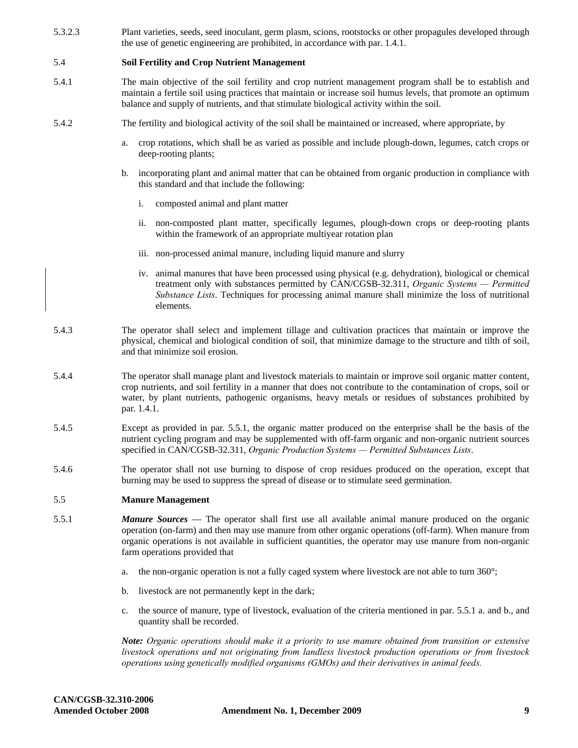5.3.2.3 Plant varieties, seeds, seed inoculant, germ plasm, scions, rootstocks or other propagules developed through the use of genetic engineering are prohibited, in accordance with par. 1.4.1.

### 5.4 Soil Fertility and Crop Nutrient Management

5.4.1 The main objective of the soil fertility and crop nutrient management program shall be to establish and maintain a fertile soil using practices that maintain or increase soil humus levels, that promote an optimum balance and supply of nutrients, and that stimulate biological activity within the soil.

5.4.2 The fertility and biological activity of the soil shall be maintained or increased, where appropriate, by

a. crop rotations, which shall be as varied as possible and include plough-down, legumes, catch crops or deep-rooting plants;

b. incorporating plant and animal matter that can be obtained from organic production in compliance with this standard and that include the following:

   i. composted animal and plant matter

   ii. non-composted plant matter, specifically legumes, plough-down crops or deep-rooting plants within the framework of an appropriate multiyear rotation plan

   iii. non-processed animal manure, including liquid manure and slurry

   iv. animal manures that have been processed using physical (e.g. dehydration), biological or chemical treatment only with substances permitted by CAN/CGSB-32.311, *Organic Systems — Permitted Substance Lists*. Techniques for processing animal manure shall minimize the loss of nutritional elements.

5.4.3 The operator shall select and implement tillage and cultivation practices that maintain or improve the physical, chemical and biological condition of soil, that minimize damage to the structure and tilth of soil, and that minimize soil erosion.

5.4.4 The operator shall manage plant and livestock materials to maintain or improve soil organic matter content, crop nutrients, and soil fertility in a manner that does not contribute to the contamination of crops, soil or water, by plant nutrients, pathogenic organisms, heavy metals or residues of substances prohibited by par. 1.4.1.

5.4.5 Except as provided in par. 5.5.1, the organic matter produced on the enterprise shall be the basis of the nutrient cycling program and may be supplemented with off-farm organic and non-organic nutrient sources specified in CAN/CGSB-32.311, *Organic Production Systems — Permitted Substances Lists*.

5.4.6 The operator shall not use burning to dispose of crop residues produced on the operation, except that burning may be used to suppress the spread of disease or to stimulate seed germination.

### 5.5 Manure Management

5.5.1 ***Manure Sources*** — The operator shall first use all available animal manure produced on the organic operation (on-farm) and then may use manure from other organic operations (off-farm). When manure from organic operations is not available in sufficient quantities, the operator may use manure from non-organic farm operations provided that

a. the non-organic operation is not a fully caged system where livestock are not able to turn 360°;

b. livestock are not permanently kept in the dark;

c. the source of manure, type of livestock, evaluation of the criteria mentioned in par. 5.5.1 a. and b., and quantity shall be recorded.

***Note:*** *Organic operations should make it a priority to use manure obtained from transition or extensive livestock operations and not originating from landless livestock production operations or from livestock operations using genetically modified organisms (GMOs) and their derivatives in animal feeds.*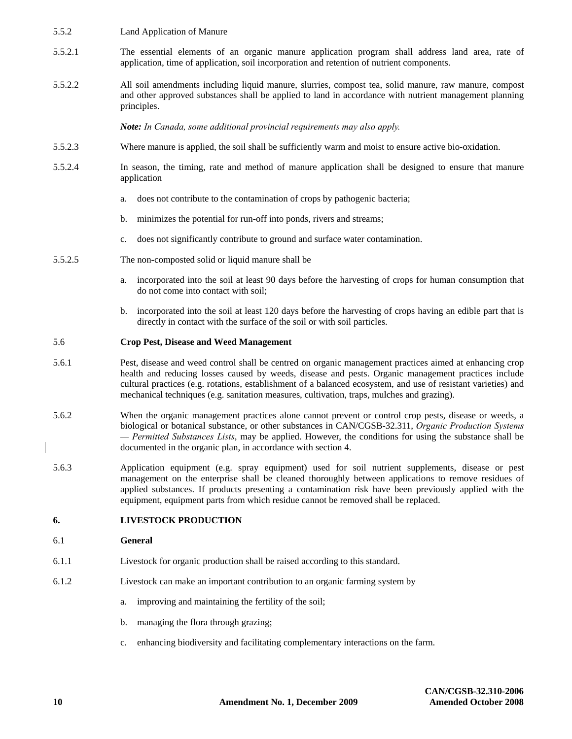5.5.2 Land Application of Manure

5.5.2.1 The essential elements of an organic manure application program shall address land area, rate of application, time of application, soil incorporation and retention of nutrient components.

5.5.2.2 All soil amendments including liquid manure, slurries, compost tea, solid manure, raw manure, compost and other approved substances shall be applied to land in accordance with nutrient management planning principles.

***Note:*** *In Canada, some additional provincial requirements may also apply.*

5.5.2.3 Where manure is applied, the soil shall be sufficiently warm and moist to ensure active bio-oxidation.

5.5.2.4 In season, the timing, rate and method of manure application shall be designed to ensure that manure application

a. does not contribute to the contamination of crops by pathogenic bacteria;

b. minimizes the potential for run-off into ponds, rivers and streams;

c. does not significantly contribute to ground and surface water contamination.

5.5.2.5 The non-composted solid or liquid manure shall be

a. incorporated into the soil at least 90 days before the harvesting of crops for human consumption that do not come into contact with soil;

b. incorporated into the soil at least 120 days before the harvesting of crops having an edible part that is directly in contact with the surface of the soil or with soil particles.

5.6 **Crop Pest, Disease and Weed Management**

5.6.1 Pest, disease and weed control shall be centred on organic management practices aimed at enhancing crop health and reducing losses caused by weeds, disease and pests. Organic management practices include cultural practices (e.g. rotations, establishment of a balanced ecosystem, and use of resistant varieties) and mechanical techniques (e.g. sanitation measures, cultivation, traps, mulches and grazing).

5.6.2 When the organic management practices alone cannot prevent or control crop pests, disease or weeds, a biological or botanical substance, or other substances in CAN/CGSB-32.311, *Organic Production Systems — Permitted Substances Lists*, may be applied. However, the conditions for using the substance shall be documented in the organic plan, in accordance with section 4.

5.6.3 Application equipment (e.g. spray equipment) used for soil nutrient supplements, disease or pest management on the enterprise shall be cleaned thoroughly between applications to remove residues of applied substances. If products presenting a contamination risk have been previously applied with the equipment, equipment parts from which residue cannot be removed shall be replaced.

## 6. LIVESTOCK PRODUCTION

6.1 **General**

6.1.1 Livestock for organic production shall be raised according to this standard.

6.1.2 Livestock can make an important contribution to an organic farming system by

a. improving and maintaining the fertility of the soil;

b. managing the flora through grazing;

c. enhancing biodiversity and facilitating complementary interactions on the farm.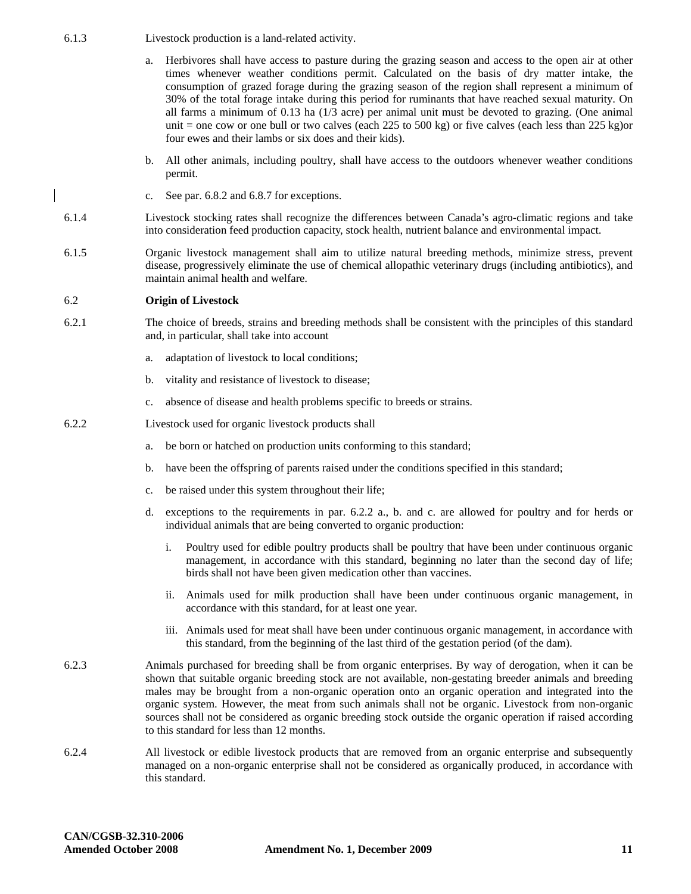6.1.3 Livestock production is a land-related activity.

a. Herbivores shall have access to pasture during the grazing season and access to the open air at other times whenever weather conditions permit. Calculated on the basis of dry matter intake, the consumption of grazed forage during the grazing season of the region shall represent a minimum of 30% of the total forage intake during this period for ruminants that have reached sexual maturity. On all farms a minimum of 0.13 ha (1/3 acre) per animal unit must be devoted to grazing. (One animal unit = one cow or one bull or two calves (each 225 to 500 kg) or five calves (each less than 225 kg)or four ewes and their lambs or six does and their kids).

b. All other animals, including poultry, shall have access to the outdoors whenever weather conditions permit.

c. See par. 6.8.2 and 6.8.7 for exceptions.

6.1.4 Livestock stocking rates shall recognize the differences between Canada's agro-climatic regions and take into consideration feed production capacity, stock health, nutrient balance and environmental impact.

6.1.5 Organic livestock management shall aim to utilize natural breeding methods, minimize stress, prevent disease, progressively eliminate the use of chemical allopathic veterinary drugs (including antibiotics), and maintain animal health and welfare.

## 6.2 Origin of Livestock

6.2.1 The choice of breeds, strains and breeding methods shall be consistent with the principles of this standard and, in particular, shall take into account

a. adaptation of livestock to local conditions;

b. vitality and resistance of livestock to disease;

c. absence of disease and health problems specific to breeds or strains.

6.2.2 Livestock used for organic livestock products shall

a. be born or hatched on production units conforming to this standard;

b. have been the offspring of parents raised under the conditions specified in this standard;

c. be raised under this system throughout their life;

d. exceptions to the requirements in par. 6.2.2 a., b. and c. are allowed for poultry and for herds or individual animals that are being converted to organic production:

i. Poultry used for edible poultry products shall be poultry that have been under continuous organic management, in accordance with this standard, beginning no later than the second day of life; birds shall not have been given medication other than vaccines.

ii. Animals used for milk production shall have been under continuous organic management, in accordance with this standard, for at least one year.

iii. Animals used for meat shall have been under continuous organic management, in accordance with this standard, from the beginning of the last third of the gestation period (of the dam).

6.2.3 Animals purchased for breeding shall be from organic enterprises. By way of derogation, when it can be shown that suitable organic breeding stock are not available, non-gestating breeder animals and breeding males may be brought from a non-organic operation onto an organic operation and integrated into the organic system. However, the meat from such animals shall not be organic. Livestock from non-organic sources shall not be considered as organic breeding stock outside the organic operation if raised according to this standard for less than 12 months.

6.2.4 All livestock or edible livestock products that are removed from an organic enterprise and subsequently managed on a non-organic enterprise shall not be considered as organically produced, in accordance with this standard.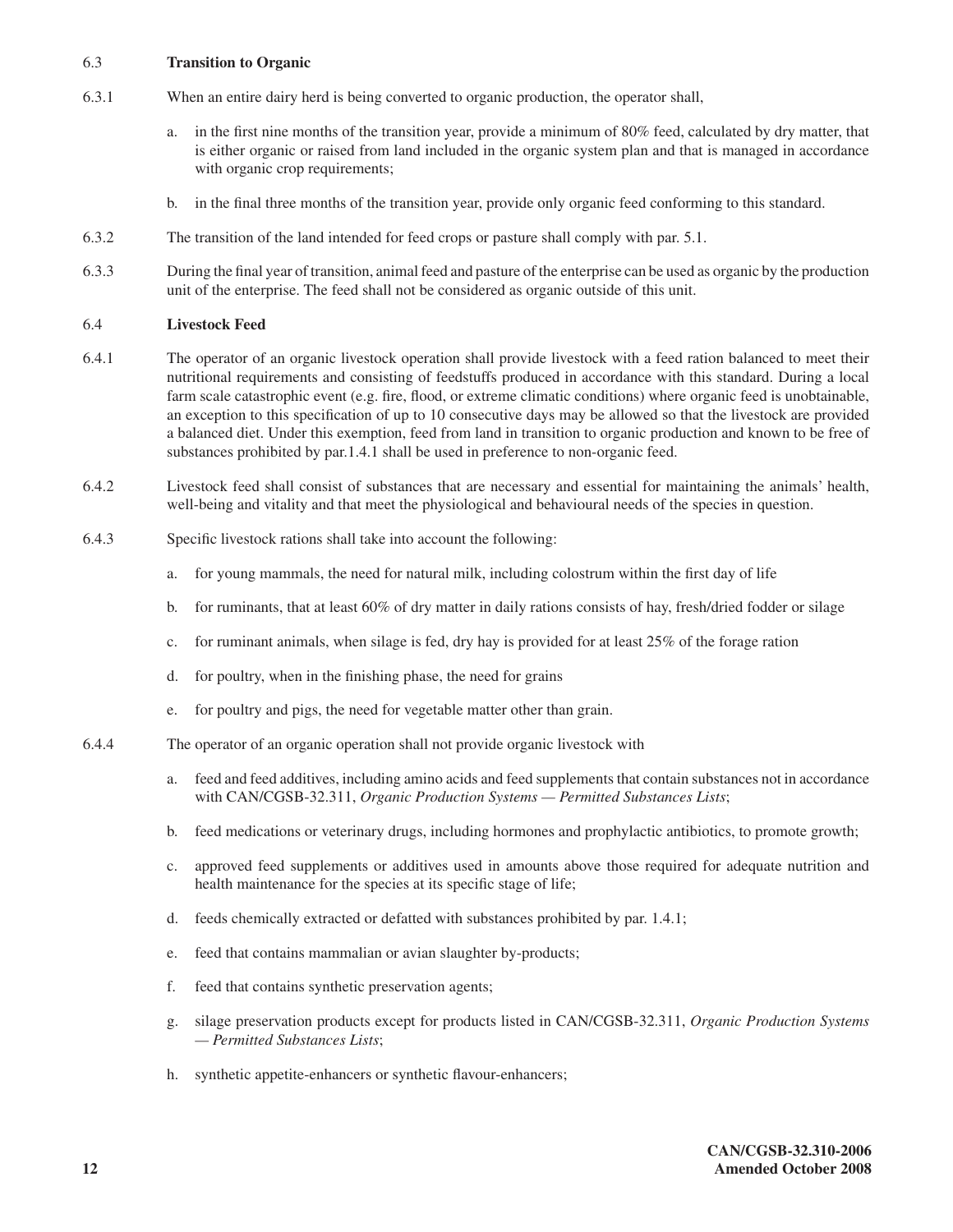### 6.3 Transition to Organic

6.3.1 When an entire dairy herd is being converted to organic production, the operator shall,

a. in the first nine months of the transition year, provide a minimum of 80% feed, calculated by dry matter, that is either organic or raised from land included in the organic system plan and that is managed in accordance with organic crop requirements;

b. in the final three months of the transition year, provide only organic feed conforming to this standard.

6.3.2 The transition of the land intended for feed crops or pasture shall comply with par. 5.1.

6.3.3 During the final year of transition, animal feed and pasture of the enterprise can be used as organic by the production unit of the enterprise. The feed shall not be considered as organic outside of this unit.

### 6.4 Livestock Feed

6.4.1 The operator of an organic livestock operation shall provide livestock with a feed ration balanced to meet their nutritional requirements and consisting of feedstuffs produced in accordance with this standard. During a local farm scale catastrophic event (e.g. fire, flood, or extreme climatic conditions) where organic feed is unobtainable, an exception to this specification of up to 10 consecutive days may be allowed so that the livestock are provided a balanced diet. Under this exemption, feed from land in transition to organic production and known to be free of substances prohibited by par.1.4.1 shall be used in preference to non-organic feed.

6.4.2 Livestock feed shall consist of substances that are necessary and essential for maintaining the animals' health, well-being and vitality and that meet the physiological and behavioural needs of the species in question.

6.4.3 Specific livestock rations shall take into account the following:

a. for young mammals, the need for natural milk, including colostrum within the first day of life

b. for ruminants, that at least 60% of dry matter in daily rations consists of hay, fresh/dried fodder or silage

c. for ruminant animals, when silage is fed, dry hay is provided for at least 25% of the forage ration

d. for poultry, when in the finishing phase, the need for grains

e. for poultry and pigs, the need for vegetable matter other than grain.

6.4.4 The operator of an organic operation shall not provide organic livestock with

a. feed and feed additives, including amino acids and feed supplements that contain substances not in accordance with CAN/CGSB-32.311, *Organic Production Systems — Permitted Substances Lists*;

b. feed medications or veterinary drugs, including hormones and prophylactic antibiotics, to promote growth;

c. approved feed supplements or additives used in amounts above those required for adequate nutrition and health maintenance for the species at its specific stage of life;

d. feeds chemically extracted or defatted with substances prohibited by par. 1.4.1;

e. feed that contains mammalian or avian slaughter by-products;

f. feed that contains synthetic preservation agents;

g. silage preservation products except for products listed in CAN/CGSB-32.311, *Organic Production Systems — Permitted Substances Lists*;

h. synthetic appetite-enhancers or synthetic flavour-enhancers;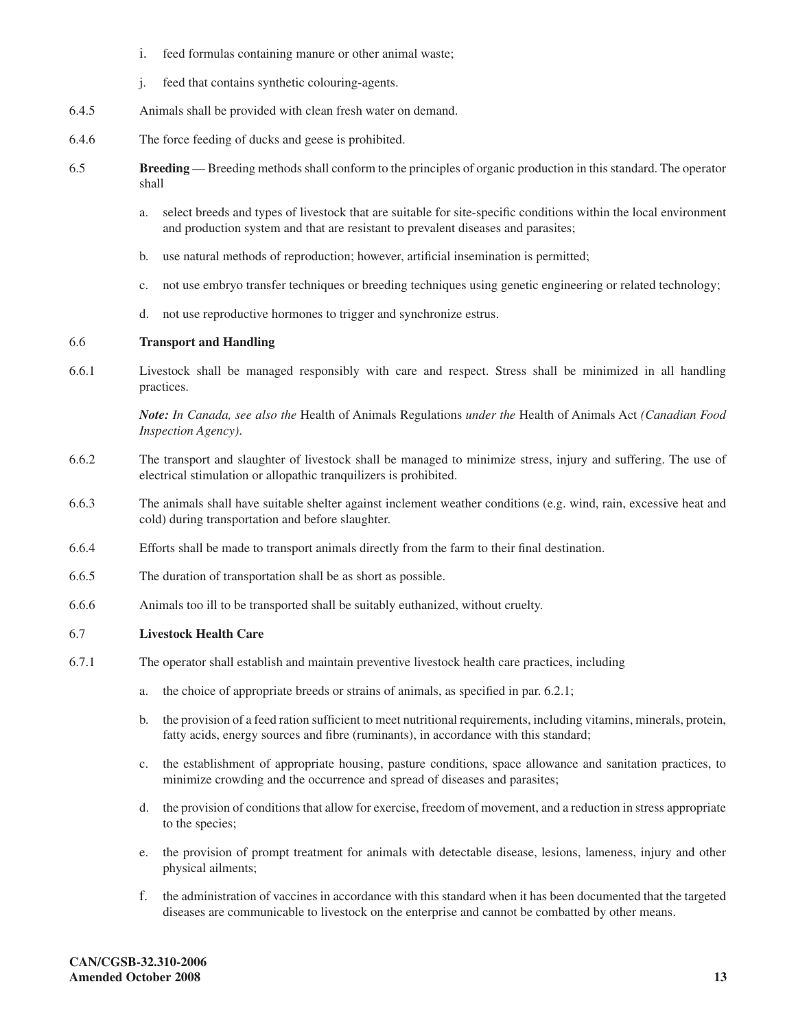i. feed formulas containing manure or other animal waste;

j. feed that contains synthetic colouring-agents.

6.4.5 Animals shall be provided with clean fresh water on demand.

6.4.6 The force feeding of ducks and geese is prohibited.

6.5 **Breeding** — Breeding methods shall conform to the principles of organic production in this standard. The operator shall

a. select breeds and types of livestock that are suitable for site-specific conditions within the local environment and production system and that are resistant to prevalent diseases and parasites;

b. use natural methods of reproduction; however, artificial insemination is permitted;

c. not use embryo transfer techniques or breeding techniques using genetic engineering or related technology;

d. not use reproductive hormones to trigger and synchronize estrus.

### 6.6 Transport and Handling

6.6.1 Livestock shall be managed responsibly with care and respect. Stress shall be minimized in all handling practices.

*Note: In Canada, see also the* Health of Animals Regulations *under the* Health of Animals Act *(Canadian Food Inspection Agency).*

6.6.2 The transport and slaughter of livestock shall be managed to minimize stress, injury and suffering. The use of electrical stimulation or allopathic tranquilizers is prohibited.

6.6.3 The animals shall have suitable shelter against inclement weather conditions (e.g. wind, rain, excessive heat and cold) during transportation and before slaughter.

6.6.4 Efforts shall be made to transport animals directly from the farm to their final destination.

6.6.5 The duration of transportation shall be as short as possible.

6.6.6 Animals too ill to be transported shall be suitably euthanized, without cruelty.

### 6.7 Livestock Health Care

6.7.1 The operator shall establish and maintain preventive livestock health care practices, including

a. the choice of appropriate breeds or strains of animals, as specified in par. 6.2.1;

b. the provision of a feed ration sufficient to meet nutritional requirements, including vitamins, minerals, protein, fatty acids, energy sources and fibre (ruminants), in accordance with this standard;

c. the establishment of appropriate housing, pasture conditions, space allowance and sanitation practices, to minimize crowding and the occurrence and spread of diseases and parasites;

d. the provision of conditions that allow for exercise, freedom of movement, and a reduction in stress appropriate to the species;

e. the provision of prompt treatment for animals with detectable disease, lesions, lameness, injury and other physical ailments;

f. the administration of vaccines in accordance with this standard when it has been documented that the targeted diseases are communicable to livestock on the enterprise and cannot be combatted by other means.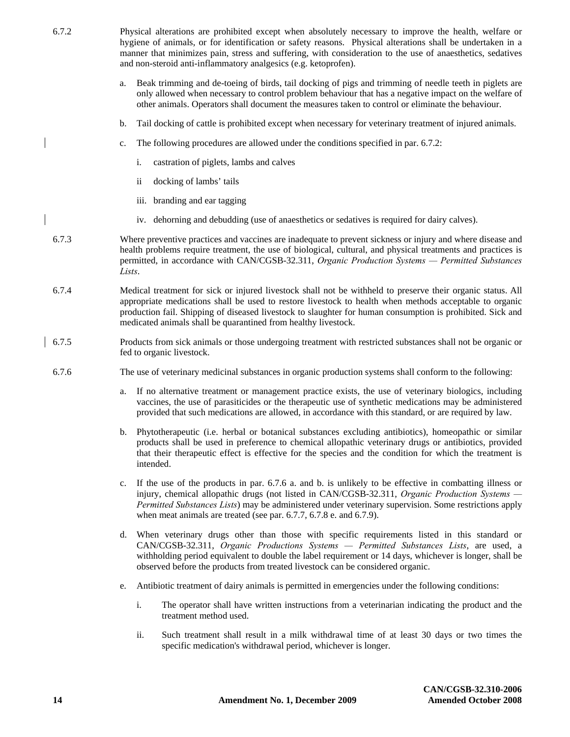6.7.2 Physical alterations are prohibited except when absolutely necessary to improve the health, welfare or hygiene of animals, or for identification or safety reasons. Physical alterations shall be undertaken in a manner that minimizes pain, stress and suffering, with consideration to the use of anaesthetics, sedatives and non-steroid anti-inflammatory analgesics (e.g. ketoprofen).

a. Beak trimming and de-toeing of birds, tail docking of pigs and trimming of needle teeth in piglets are only allowed when necessary to control problem behaviour that has a negative impact on the welfare of other animals. Operators shall document the measures taken to control or eliminate the behaviour.

b. Tail docking of cattle is prohibited except when necessary for veterinary treatment of injured animals.

c. The following procedures are allowed under the conditions specified in par. 6.7.2:

   i. castration of piglets, lambs and calves

   ii docking of lambs' tails

   iii. branding and ear tagging

   iv. dehorning and debudding (use of anaesthetics or sedatives is required for dairy calves).

6.7.3 Where preventive practices and vaccines are inadequate to prevent sickness or injury and where disease and health problems require treatment, the use of biological, cultural, and physical treatments and practices is permitted, in accordance with CAN/CGSB-32.311, *Organic Production Systems — Permitted Substances Lists*.

6.7.4 Medical treatment for sick or injured livestock shall not be withheld to preserve their organic status. All appropriate medications shall be used to restore livestock to health when methods acceptable to organic production fail. Shipping of diseased livestock to slaughter for human consumption is prohibited. Sick and medicated animals shall be quarantined from healthy livestock.

6.7.5 Products from sick animals or those undergoing treatment with restricted substances shall not be organic or fed to organic livestock.

6.7.6 The use of veterinary medicinal substances in organic production systems shall conform to the following:

a. If no alternative treatment or management practice exists, the use of veterinary biologics, including vaccines, the use of parasiticides or the therapeutic use of synthetic medications may be administered provided that such medications are allowed, in accordance with this standard, or are required by law.

b. Phytotherapeutic (i.e. herbal or botanical substances excluding antibiotics), homeopathic or similar products shall be used in preference to chemical allopathic veterinary drugs or antibiotics, provided that their therapeutic effect is effective for the species and the condition for which the treatment is intended.

c. If the use of the products in par. 6.7.6 a. and b. is unlikely to be effective in combatting illness or injury, chemical allopathic drugs (not listed in CAN/CGSB-32.311, *Organic Production Systems — Permitted Substances Lists*) may be administered under veterinary supervision. Some restrictions apply when meat animals are treated (see par. 6.7.7, 6.7.8 e. and 6.7.9).

d. When veterinary drugs other than those with specific requirements listed in this standard or CAN/CGSB-32.311, *Organic Productions Systems — Permitted Substances Lists*, are used, a withholding period equivalent to double the label requirement or 14 days, whichever is longer, shall be observed before the products from treated livestock can be considered organic.

e. Antibiotic treatment of dairy animals is permitted in emergencies under the following conditions:

   i. The operator shall have written instructions from a veterinarian indicating the product and the treatment method used.

   ii. Such treatment shall result in a milk withdrawal time of at least 30 days or two times the specific medication's withdrawal period, whichever is longer.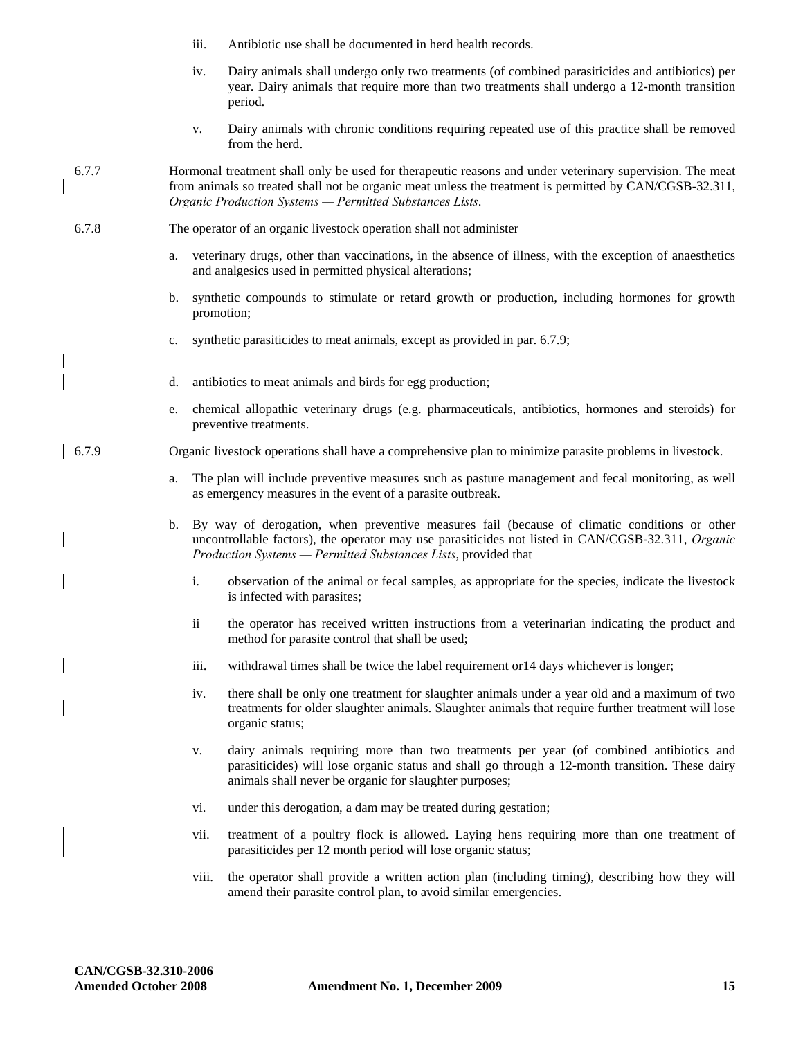iii. Antibiotic use shall be documented in herd health records.

iv. Dairy animals shall undergo only two treatments (of combined parasiticides and antibiotics) per year. Dairy animals that require more than two treatments shall undergo a 12-month transition period.

v. Dairy animals with chronic conditions requiring repeated use of this practice shall be removed from the herd.

6.7.7 Hormonal treatment shall only be used for therapeutic reasons and under veterinary supervision. The meat from animals so treated shall not be organic meat unless the treatment is permitted by CAN/CGSB-32.311, *Organic Production Systems — Permitted Substances Lists*.

6.7.8 The operator of an organic livestock operation shall not administer

a. veterinary drugs, other than vaccinations, in the absence of illness, with the exception of anaesthetics and analgesics used in permitted physical alterations;

b. synthetic compounds to stimulate or retard growth or production, including hormones for growth promotion;

c. synthetic parasiticides to meat animals, except as provided in par. 6.7.9;

d. antibiotics to meat animals and birds for egg production;

e. chemical allopathic veterinary drugs (e.g. pharmaceuticals, antibiotics, hormones and steroids) for preventive treatments.

6.7.9 Organic livestock operations shall have a comprehensive plan to minimize parasite problems in livestock.

a. The plan will include preventive measures such as pasture management and fecal monitoring, as well as emergency measures in the event of a parasite outbreak.

b. By way of derogation, when preventive measures fail (because of climatic conditions or other uncontrollable factors), the operator may use parasiticides not listed in CAN/CGSB-32.311, *Organic Production Systems — Permitted Substances Lists*, provided that

i. observation of the animal or fecal samples, as appropriate for the species, indicate the livestock is infected with parasites;

ii the operator has received written instructions from a veterinarian indicating the product and method for parasite control that shall be used;

iii. withdrawal times shall be twice the label requirement or14 days whichever is longer;

iv. there shall be only one treatment for slaughter animals under a year old and a maximum of two treatments for older slaughter animals. Slaughter animals that require further treatment will lose organic status;

v. dairy animals requiring more than two treatments per year (of combined antibiotics and parasiticides) will lose organic status and shall go through a 12-month transition. These dairy animals shall never be organic for slaughter purposes;

vi. under this derogation, a dam may be treated during gestation;

vii. treatment of a poultry flock is allowed. Laying hens requiring more than one treatment of parasiticides per 12 month period will lose organic status;

viii. the operator shall provide a written action plan (including timing), describing how they will amend their parasite control plan, to avoid similar emergencies.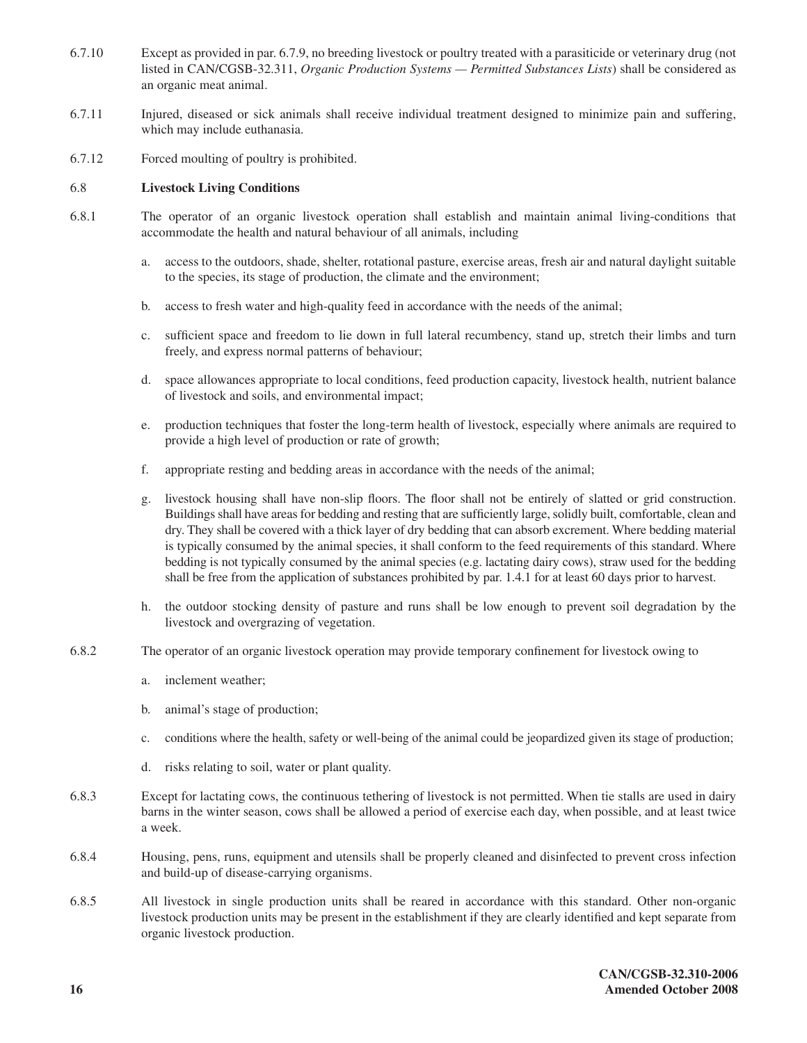6.7.10 Except as provided in par. 6.7.9, no breeding livestock or poultry treated with a parasiticide or veterinary drug (not listed in CAN/CGSB-32.311, *Organic Production Systems — Permitted Substances Lists*) shall be considered as an organic meat animal.

6.7.11 Injured, diseased or sick animals shall receive individual treatment designed to minimize pain and suffering, which may include euthanasia.

6.7.12 Forced moulting of poultry is prohibited.

### 6.8 Livestock Living Conditions

6.8.1 The operator of an organic livestock operation shall establish and maintain animal living-conditions that accommodate the health and natural behaviour of all animals, including

a. access to the outdoors, shade, shelter, rotational pasture, exercise areas, fresh air and natural daylight suitable to the species, its stage of production, the climate and the environment;

b. access to fresh water and high-quality feed in accordance with the needs of the animal;

c. sufficient space and freedom to lie down in full lateral recumbency, stand up, stretch their limbs and turn freely, and express normal patterns of behaviour;

d. space allowances appropriate to local conditions, feed production capacity, livestock health, nutrient balance of livestock and soils, and environmental impact;

e. production techniques that foster the long-term health of livestock, especially where animals are required to provide a high level of production or rate of growth;

f. appropriate resting and bedding areas in accordance with the needs of the animal;

g. livestock housing shall have non-slip floors. The floor shall not be entirely of slatted or grid construction. Buildings shall have areas for bedding and resting that are sufficiently large, solidly built, comfortable, clean and dry. They shall be covered with a thick layer of dry bedding that can absorb excrement. Where bedding material is typically consumed by the animal species, it shall conform to the feed requirements of this standard. Where bedding is not typically consumed by the animal species (e.g. lactating dairy cows), straw used for the bedding shall be free from the application of substances prohibited by par. 1.4.1 for at least 60 days prior to harvest.

h. the outdoor stocking density of pasture and runs shall be low enough to prevent soil degradation by the livestock and overgrazing of vegetation.

6.8.2 The operator of an organic livestock operation may provide temporary confinement for livestock owing to

a. inclement weather;

b. animal's stage of production;

c. conditions where the health, safety or well-being of the animal could be jeopardized given its stage of production;

d. risks relating to soil, water or plant quality.

6.8.3 Except for lactating cows, the continuous tethering of livestock is not permitted. When tie stalls are used in dairy barns in the winter season, cows shall be allowed a period of exercise each day, when possible, and at least twice a week.

6.8.4 Housing, pens, runs, equipment and utensils shall be properly cleaned and disinfected to prevent cross infection and build-up of disease-carrying organisms.

6.8.5 All livestock in single production units shall be reared in accordance with this standard. Other non-organic livestock production units may be present in the establishment if they are clearly identified and kept separate from organic livestock production.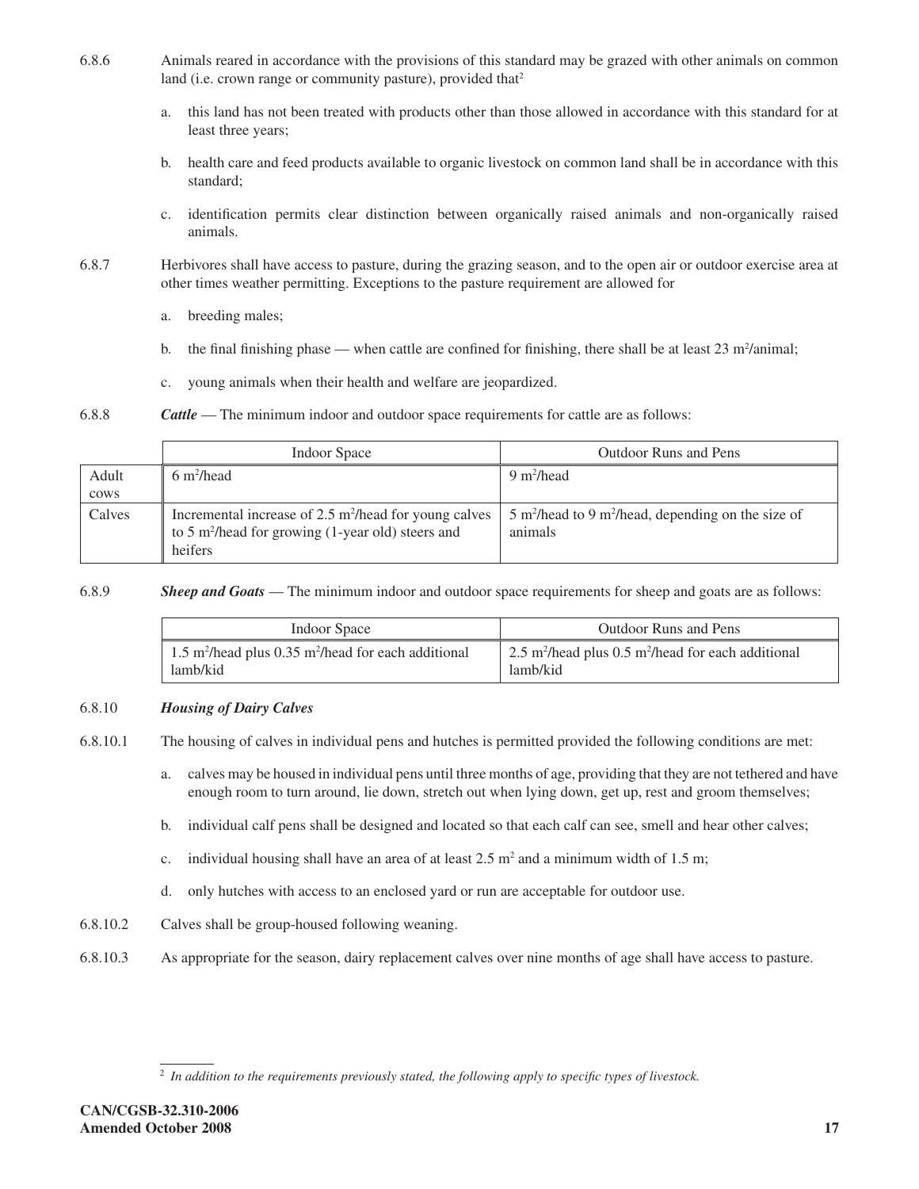6.8.6 Animals reared in accordance with the provisions of this standard may be grazed with other animals on common land (i.e. crown range or community pasture), provided that[2]

a. this land has not been treated with products other than those allowed in accordance with this standard for at least three years;

b. health care and feed products available to organic livestock on common land shall be in accordance with this standard;

c. identification permits clear distinction between organically raised animals and non-organically raised animals.

6.8.7 Herbivores shall have access to pasture, during the grazing season, and to the open air or outdoor exercise area at other times weather permitting. Exceptions to the pasture requirement are allowed for

a. breeding males;

b. the final finishing phase — when cattle are confined for finishing, there shall be at least 23 $m^2$/animal;

c. young animals when their health and welfare are jeopardized.

6.8.8 ***Cattle*** — The minimum indoor and outdoor space requirements for cattle are as follows:

| | Indoor Space | Outdoor Runs and Pens |
|---|---|---|
| Adult cows | 6 $m^2$/head | 9 $m^2$/head |
| Calves | Incremental increase of 2.5 $m^2$/head for young calves to 5 $m^2$/head for growing (1-year old) steers and heifers | 5 $m^2$/head to 9 $m^2$/head, depending on the size of animals |

6.8.9 ***Sheep and Goats*** — The minimum indoor and outdoor space requirements for sheep and goats are as follows:

| Indoor Space | Outdoor Runs and Pens |
|---|---|
| 1.5 $m^2$/head plus 0.35 $m^2$/head for each additional lamb/kid | 2.5 $m^2$/head plus 0.5 $m^2$/head for each additional lamb/kid |

6.8.10 ***Housing of Dairy Calves***

6.8.10.1 The housing of calves in individual pens and hutches is permitted provided the following conditions are met:

a. calves may be housed in individual pens until three months of age, providing that they are not tethered and have enough room to turn around, lie down, stretch out when lying down, get up, rest and groom themselves;

b. individual calf pens shall be designed and located so that each calf can see, smell and hear other calves;

c. individual housing shall have an area of at least 2.5 $m^2$ and a minimum width of 1.5 m;

d. only hutches with access to an enclosed yard or run are acceptable for outdoor use.

6.8.10.2 Calves shall be group-housed following weaning.

6.8.10.3 As appropriate for the season, dairy replacement calves over nine months of age shall have access to pasture.

[2] *In addition to the requirements previously stated, the following apply to specific types of livestock.*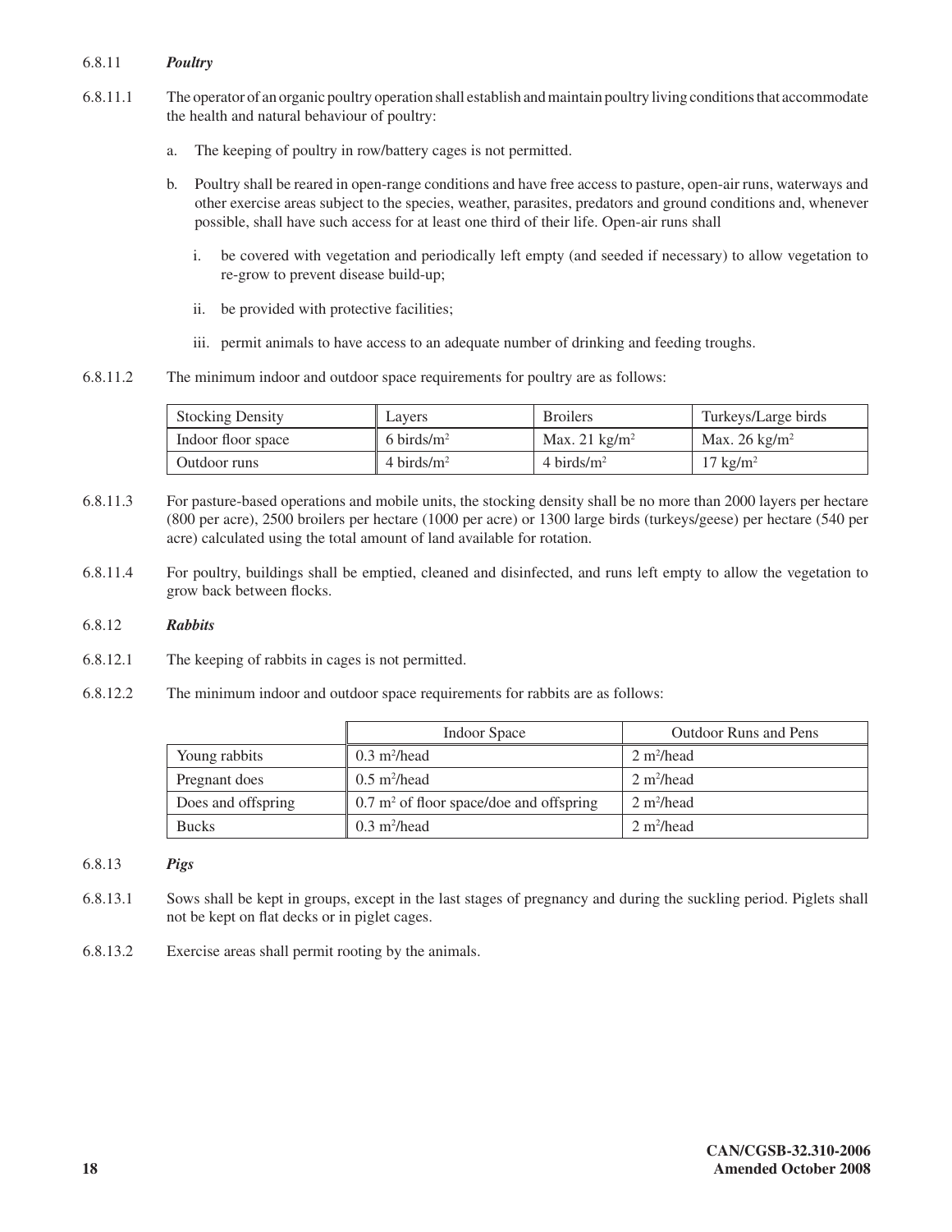### 6.8.11 *Poultry*

6.8.11.1 The operator of an organic poultry operation shall establish and maintain poultry living conditions that accommodate the health and natural behaviour of poultry:

a. The keeping of poultry in row/battery cages is not permitted.

b. Poultry shall be reared in open-range conditions and have free access to pasture, open-air runs, waterways and other exercise areas subject to the species, weather, parasites, predators and ground conditions and, whenever possible, shall have such access for at least one third of their life. Open-air runs shall

   i. be covered with vegetation and periodically left empty (and seeded if necessary) to allow vegetation to re-grow to prevent disease build-up;

   ii. be provided with protective facilities;

   iii. permit animals to have access to an adequate number of drinking and feeding troughs.

6.8.11.2 The minimum indoor and outdoor space requirements for poultry are as follows:

| Stocking Density | Layers | Broilers | Turkeys/Large birds |
|---|---|---|---|
| Indoor floor space | 6 birds/$m^2$ | Max. 21 kg/$m^2$ | Max. 26 kg/$m^2$ |
| Outdoor runs | 4 birds/$m^2$ | 4 birds/$m^2$ | 17 kg/$m^2$ |

6.8.11.3 For pasture-based operations and mobile units, the stocking density shall be no more than 2000 layers per hectare (800 per acre), 2500 broilers per hectare (1000 per acre) or 1300 large birds (turkeys/geese) per hectare (540 per acre) calculated using the total amount of land available for rotation.

6.8.11.4 For poultry, buildings shall be emptied, cleaned and disinfected, and runs left empty to allow the vegetation to grow back between flocks.

### 6.8.12 *Rabbits*

6.8.12.1 The keeping of rabbits in cages is not permitted.

6.8.12.2 The minimum indoor and outdoor space requirements for rabbits are as follows:

| | Indoor Space | Outdoor Runs and Pens |
|---|---|---|
| Young rabbits | 0.3 $m^2$/head | 2 $m^2$/head |
| Pregnant does | 0.5 $m^2$/head | 2 $m^2$/head |
| Does and offspring | 0.7 $m^2$ of floor space/doe and offspring | 2 $m^2$/head |
| Bucks | 0.3 $m^2$/head | 2 $m^2$/head |

### 6.8.13 *Pigs*

6.8.13.1 Sows shall be kept in groups, except in the last stages of pregnancy and during the suckling period. Piglets shall not be kept on flat decks or in piglet cages.

6.8.13.2 Exercise areas shall permit rooting by the animals.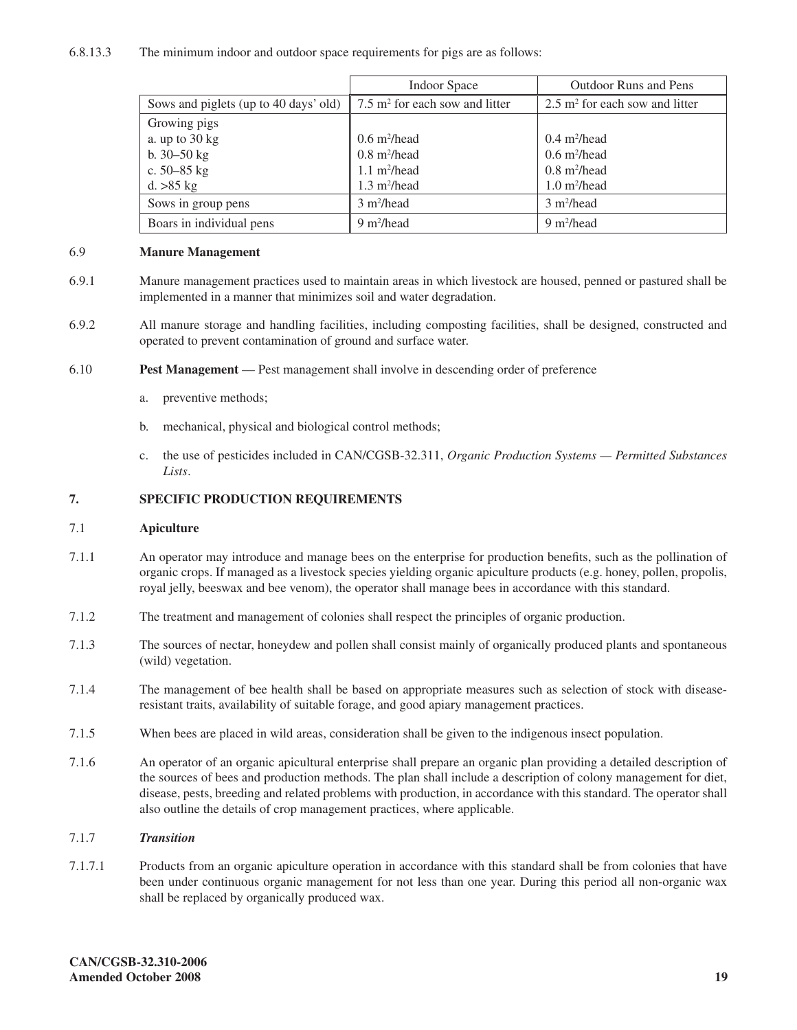6.8.13.3 The minimum indoor and outdoor space requirements for pigs are as follows:

| | Indoor Space | Outdoor Runs and Pens |
|---|---|---|
| Sows and piglets (up to 40 days' old) | 7.5 $m^2$ for each sow and litter | 2.5 $m^2$ for each sow and litter |
| Growing pigs<br>a. up to 30 kg<br>b. 30–50 kg<br>c. 50–85 kg<br>d. >85 kg | <br>0.6 $m^2$/head<br>0.8 $m^2$/head<br>1.1 $m^2$/head<br>1.3 $m^2$/head | <br>0.4 $m^2$/head<br>0.6 $m^2$/head<br>0.8 $m^2$/head<br>1.0 $m^2$/head |
| Sows in group pens | 3 $m^2$/head | 3 $m^2$/head |
| Boars in individual pens | 9 $m^2$/head | 9 $m^2$/head |

### 6.9 Manure Management

6.9.1 Manure management practices used to maintain areas in which livestock are housed, penned or pastured shall be implemented in a manner that minimizes soil and water degradation.

6.9.2 All manure storage and handling facilities, including composting facilities, shall be designed, constructed and operated to prevent contamination of ground and surface water.

6.10 **Pest Management** — Pest management shall involve in descending order of preference

a. preventive methods;

b. mechanical, physical and biological control methods;

c. the use of pesticides included in CAN/CGSB-32.311, *Organic Production Systems — Permitted Substances Lists*.

## 7. SPECIFIC PRODUCTION REQUIREMENTS

### 7.1 Apiculture

7.1.1 An operator may introduce and manage bees on the enterprise for production benefits, such as the pollination of organic crops. If managed as a livestock species yielding organic apiculture products (e.g. honey, pollen, propolis, royal jelly, beeswax and bee venom), the operator shall manage bees in accordance with this standard.

7.1.2 The treatment and management of colonies shall respect the principles of organic production.

7.1.3 The sources of nectar, honeydew and pollen shall consist mainly of organically produced plants and spontaneous (wild) vegetation.

7.1.4 The management of bee health shall be based on appropriate measures such as selection of stock with disease-resistant traits, availability of suitable forage, and good apiary management practices.

7.1.5 When bees are placed in wild areas, consideration shall be given to the indigenous insect population.

7.1.6 An operator of an organic apicultural enterprise shall prepare an organic plan providing a detailed description of the sources of bees and production methods. The plan shall include a description of colony management for diet, disease, pests, breeding and related problems with production, in accordance with this standard. The operator shall also outline the details of crop management practices, where applicable.

#### 7.1.7 *Transition*

7.1.7.1 Products from an organic apiculture operation in accordance with this standard shall be from colonies that have been under continuous organic management for not less than one year. During this period all non-organic wax shall be replaced by organically produced wax.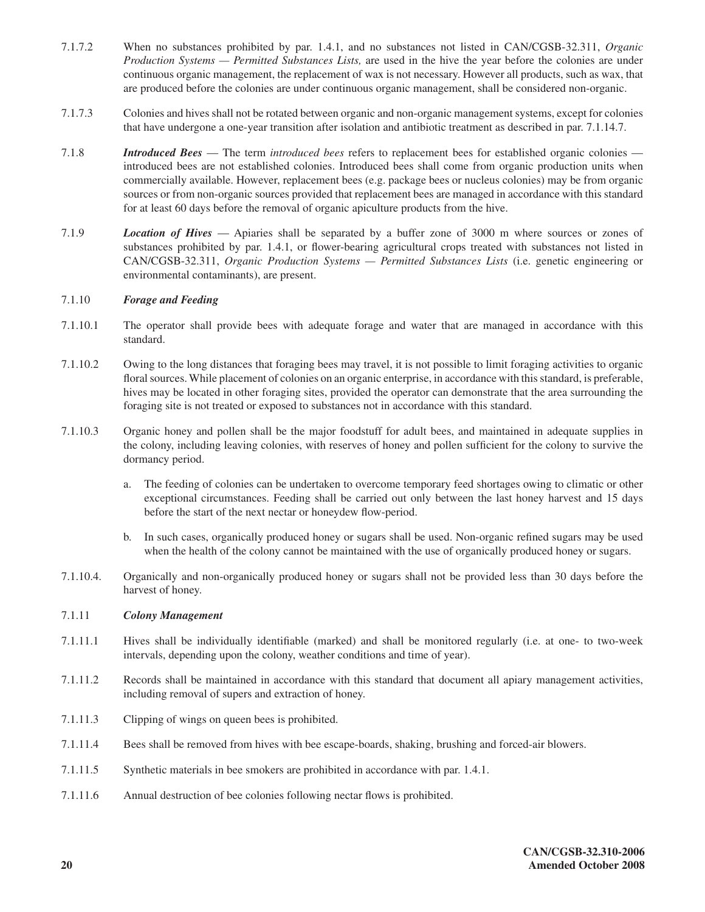7.1.7.2 When no substances prohibited by par. 1.4.1, and no substances not listed in CAN/CGSB-32.311, *Organic Production Systems — Permitted Substances Lists,* are used in the hive the year before the colonies are under continuous organic management, the replacement of wax is not necessary. However all products, such as wax, that are produced before the colonies are under continuous organic management, shall be considered non-organic.

7.1.7.3 Colonies and hives shall not be rotated between organic and non-organic management systems, except for colonies that have undergone a one-year transition after isolation and antibiotic treatment as described in par. 7.1.14.7.

7.1.8 ***Introduced Bees*** — The term *introduced bees* refers to replacement bees for established organic colonies — introduced bees are not established colonies. Introduced bees shall come from organic production units when commercially available. However, replacement bees (e.g. package bees or nucleus colonies) may be from organic sources or from non-organic sources provided that replacement bees are managed in accordance with this standard for at least 60 days before the removal of organic apiculture products from the hive.

7.1.9 ***Location of Hives*** — Apiaries shall be separated by a buffer zone of 3000 m where sources or zones of substances prohibited by par. 1.4.1, or flower-bearing agricultural crops treated with substances not listed in CAN/CGSB-32.311, *Organic Production Systems — Permitted Substances Lists* (i.e. genetic engineering or environmental contaminants), are present.

7.1.10 ***Forage and Feeding***

7.1.10.1 The operator shall provide bees with adequate forage and water that are managed in accordance with this standard.

7.1.10.2 Owing to the long distances that foraging bees may travel, it is not possible to limit foraging activities to organic floral sources. While placement of colonies on an organic enterprise, in accordance with this standard, is preferable, hives may be located in other foraging sites, provided the operator can demonstrate that the area surrounding the foraging site is not treated or exposed to substances not in accordance with this standard.

7.1.10.3 Organic honey and pollen shall be the major foodstuff for adult bees, and maintained in adequate supplies in the colony, including leaving colonies, with reserves of honey and pollen sufficient for the colony to survive the dormancy period.

a. The feeding of colonies can be undertaken to overcome temporary feed shortages owing to climatic or other exceptional circumstances. Feeding shall be carried out only between the last honey harvest and 15 days before the start of the next nectar or honeydew flow-period.

b. In such cases, organically produced honey or sugars shall be used. Non-organic refined sugars may be used when the health of the colony cannot be maintained with the use of organically produced honey or sugars.

7.1.10.4. Organically and non-organically produced honey or sugars shall not be provided less than 30 days before the harvest of honey.

7.1.11 ***Colony Management***

7.1.11.1 Hives shall be individually identifiable (marked) and shall be monitored regularly (i.e. at one- to two-week intervals, depending upon the colony, weather conditions and time of year).

7.1.11.2 Records shall be maintained in accordance with this standard that document all apiary management activities, including removal of supers and extraction of honey.

7.1.11.3 Clipping of wings on queen bees is prohibited.

7.1.11.4 Bees shall be removed from hives with bee escape-boards, shaking, brushing and forced-air blowers.

7.1.11.5 Synthetic materials in bee smokers are prohibited in accordance with par. 1.4.1.

7.1.11.6 Annual destruction of bee colonies following nectar flows is prohibited.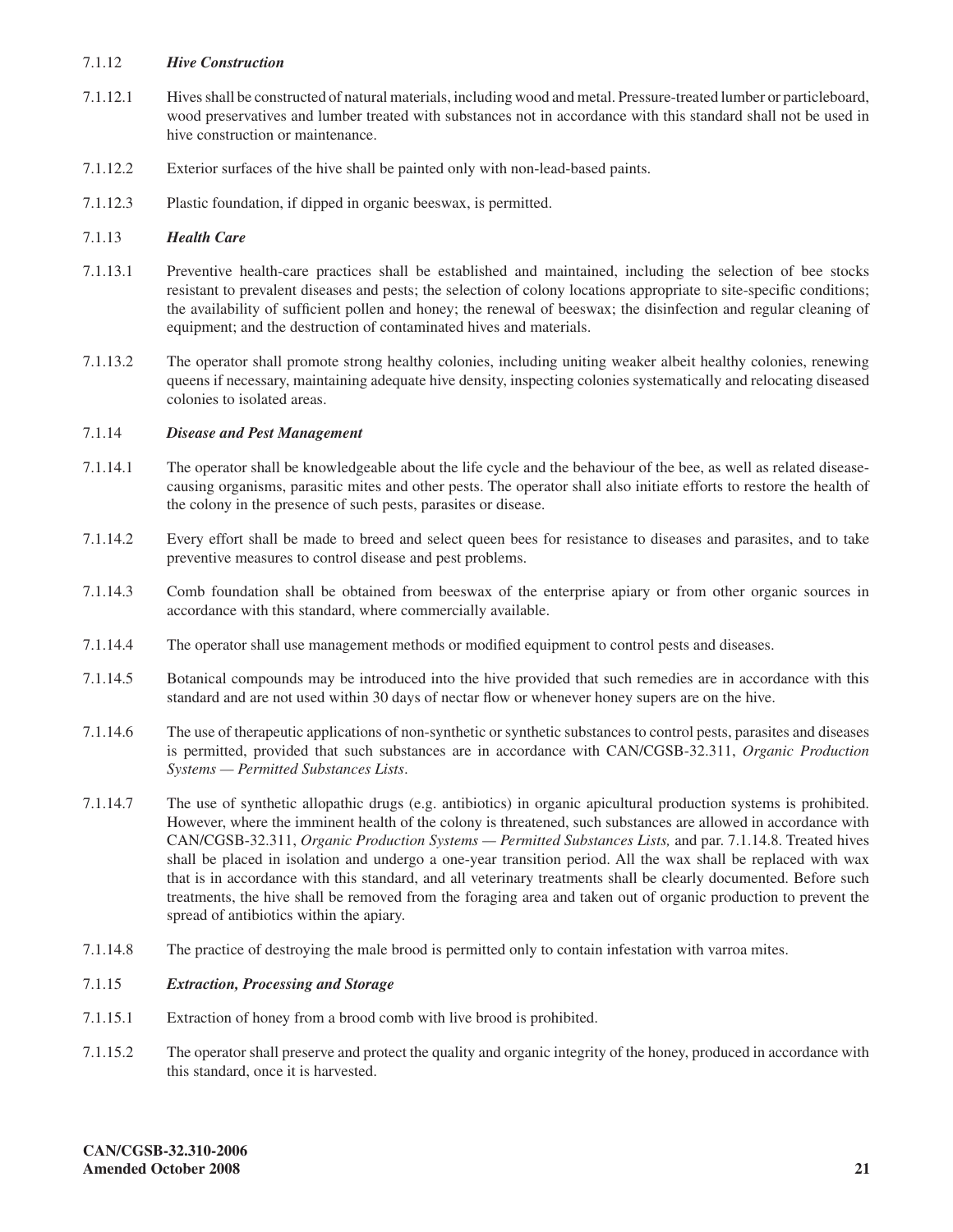7.1.12 ***Hive Construction***

7.1.12.1 Hives shall be constructed of natural materials, including wood and metal. Pressure-treated lumber or particleboard, wood preservatives and lumber treated with substances not in accordance with this standard shall not be used in hive construction or maintenance.

7.1.12.2 Exterior surfaces of the hive shall be painted only with non-lead-based paints.

7.1.12.3 Plastic foundation, if dipped in organic beeswax, is permitted.

7.1.13 ***Health Care***

7.1.13.1 Preventive health-care practices shall be established and maintained, including the selection of bee stocks resistant to prevalent diseases and pests; the selection of colony locations appropriate to site-specific conditions; the availability of sufficient pollen and honey; the renewal of beeswax; the disinfection and regular cleaning of equipment; and the destruction of contaminated hives and materials.

7.1.13.2 The operator shall promote strong healthy colonies, including uniting weaker albeit healthy colonies, renewing queens if necessary, maintaining adequate hive density, inspecting colonies systematically and relocating diseased colonies to isolated areas.

7.1.14 ***Disease and Pest Management***

7.1.14.1 The operator shall be knowledgeable about the life cycle and the behaviour of the bee, as well as related disease-causing organisms, parasitic mites and other pests. The operator shall also initiate efforts to restore the health of the colony in the presence of such pests, parasites or disease.

7.1.14.2 Every effort shall be made to breed and select queen bees for resistance to diseases and parasites, and to take preventive measures to control disease and pest problems.

7.1.14.3 Comb foundation shall be obtained from beeswax of the enterprise apiary or from other organic sources in accordance with this standard, where commercially available.

7.1.14.4 The operator shall use management methods or modified equipment to control pests and diseases.

7.1.14.5 Botanical compounds may be introduced into the hive provided that such remedies are in accordance with this standard and are not used within 30 days of nectar flow or whenever honey supers are on the hive.

7.1.14.6 The use of therapeutic applications of non-synthetic or synthetic substances to control pests, parasites and diseases is permitted, provided that such substances are in accordance with CAN/CGSB-32.311, *Organic Production Systems — Permitted Substances Lists*.

7.1.14.7 The use of synthetic allopathic drugs (e.g. antibiotics) in organic apicultural production systems is prohibited. However, where the imminent health of the colony is threatened, such substances are allowed in accordance with CAN/CGSB-32.311, *Organic Production Systems — Permitted Substances Lists,* and par. 7.1.14.8. Treated hives shall be placed in isolation and undergo a one-year transition period. All the wax shall be replaced with wax that is in accordance with this standard, and all veterinary treatments shall be clearly documented. Before such treatments, the hive shall be removed from the foraging area and taken out of organic production to prevent the spread of antibiotics within the apiary.

7.1.14.8 The practice of destroying the male brood is permitted only to contain infestation with varroa mites.

7.1.15 ***Extraction, Processing and Storage***

7.1.15.1 Extraction of honey from a brood comb with live brood is prohibited.

7.1.15.2 The operator shall preserve and protect the quality and organic integrity of the honey, produced in accordance with this standard, once it is harvested.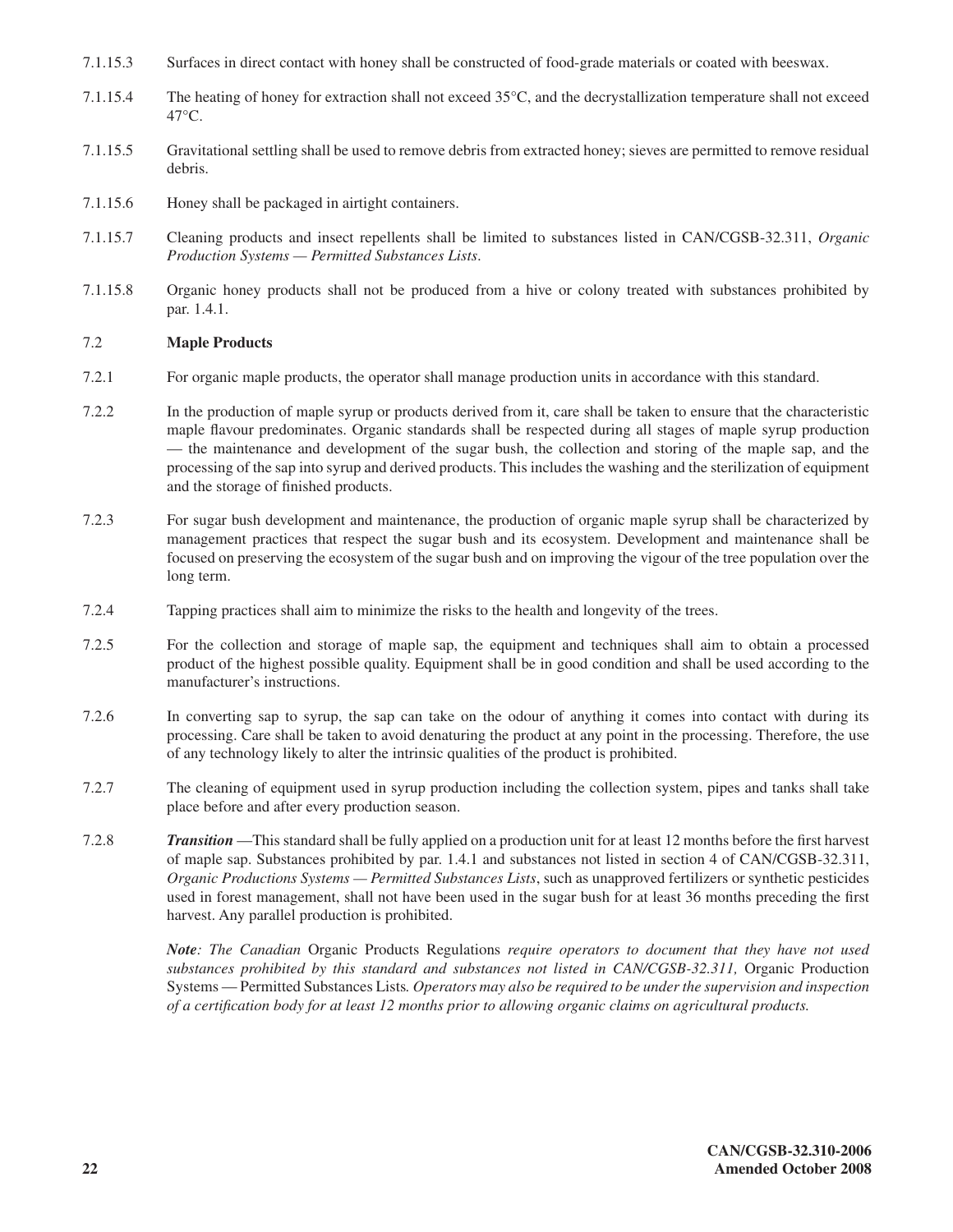7.1.15.3 Surfaces in direct contact with honey shall be constructed of food-grade materials or coated with beeswax.

7.1.15.4 The heating of honey for extraction shall not exceed 35°C, and the decrystallization temperature shall not exceed 47°C.

7.1.15.5 Gravitational settling shall be used to remove debris from extracted honey; sieves are permitted to remove residual debris.

7.1.15.6 Honey shall be packaged in airtight containers.

7.1.15.7 Cleaning products and insect repellents shall be limited to substances listed in CAN/CGSB-32.311, *Organic Production Systems — Permitted Substances Lists*.

7.1.15.8 Organic honey products shall not be produced from a hive or colony treated with substances prohibited by par. 1.4.1.

## 7.2 Maple Products

7.2.1 For organic maple products, the operator shall manage production units in accordance with this standard.

7.2.2 In the production of maple syrup or products derived from it, care shall be taken to ensure that the characteristic maple flavour predominates. Organic standards shall be respected during all stages of maple syrup production — the maintenance and development of the sugar bush, the collection and storing of the maple sap, and the processing of the sap into syrup and derived products. This includes the washing and the sterilization of equipment and the storage of finished products.

7.2.3 For sugar bush development and maintenance, the production of organic maple syrup shall be characterized by management practices that respect the sugar bush and its ecosystem. Development and maintenance shall be focused on preserving the ecosystem of the sugar bush and on improving the vigour of the tree population over the long term.

7.2.4 Tapping practices shall aim to minimize the risks to the health and longevity of the trees.

7.2.5 For the collection and storage of maple sap, the equipment and techniques shall aim to obtain a processed product of the highest possible quality. Equipment shall be in good condition and shall be used according to the manufacturer's instructions.

7.2.6 In converting sap to syrup, the sap can take on the odour of anything it comes into contact with during its processing. Care shall be taken to avoid denaturing the product at any point in the processing. Therefore, the use of any technology likely to alter the intrinsic qualities of the product is prohibited.

7.2.7 The cleaning of equipment used in syrup production including the collection system, pipes and tanks shall take place before and after every production season.

7.2.8 ***Transition*** —This standard shall be fully applied on a production unit for at least 12 months before the first harvest of maple sap. Substances prohibited by par. 1.4.1 and substances not listed in section 4 of CAN/CGSB-32.311, *Organic Productions Systems — Permitted Substances Lists*, such as unapproved fertilizers or synthetic pesticides used in forest management, shall not have been used in the sugar bush for at least 36 months preceding the first harvest. Any parallel production is prohibited.

***Note****: The Canadian* Organic Products Regulations *require operators to document that they have not used substances prohibited by this standard and substances not listed in CAN/CGSB-32.311,* Organic Production Systems — Permitted Substances Lists*. Operators may also be required to be under the supervision and inspection of a certification body for at least 12 months prior to allowing organic claims on agricultural products.*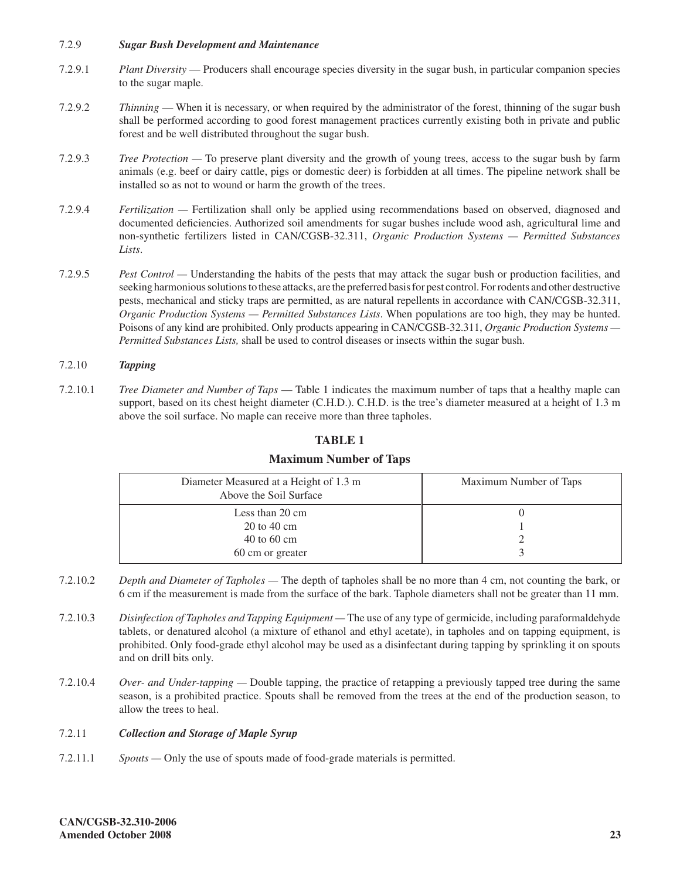7.2.9 ***Sugar Bush Development and Maintenance***

7.2.9.1 *Plant Diversity* — Producers shall encourage species diversity in the sugar bush, in particular companion species to the sugar maple.

7.2.9.2 *Thinning* — When it is necessary, or when required by the administrator of the forest, thinning of the sugar bush shall be performed according to good forest management practices currently existing both in private and public forest and be well distributed throughout the sugar bush.

7.2.9.3 *Tree Protection* — To preserve plant diversity and the growth of young trees, access to the sugar bush by farm animals (e.g. beef or dairy cattle, pigs or domestic deer) is forbidden at all times. The pipeline network shall be installed so as not to wound or harm the growth of the trees.

7.2.9.4 *Fertilization* — Fertilization shall only be applied using recommendations based on observed, diagnosed and documented deficiencies. Authorized soil amendments for sugar bushes include wood ash, agricultural lime and non-synthetic fertilizers listed in CAN/CGSB-32.311, *Organic Production Systems — Permitted Substances Lists*.

7.2.9.5 *Pest Control* — Understanding the habits of the pests that may attack the sugar bush or production facilities, and seeking harmonious solutions to these attacks, are the preferred basis for pest control. For rodents and other destructive pests, mechanical and sticky traps are permitted, as are natural repellents in accordance with CAN/CGSB-32.311, *Organic Production Systems — Permitted Substances Lists*. When populations are too high, they may be hunted. Poisons of any kind are prohibited. Only products appearing in CAN/CGSB-32.311, *Organic Production Systems — Permitted Substances Lists,* shall be used to control diseases or insects within the sugar bush.

7.2.10 ***Tapping***

7.2.10.1 *Tree Diameter and Number of Taps* — Table 1 indicates the maximum number of taps that a healthy maple can support, based on its chest height diameter (C.H.D.). C.H.D. is the tree's diameter measured at a height of 1.3 m above the soil surface. No maple can receive more than three tapholes.

**TABLE 1**

**Maximum Number of Taps**

| Diameter Measured at a Height of 1.3 m Above the Soil Surface | Maximum Number of Taps |
|---|---|
| Less than 20 cm | 0 |
| 20 to 40 cm | 1 |
| 40 to 60 cm | 2 |
| 60 cm or greater | 3 |

7.2.10.2 *Depth and Diameter of Tapholes* — The depth of tapholes shall be no more than 4 cm, not counting the bark, or 6 cm if the measurement is made from the surface of the bark. Taphole diameters shall not be greater than 11 mm.

7.2.10.3 *Disinfection of Tapholes and Tapping Equipment* — The use of any type of germicide, including paraformaldehyde tablets, or denatured alcohol (a mixture of ethanol and ethyl acetate), in tapholes and on tapping equipment, is prohibited. Only food-grade ethyl alcohol may be used as a disinfectant during tapping by sprinkling it on spouts and on drill bits only.

7.2.10.4 *Over- and Under-tapping* — Double tapping, the practice of retapping a previously tapped tree during the same season, is a prohibited practice. Spouts shall be removed from the trees at the end of the production season, to allow the trees to heal.

7.2.11 ***Collection and Storage of Maple Syrup***

7.2.11.1 *Spouts* — Only the use of spouts made of food-grade materials is permitted.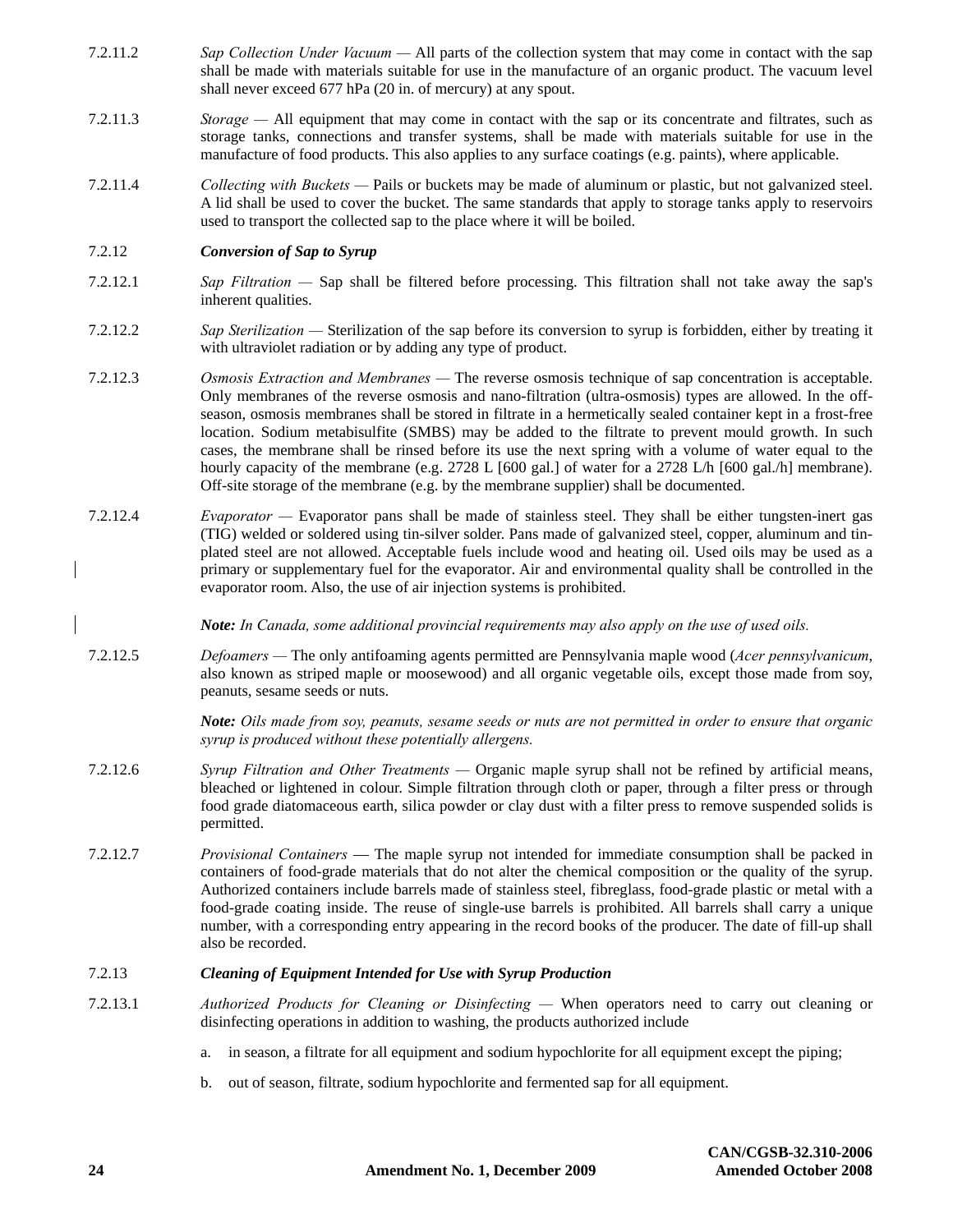7.2.11.2 *Sap Collection Under Vacuum* — All parts of the collection system that may come in contact with the sap shall be made with materials suitable for use in the manufacture of an organic product. The vacuum level shall never exceed 677 hPa (20 in. of mercury) at any spout.

7.2.11.3 *Storage* — All equipment that may come in contact with the sap or its concentrate and filtrates, such as storage tanks, connections and transfer systems, shall be made with materials suitable for use in the manufacture of food products. This also applies to any surface coatings (e.g. paints), where applicable.

7.2.11.4 *Collecting with Buckets* — Pails or buckets may be made of aluminum or plastic, but not galvanized steel. A lid shall be used to cover the bucket. The same standards that apply to storage tanks apply to reservoirs used to transport the collected sap to the place where it will be boiled.

### 7.2.12 *Conversion of Sap to Syrup*

7.2.12.1 *Sap Filtration* — Sap shall be filtered before processing. This filtration shall not take away the sap's inherent qualities.

7.2.12.2 *Sap Sterilization* — Sterilization of the sap before its conversion to syrup is forbidden, either by treating it with ultraviolet radiation or by adding any type of product.

7.2.12.3 *Osmosis Extraction and Membranes* — The reverse osmosis technique of sap concentration is acceptable. Only membranes of the reverse osmosis and nano-filtration (ultra-osmosis) types are allowed. In the off-season, osmosis membranes shall be stored in filtrate in a hermetically sealed container kept in a frost-free location. Sodium metabisulfite (SMBS) may be added to the filtrate to prevent mould growth. In such cases, the membrane shall be rinsed before its use the next spring with a volume of water equal to the hourly capacity of the membrane (e.g. 2728 L [600 gal.] of water for a 2728 L/h [600 gal./h] membrane). Off-site storage of the membrane (e.g. by the membrane supplier) shall be documented.

7.2.12.4 *Evaporator* — Evaporator pans shall be made of stainless steel. They shall be either tungsten-inert gas (TIG) welded or soldered using tin-silver solder. Pans made of galvanized steel, copper, aluminum and tin-plated steel are not allowed. Acceptable fuels include wood and heating oil. Used oils may be used as a primary or supplementary fuel for the evaporator. Air and environmental quality shall be controlled in the evaporator room. Also, the use of air injection systems is prohibited.

***Note:*** *In Canada, some additional provincial requirements may also apply on the use of used oils.*

7.2.12.5 *Defoamers* — The only antifoaming agents permitted are Pennsylvania maple wood (*Acer pennsylvanicum*, also known as striped maple or moosewood) and all organic vegetable oils, except those made from soy, peanuts, sesame seeds or nuts.

***Note:*** *Oils made from soy, peanuts, sesame seeds or nuts are not permitted in order to ensure that organic syrup is produced without these potentially allergens.*

7.2.12.6 *Syrup Filtration and Other Treatments* — Organic maple syrup shall not be refined by artificial means, bleached or lightened in colour. Simple filtration through cloth or paper, through a filter press or through food grade diatomaceous earth, silica powder or clay dust with a filter press to remove suspended solids is permitted.

7.2.12.7 *Provisional Containers* — The maple syrup not intended for immediate consumption shall be packed in containers of food-grade materials that do not alter the chemical composition or the quality of the syrup. Authorized containers include barrels made of stainless steel, fibreglass, food-grade plastic or metal with a food-grade coating inside. The reuse of single-use barrels is prohibited. All barrels shall carry a unique number, with a corresponding entry appearing in the record books of the producer. The date of fill-up shall also be recorded.

### 7.2.13 *Cleaning of Equipment Intended for Use with Syrup Production*

7.2.13.1 *Authorized Products for Cleaning or Disinfecting* — When operators need to carry out cleaning or disinfecting operations in addition to washing, the products authorized include

a. in season, a filtrate for all equipment and sodium hypochlorite for all equipment except the piping;

b. out of season, filtrate, sodium hypochlorite and fermented sap for all equipment.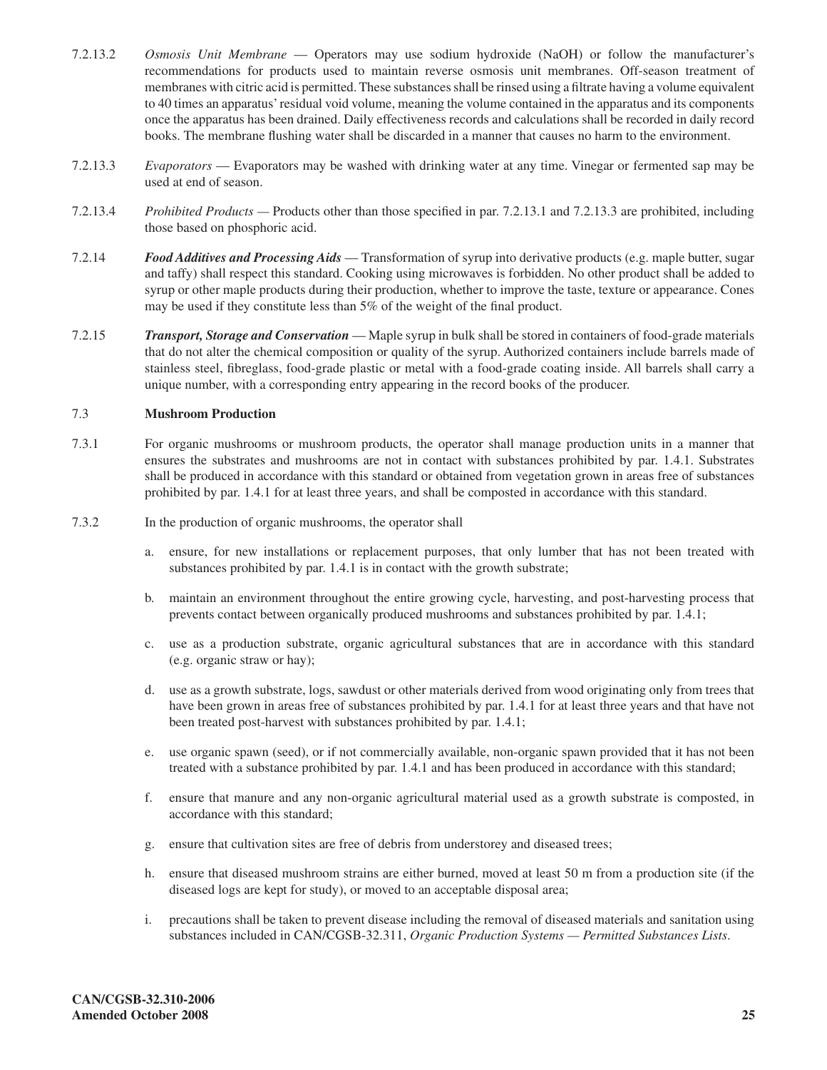7.2.13.2 *Osmosis Unit Membrane* — Operators may use sodium hydroxide (NaOH) or follow the manufacturer's recommendations for products used to maintain reverse osmosis unit membranes. Off-season treatment of membranes with citric acid is permitted. These substances shall be rinsed using a filtrate having a volume equivalent to 40 times an apparatus' residual void volume, meaning the volume contained in the apparatus and its components once the apparatus has been drained. Daily effectiveness records and calculations shall be recorded in daily record books. The membrane flushing water shall be discarded in a manner that causes no harm to the environment.

7.2.13.3 *Evaporators* — Evaporators may be washed with drinking water at any time. Vinegar or fermented sap may be used at end of season.

7.2.13.4 *Prohibited Products* — Products other than those specified in par. 7.2.13.1 and 7.2.13.3 are prohibited, including those based on phosphoric acid.

7.2.14 ***Food Additives and Processing Aids*** — Transformation of syrup into derivative products (e.g. maple butter, sugar and taffy) shall respect this standard. Cooking using microwaves is forbidden. No other product shall be added to syrup or other maple products during their production, whether to improve the taste, texture or appearance. Cones may be used if they constitute less than 5% of the weight of the final product.

7.2.15 ***Transport, Storage and Conservation*** — Maple syrup in bulk shall be stored in containers of food-grade materials that do not alter the chemical composition or quality of the syrup. Authorized containers include barrels made of stainless steel, fibreglass, food-grade plastic or metal with a food-grade coating inside. All barrels shall carry a unique number, with a corresponding entry appearing in the record books of the producer.

### 7.3 Mushroom Production

7.3.1 For organic mushrooms or mushroom products, the operator shall manage production units in a manner that ensures the substrates and mushrooms are not in contact with substances prohibited by par. 1.4.1. Substrates shall be produced in accordance with this standard or obtained from vegetation grown in areas free of substances prohibited by par. 1.4.1 for at least three years, and shall be composted in accordance with this standard.

7.3.2 In the production of organic mushrooms, the operator shall

a. ensure, for new installations or replacement purposes, that only lumber that has not been treated with substances prohibited by par. 1.4.1 is in contact with the growth substrate;

b. maintain an environment throughout the entire growing cycle, harvesting, and post-harvesting process that prevents contact between organically produced mushrooms and substances prohibited by par. 1.4.1;

c. use as a production substrate, organic agricultural substances that are in accordance with this standard (e.g. organic straw or hay);

d. use as a growth substrate, logs, sawdust or other materials derived from wood originating only from trees that have been grown in areas free of substances prohibited by par. 1.4.1 for at least three years and that have not been treated post-harvest with substances prohibited by par. 1.4.1;

e. use organic spawn (seed), or if not commercially available, non-organic spawn provided that it has not been treated with a substance prohibited by par. 1.4.1 and has been produced in accordance with this standard;

f. ensure that manure and any non-organic agricultural material used as a growth substrate is composted, in accordance with this standard;

g. ensure that cultivation sites are free of debris from understorey and diseased trees;

h. ensure that diseased mushroom strains are either burned, moved at least 50 m from a production site (if the diseased logs are kept for study), or moved to an acceptable disposal area;

i. precautions shall be taken to prevent disease including the removal of diseased materials and sanitation using substances included in CAN/CGSB-32.311, *Organic Production Systems — Permitted Substances Lists*.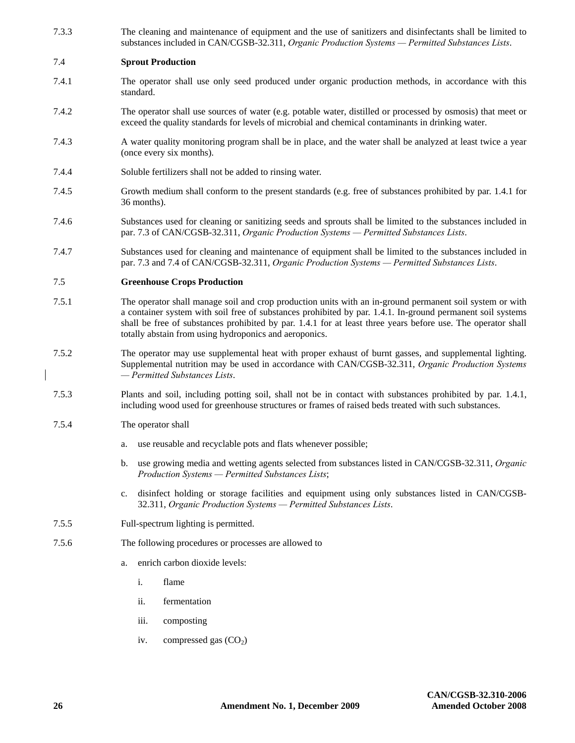7.3.3 The cleaning and maintenance of equipment and the use of sanitizers and disinfectants shall be limited to substances included in CAN/CGSB-32.311, *Organic Production Systems — Permitted Substances Lists*.

7.4 **Sprout Production**

7.4.1 The operator shall use only seed produced under organic production methods, in accordance with this standard.

7.4.2 The operator shall use sources of water (e.g. potable water, distilled or processed by osmosis) that meet or exceed the quality standards for levels of microbial and chemical contaminants in drinking water.

7.4.3 A water quality monitoring program shall be in place, and the water shall be analyzed at least twice a year (once every six months).

7.4.4 Soluble fertilizers shall not be added to rinsing water.

7.4.5 Growth medium shall conform to the present standards (e.g. free of substances prohibited by par. 1.4.1 for 36 months).

7.4.6 Substances used for cleaning or sanitizing seeds and sprouts shall be limited to the substances included in par. 7.3 of CAN/CGSB-32.311, *Organic Production Systems — Permitted Substances Lists*.

7.4.7 Substances used for cleaning and maintenance of equipment shall be limited to the substances included in par. 7.3 and 7.4 of CAN/CGSB-32.311, *Organic Production Systems — Permitted Substances Lists*.

7.5 **Greenhouse Crops Production**

7.5.1 The operator shall manage soil and crop production units with an in-ground permanent soil system or with a container system with soil free of substances prohibited by par. 1.4.1. In-ground permanent soil systems shall be free of substances prohibited by par. 1.4.1 for at least three years before use. The operator shall totally abstain from using hydroponics and aeroponics.

7.5.2 The operator may use supplemental heat with proper exhaust of burnt gasses, and supplemental lighting. Supplemental nutrition may be used in accordance with CAN/CGSB-32.311, *Organic Production Systems — Permitted Substances Lists*.

7.5.3 Plants and soil, including potting soil, shall not be in contact with substances prohibited by par. 1.4.1, including wood used for greenhouse structures or frames of raised beds treated with such substances.

7.5.4 The operator shall

a. use reusable and recyclable pots and flats whenever possible;

b. use growing media and wetting agents selected from substances listed in CAN/CGSB-32.311, *Organic Production Systems — Permitted Substances Lists*;

c. disinfect holding or storage facilities and equipment using only substances listed in CAN/CGSB-32.311, *Organic Production Systems — Permitted Substances Lists*.

7.5.5 Full-spectrum lighting is permitted.

7.5.6 The following procedures or processes are allowed to

a. enrich carbon dioxide levels:

i. flame

ii. fermentation

iii. composting

iv. compressed gas ($CO_2$)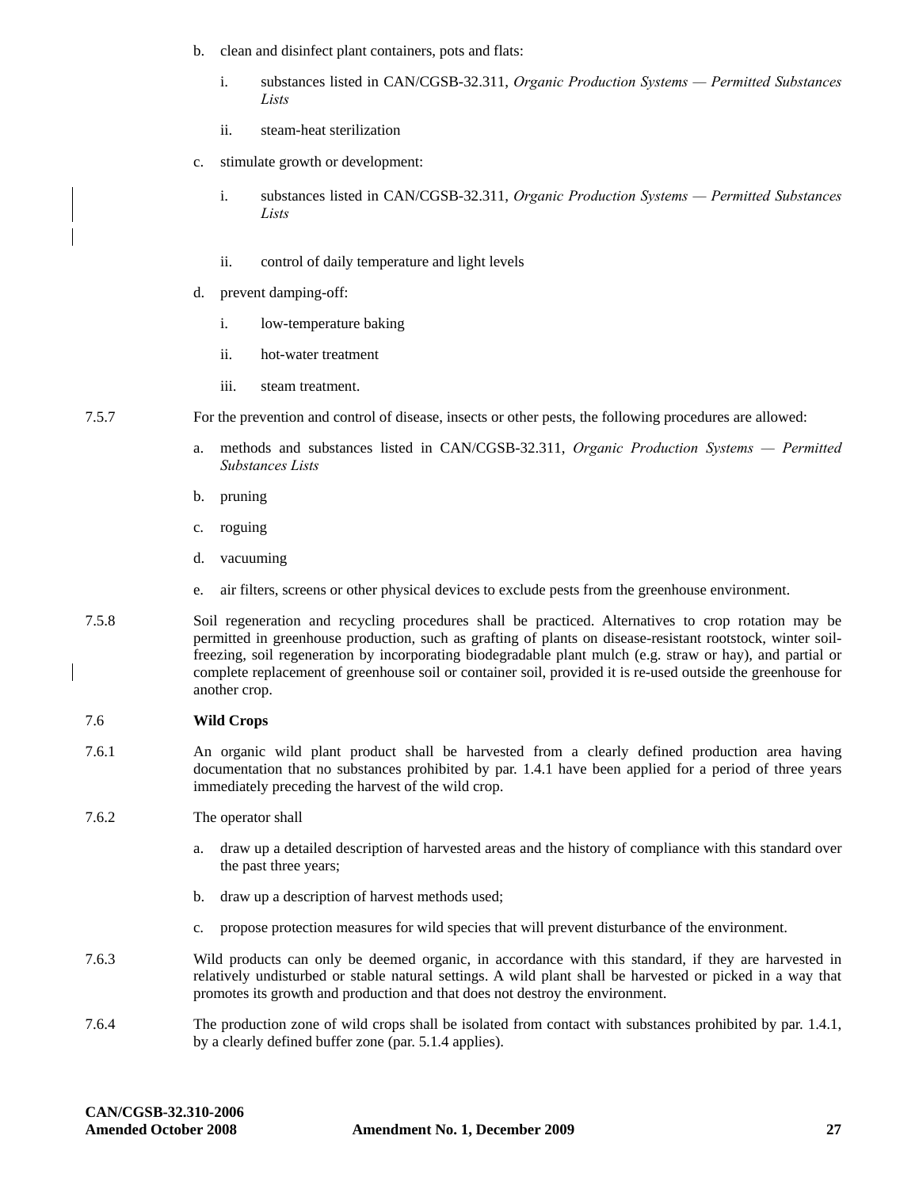b. clean and disinfect plant containers, pots and flats:

   i. substances listed in CAN/CGSB-32.311, *Organic Production Systems — Permitted Substances Lists*

   ii. steam-heat sterilization

c. stimulate growth or development:

   i. substances listed in CAN/CGSB-32.311, *Organic Production Systems — Permitted Substances Lists*

   ii. control of daily temperature and light levels

d. prevent damping-off:

   i. low-temperature baking

   ii. hot-water treatment

   iii. steam treatment.

7.5.7 For the prevention and control of disease, insects or other pests, the following procedures are allowed:

a. methods and substances listed in CAN/CGSB-32.311, *Organic Production Systems — Permitted Substances Lists*

b. pruning

c. roguing

d. vacuuming

e. air filters, screens or other physical devices to exclude pests from the greenhouse environment.

7.5.8 Soil regeneration and recycling procedures shall be practiced. Alternatives to crop rotation may be permitted in greenhouse production, such as grafting of plants on disease-resistant rootstock, winter soil-freezing, soil regeneration by incorporating biodegradable plant mulch (e.g. straw or hay), and partial or complete replacement of greenhouse soil or container soil, provided it is re-used outside the greenhouse for another crop.

## 7.6 Wild Crops

7.6.1 An organic wild plant product shall be harvested from a clearly defined production area having documentation that no substances prohibited by par. 1.4.1 have been applied for a period of three years immediately preceding the harvest of the wild crop.

7.6.2 The operator shall

a. draw up a detailed description of harvested areas and the history of compliance with this standard over the past three years;

b. draw up a description of harvest methods used;

c. propose protection measures for wild species that will prevent disturbance of the environment.

7.6.3 Wild products can only be deemed organic, in accordance with this standard, if they are harvested in relatively undisturbed or stable natural settings. A wild plant shall be harvested or picked in a way that promotes its growth and production and that does not destroy the environment.

7.6.4 The production zone of wild crops shall be isolated from contact with substances prohibited by par. 1.4.1, by a clearly defined buffer zone (par. 5.1.4 applies).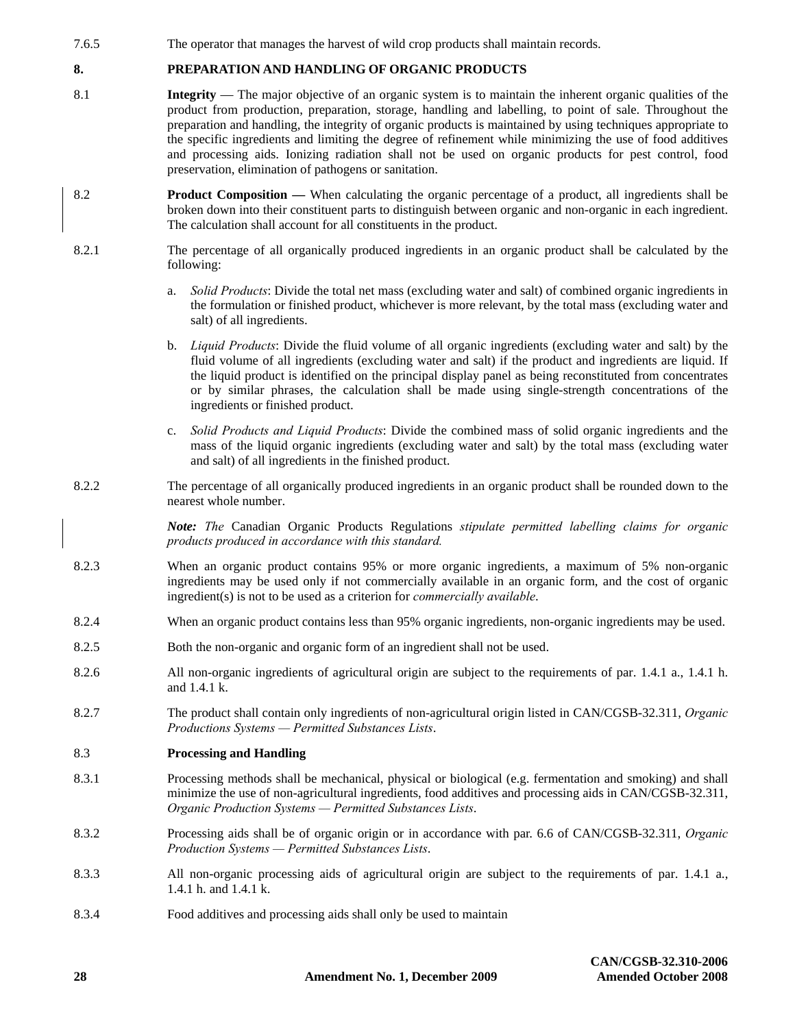7.6.5 The operator that manages the harvest of wild crop products shall maintain records.

## 8. PREPARATION AND HANDLING OF ORGANIC PRODUCTS

8.1 **Integrity** — The major objective of an organic system is to maintain the inherent organic qualities of the product from production, preparation, storage, handling and labelling, to point of sale. Throughout the preparation and handling, the integrity of organic products is maintained by using techniques appropriate to the specific ingredients and limiting the degree of refinement while minimizing the use of food additives and processing aids. Ionizing radiation shall not be used on organic products for pest control, food preservation, elimination of pathogens or sanitation.

8.2 **Product Composition —** When calculating the organic percentage of a product, all ingredients shall be broken down into their constituent parts to distinguish between organic and non-organic in each ingredient. The calculation shall account for all constituents in the product.

8.2.1 The percentage of all organically produced ingredients in an organic product shall be calculated by the following:

a. *Solid Products*: Divide the total net mass (excluding water and salt) of combined organic ingredients in the formulation or finished product, whichever is more relevant, by the total mass (excluding water and salt) of all ingredients.

b. *Liquid Products*: Divide the fluid volume of all organic ingredients (excluding water and salt) by the fluid volume of all ingredients (excluding water and salt) if the product and ingredients are liquid. If the liquid product is identified on the principal display panel as being reconstituted from concentrates or by similar phrases, the calculation shall be made using single-strength concentrations of the ingredients or finished product.

c. *Solid Products and Liquid Products*: Divide the combined mass of solid organic ingredients and the mass of the liquid organic ingredients (excluding water and salt) by the total mass (excluding water and salt) of all ingredients in the finished product.

8.2.2 The percentage of all organically produced ingredients in an organic product shall be rounded down to the nearest whole number.

***Note:*** *The* Canadian Organic Products Regulations *stipulate permitted labelling claims for organic products produced in accordance with this standard.*

8.2.3 When an organic product contains 95% or more organic ingredients, a maximum of 5% non-organic ingredients may be used only if not commercially available in an organic form, and the cost of organic ingredient(s) is not to be used as a criterion for *commercially available*.

8.2.4 When an organic product contains less than 95% organic ingredients, non-organic ingredients may be used.

8.2.5 Both the non-organic and organic form of an ingredient shall not be used.

8.2.6 All non-organic ingredients of agricultural origin are subject to the requirements of par. 1.4.1 a., 1.4.1 h. and 1.4.1 k.

8.2.7 The product shall contain only ingredients of non-agricultural origin listed in CAN/CGSB-32.311, *Organic Productions Systems — Permitted Substances Lists*.

### 8.3 Processing and Handling

8.3.1 Processing methods shall be mechanical, physical or biological (e.g. fermentation and smoking) and shall minimize the use of non-agricultural ingredients, food additives and processing aids in CAN/CGSB-32.311, *Organic Production Systems — Permitted Substances Lists*.

8.3.2 Processing aids shall be of organic origin or in accordance with par. 6.6 of CAN/CGSB-32.311, *Organic Production Systems — Permitted Substances Lists*.

8.3.3 All non-organic processing aids of agricultural origin are subject to the requirements of par. 1.4.1 a., 1.4.1 h. and 1.4.1 k.

8.3.4 Food additives and processing aids shall only be used to maintain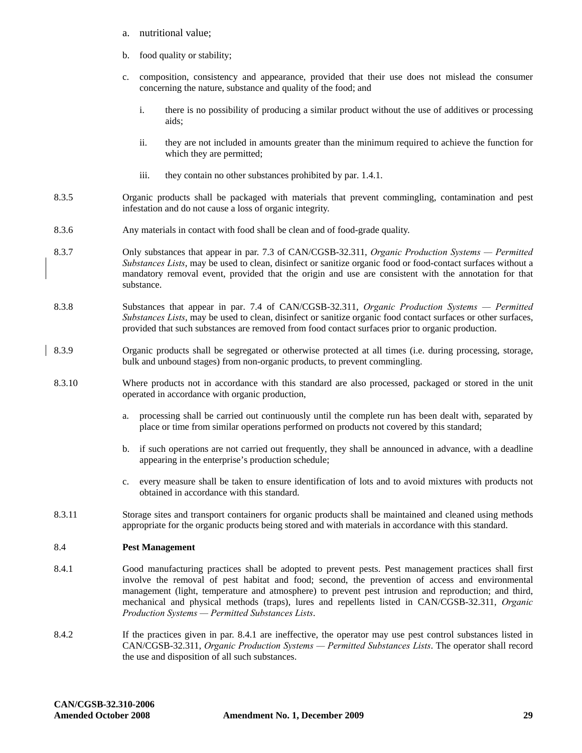a. nutritional value;

b. food quality or stability;

c. composition, consistency and appearance, provided that their use does not mislead the consumer concerning the nature, substance and quality of the food; and

   i. there is no possibility of producing a similar product without the use of additives or processing aids;

   ii. they are not included in amounts greater than the minimum required to achieve the function for which they are permitted;

   iii. they contain no other substances prohibited by par. 1.4.1.

8.3.5 Organic products shall be packaged with materials that prevent commingling, contamination and pest infestation and do not cause a loss of organic integrity.

8.3.6 Any materials in contact with food shall be clean and of food-grade quality.

8.3.7 Only substances that appear in par. 7.3 of CAN/CGSB-32.311, *Organic Production Systems — Permitted Substances Lists*, may be used to clean, disinfect or sanitize organic food or food-contact surfaces without a mandatory removal event, provided that the origin and use are consistent with the annotation for that substance.

8.3.8 Substances that appear in par. 7.4 of CAN/CGSB-32.311, *Organic Production Systems — Permitted Substances Lists*, may be used to clean, disinfect or sanitize organic food contact surfaces or other surfaces, provided that such substances are removed from food contact surfaces prior to organic production.

8.3.9 Organic products shall be segregated or otherwise protected at all times (i.e. during processing, storage, bulk and unbound stages) from non-organic products, to prevent commingling.

8.3.10 Where products not in accordance with this standard are also processed, packaged or stored in the unit operated in accordance with organic production,

a. processing shall be carried out continuously until the complete run has been dealt with, separated by place or time from similar operations performed on products not covered by this standard;

b. if such operations are not carried out frequently, they shall be announced in advance, with a deadline appearing in the enterprise's production schedule;

c. every measure shall be taken to ensure identification of lots and to avoid mixtures with products not obtained in accordance with this standard.

8.3.11 Storage sites and transport containers for organic products shall be maintained and cleaned using methods appropriate for the organic products being stored and with materials in accordance with this standard.

## 8.4 Pest Management

8.4.1 Good manufacturing practices shall be adopted to prevent pests. Pest management practices shall first involve the removal of pest habitat and food; second, the prevention of access and environmental management (light, temperature and atmosphere) to prevent pest intrusion and reproduction; and third, mechanical and physical methods (traps), lures and repellents listed in CAN/CGSB-32.311, *Organic Production Systems — Permitted Substances Lists*.

8.4.2 If the practices given in par. 8.4.1 are ineffective, the operator may use pest control substances listed in CAN/CGSB-32.311, *Organic Production Systems — Permitted Substances Lists*. The operator shall record the use and disposition of all such substances.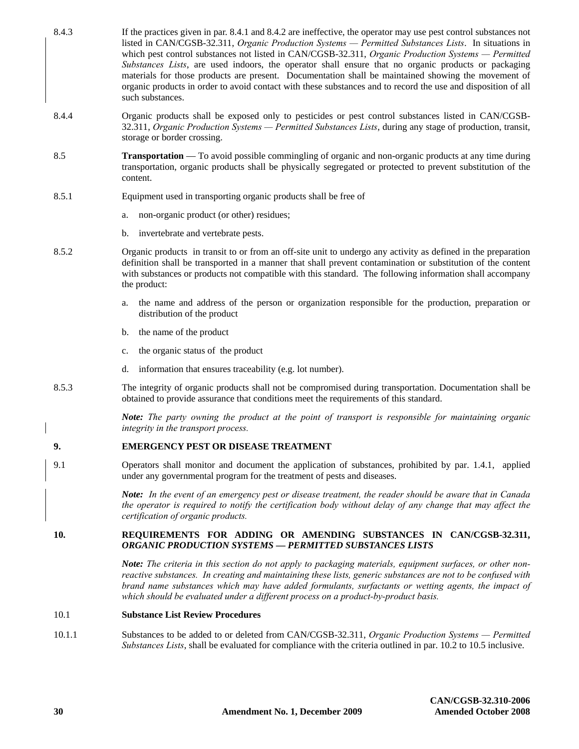8.4.3 If the practices given in par. 8.4.1 and 8.4.2 are ineffective, the operator may use pest control substances not listed in CAN/CGSB-32.311, *Organic Production Systems — Permitted Substances Lists*. In situations in which pest control substances not listed in CAN/CGSB-32.311, *Organic Production Systems — Permitted Substances Lists*, are used indoors, the operator shall ensure that no organic products or packaging materials for those products are present. Documentation shall be maintained showing the movement of organic products in order to avoid contact with these substances and to record the use and disposition of all such substances.

8.4.4 Organic products shall be exposed only to pesticides or pest control substances listed in CAN/CGSB-32.311, *Organic Production Systems — Permitted Substances Lists*, during any stage of production, transit, storage or border crossing.

8.5 **Transportation** — To avoid possible commingling of organic and non-organic products at any time during transportation, organic products shall be physically segregated or protected to prevent substitution of the content.

8.5.1 Equipment used in transporting organic products shall be free of

a. non-organic product (or other) residues;

b. invertebrate and vertebrate pests.

8.5.2 Organic products in transit to or from an off-site unit to undergo any activity as defined in the preparation definition shall be transported in a manner that shall prevent contamination or substitution of the content with substances or products not compatible with this standard. The following information shall accompany the product:

a. the name and address of the person or organization responsible for the production, preparation or distribution of the product

b. the name of the product

c. the organic status of the product

d. information that ensures traceability (e.g. lot number).

8.5.3 The integrity of organic products shall not be compromised during transportation. Documentation shall be obtained to provide assurance that conditions meet the requirements of this standard.

***Note:*** *The party owning the product at the point of transport is responsible for maintaining organic integrity in the transport process.*

## 9. EMERGENCY PEST OR DISEASE TREATMENT

9.1 Operators shall monitor and document the application of substances, prohibited by par. 1.4.1, applied under any governmental program for the treatment of pests and diseases.

***Note:*** *In the event of an emergency pest or disease treatment, the reader should be aware that in Canada the operator is required to notify the certification body without delay of any change that may affect the certification of organic products.*

## 10. REQUIREMENTS FOR ADDING OR AMENDING SUBSTANCES IN CAN/CGSB-32.311, *ORGANIC PRODUCTION SYSTEMS — PERMITTED SUBSTANCES LISTS*

***Note:*** *The criteria in this section do not apply to packaging materials, equipment surfaces, or other non-reactive substances. In creating and maintaining these lists, generic substances are not to be confused with brand name substances which may have added formulants, surfactants or wetting agents, the impact of which should be evaluated under a different process on a product-by-product basis.*

### 10.1 Substance List Review Procedures

10.1.1 Substances to be added to or deleted from CAN/CGSB-32.311, *Organic Production Systems — Permitted Substances Lists*, shall be evaluated for compliance with the criteria outlined in par. 10.2 to 10.5 inclusive.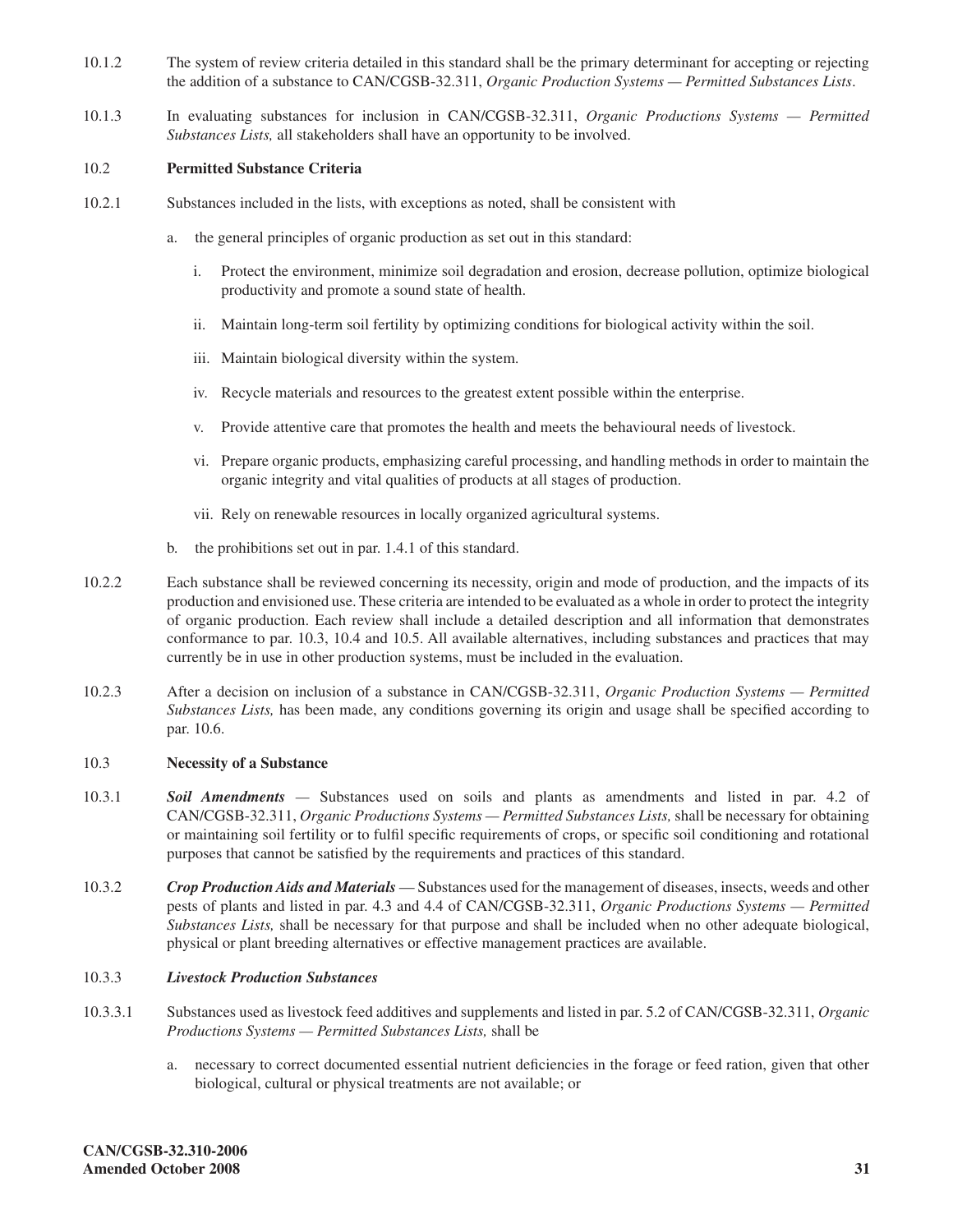10.1.2 The system of review criteria detailed in this standard shall be the primary determinant for accepting or rejecting the addition of a substance to CAN/CGSB-32.311, *Organic Production Systems — Permitted Substances Lists*.

10.1.3 In evaluating substances for inclusion in CAN/CGSB-32.311, *Organic Productions Systems — Permitted Substances Lists,* all stakeholders shall have an opportunity to be involved.

10.2 **Permitted Substance Criteria**

10.2.1 Substances included in the lists, with exceptions as noted, shall be consistent with

a. the general principles of organic production as set out in this standard:

   i. Protect the environment, minimize soil degradation and erosion, decrease pollution, optimize biological productivity and promote a sound state of health.

   ii. Maintain long-term soil fertility by optimizing conditions for biological activity within the soil.

   iii. Maintain biological diversity within the system.

   iv. Recycle materials and resources to the greatest extent possible within the enterprise.

   v. Provide attentive care that promotes the health and meets the behavioural needs of livestock.

   vi. Prepare organic products, emphasizing careful processing, and handling methods in order to maintain the organic integrity and vital qualities of products at all stages of production.

   vii. Rely on renewable resources in locally organized agricultural systems.

b. the prohibitions set out in par. 1.4.1 of this standard.

10.2.2 Each substance shall be reviewed concerning its necessity, origin and mode of production, and the impacts of its production and envisioned use. These criteria are intended to be evaluated as a whole in order to protect the integrity of organic production. Each review shall include a detailed description and all information that demonstrates conformance to par. 10.3, 10.4 and 10.5. All available alternatives, including substances and practices that may currently be in use in other production systems, must be included in the evaluation.

10.2.3 After a decision on inclusion of a substance in CAN/CGSB-32.311, *Organic Production Systems — Permitted Substances Lists,* has been made, any conditions governing its origin and usage shall be specified according to par. 10.6.

10.3 **Necessity of a Substance**

10.3.1 ***Soil Amendments*** — Substances used on soils and plants as amendments and listed in par. 4.2 of CAN/CGSB-32.311, *Organic Productions Systems — Permitted Substances Lists,* shall be necessary for obtaining or maintaining soil fertility or to fulfil specific requirements of crops, or specific soil conditioning and rotational purposes that cannot be satisfied by the requirements and practices of this standard.

10.3.2 ***Crop Production Aids and Materials*** — Substances used for the management of diseases, insects, weeds and other pests of plants and listed in par. 4.3 and 4.4 of CAN/CGSB-32.311, *Organic Productions Systems — Permitted Substances Lists,* shall be necessary for that purpose and shall be included when no other adequate biological, physical or plant breeding alternatives or effective management practices are available.

10.3.3 ***Livestock Production Substances***

10.3.3.1 Substances used as livestock feed additives and supplements and listed in par. 5.2 of CAN/CGSB-32.311, *Organic Productions Systems — Permitted Substances Lists,* shall be

a. necessary to correct documented essential nutrient deficiencies in the forage or feed ration, given that other biological, cultural or physical treatments are not available; or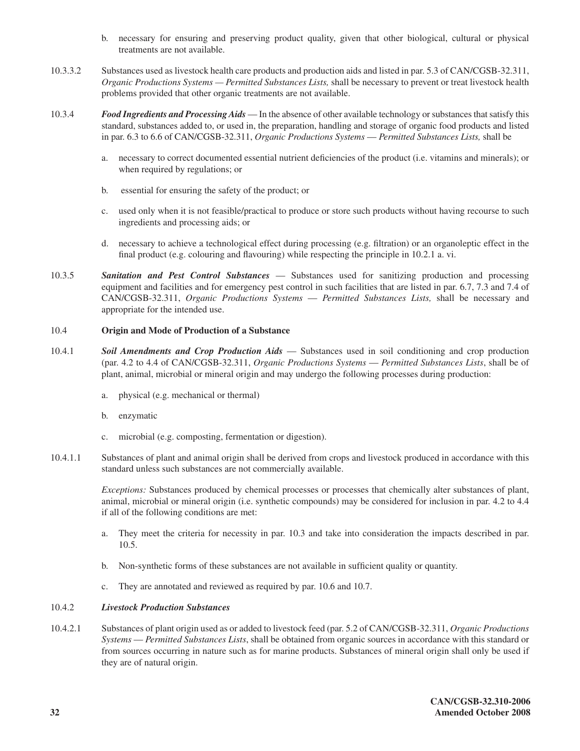b. necessary for ensuring and preserving product quality, given that other biological, cultural or physical treatments are not available.

10.3.3.2 Substances used as livestock health care products and production aids and listed in par. 5.3 of CAN/CGSB-32.311, *Organic Productions Systems — Permitted Substances Lists,* shall be necessary to prevent or treat livestock health problems provided that other organic treatments are not available.

10.3.4 ***Food Ingredients and Processing Aids*** — In the absence of other available technology or substances that satisfy this standard, substances added to, or used in, the preparation, handling and storage of organic food products and listed in par. 6.3 to 6.6 of CAN/CGSB-32.311, *Organic Productions Systems — Permitted Substances Lists,* shall be

a. necessary to correct documented essential nutrient deficiencies of the product (i.e. vitamins and minerals); or when required by regulations; or

b. essential for ensuring the safety of the product; or

c. used only when it is not feasible/practical to produce or store such products without having recourse to such ingredients and processing aids; or

d. necessary to achieve a technological effect during processing (e.g. filtration) or an organoleptic effect in the final product (e.g. colouring and flavouring) while respecting the principle in 10.2.1 a. vi.

10.3.5 ***Sanitation and Pest Control Substances*** — Substances used for sanitizing production and processing equipment and facilities and for emergency pest control in such facilities that are listed in par. 6.7, 7.3 and 7.4 of CAN/CGSB-32.311, *Organic Productions Systems — Permitted Substances Lists,* shall be necessary and appropriate for the intended use.

### 10.4 Origin and Mode of Production of a Substance

10.4.1 ***Soil Amendments and Crop Production Aids*** — Substances used in soil conditioning and crop production (par. 4.2 to 4.4 of CAN/CGSB-32.311, *Organic Productions Systems — Permitted Substances Lists*, shall be of plant, animal, microbial or mineral origin and may undergo the following processes during production:

a. physical (e.g. mechanical or thermal)

b. enzymatic

c. microbial (e.g. composting, fermentation or digestion).

10.4.1.1 Substances of plant and animal origin shall be derived from crops and livestock produced in accordance with this standard unless such substances are not commercially available.

*Exceptions:* Substances produced by chemical processes or processes that chemically alter substances of plant, animal, microbial or mineral origin (i.e. synthetic compounds) may be considered for inclusion in par. 4.2 to 4.4 if all of the following conditions are met:

a. They meet the criteria for necessity in par. 10.3 and take into consideration the impacts described in par. 10.5.

b. Non-synthetic forms of these substances are not available in sufficient quality or quantity.

c. They are annotated and reviewed as required by par. 10.6 and 10.7.

10.4.2 ***Livestock Production Substances***

10.4.2.1 Substances of plant origin used as or added to livestock feed (par. 5.2 of CAN/CGSB-32.311, *Organic Productions Systems — Permitted Substances Lists*, shall be obtained from organic sources in accordance with this standard or from sources occurring in nature such as for marine products. Substances of mineral origin shall only be used if they are of natural origin.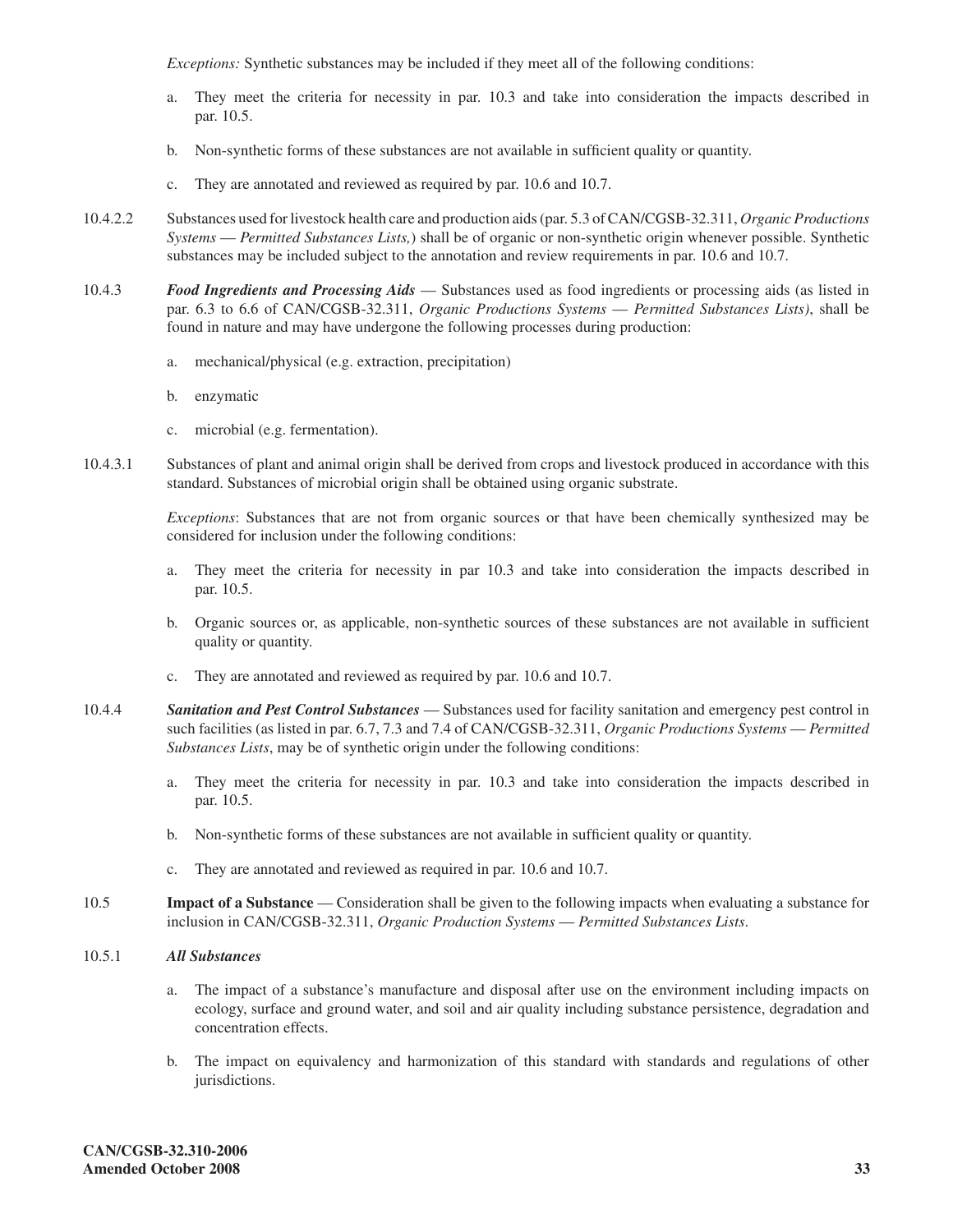*Exceptions:* Synthetic substances may be included if they meet all of the following conditions:

a. They meet the criteria for necessity in par. 10.3 and take into consideration the impacts described in par. 10.5.

b. Non-synthetic forms of these substances are not available in sufficient quality or quantity.

c. They are annotated and reviewed as required by par. 10.6 and 10.7.

10.4.2.2 Substances used for livestock health care and production aids (par. 5.3 of CAN/CGSB-32.311, *Organic Productions Systems — Permitted Substances Lists,*) shall be of organic or non-synthetic origin whenever possible. Synthetic substances may be included subject to the annotation and review requirements in par. 10.6 and 10.7.

10.4.3 ***Food Ingredients and Processing Aids*** — Substances used as food ingredients or processing aids (as listed in par. 6.3 to 6.6 of CAN/CGSB-32.311, *Organic Productions Systems — Permitted Substances Lists)*, shall be found in nature and may have undergone the following processes during production:

a. mechanical/physical (e.g. extraction, precipitation)

b. enzymatic

c. microbial (e.g. fermentation).

10.4.3.1 Substances of plant and animal origin shall be derived from crops and livestock produced in accordance with this standard. Substances of microbial origin shall be obtained using organic substrate.

*Exceptions*: Substances that are not from organic sources or that have been chemically synthesized may be considered for inclusion under the following conditions:

a. They meet the criteria for necessity in par 10.3 and take into consideration the impacts described in par. 10.5.

b. Organic sources or, as applicable, non-synthetic sources of these substances are not available in sufficient quality or quantity.

c. They are annotated and reviewed as required by par. 10.6 and 10.7.

10.4.4 ***Sanitation and Pest Control Substances*** — Substances used for facility sanitation and emergency pest control in such facilities (as listed in par. 6.7, 7.3 and 7.4 of CAN/CGSB-32.311, *Organic Productions Systems — Permitted Substances Lists*, may be of synthetic origin under the following conditions:

a. They meet the criteria for necessity in par. 10.3 and take into consideration the impacts described in par. 10.5.

b. Non-synthetic forms of these substances are not available in sufficient quality or quantity.

c. They are annotated and reviewed as required in par. 10.6 and 10.7.

10.5 **Impact of a Substance** — Consideration shall be given to the following impacts when evaluating a substance for inclusion in CAN/CGSB-32.311, *Organic Production Systems — Permitted Substances Lists*.

10.5.1 ***All Substances***

a. The impact of a substance's manufacture and disposal after use on the environment including impacts on ecology, surface and ground water, and soil and air quality including substance persistence, degradation and concentration effects.

b. The impact on equivalency and harmonization of this standard with standards and regulations of other jurisdictions.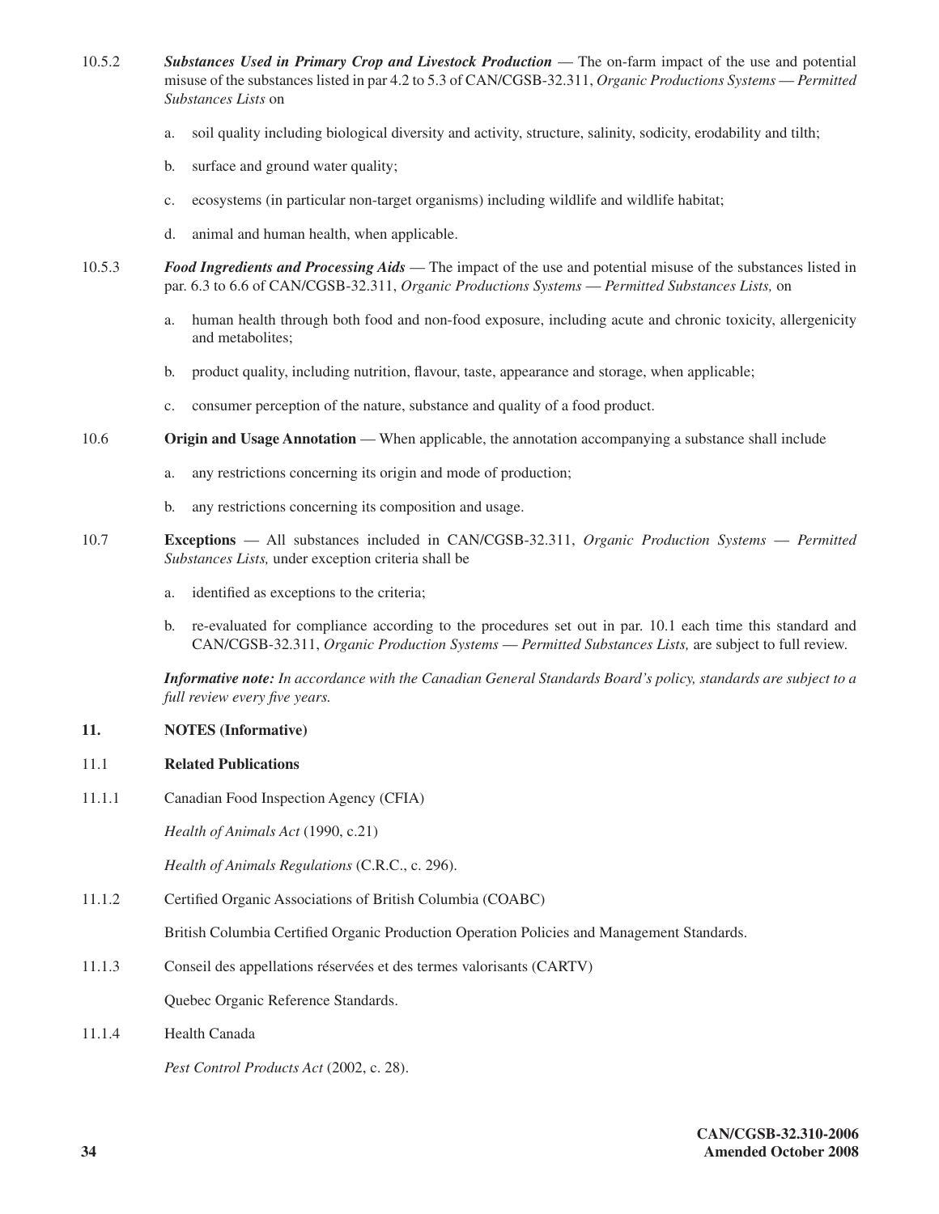10.5.2 ***Substances Used in Primary Crop and Livestock Production*** — The on-farm impact of the use and potential misuse of the substances listed in par 4.2 to 5.3 of CAN/CGSB-32.311, *Organic Productions Systems — Permitted Substances Lists* on

a. soil quality including biological diversity and activity, structure, salinity, sodicity, erodability and tilth;

b. surface and ground water quality;

c. ecosystems (in particular non-target organisms) including wildlife and wildlife habitat;

d. animal and human health, when applicable.

10.5.3 ***Food Ingredients and Processing Aids*** — The impact of the use and potential misuse of the substances listed in par. 6.3 to 6.6 of CAN/CGSB-32.311, *Organic Productions Systems — Permitted Substances Lists,* on

a. human health through both food and non-food exposure, including acute and chronic toxicity, allergenicity and metabolites;

b. product quality, including nutrition, flavour, taste, appearance and storage, when applicable;

c. consumer perception of the nature, substance and quality of a food product.

10.6 **Origin and Usage Annotation** — When applicable, the annotation accompanying a substance shall include

a. any restrictions concerning its origin and mode of production;

b. any restrictions concerning its composition and usage.

10.7 **Exceptions** — All substances included in CAN/CGSB-32.311, *Organic Production Systems — Permitted Substances Lists,* under exception criteria shall be

a. identified as exceptions to the criteria;

b. re-evaluated for compliance according to the procedures set out in par. 10.1 each time this standard and CAN/CGSB-32.311, *Organic Production Systems — Permitted Substances Lists,* are subject to full review.

***Informative note:*** *In accordance with the Canadian General Standards Board's policy, standards are subject to a full review every five years.*

## 11. NOTES (Informative)

### 11.1 Related Publications

11.1.1 Canadian Food Inspection Agency (CFIA)

*Health of Animals Act* (1990, c.21)

*Health of Animals Regulations* (C.R.C., c. 296).

11.1.2 Certified Organic Associations of British Columbia (COABC)

British Columbia Certified Organic Production Operation Policies and Management Standards.

11.1.3 Conseil des appellations réservées et des termes valorisants (CARTV)

Quebec Organic Reference Standards.

11.1.4 Health Canada

*Pest Control Products Act* (2002, c. 28).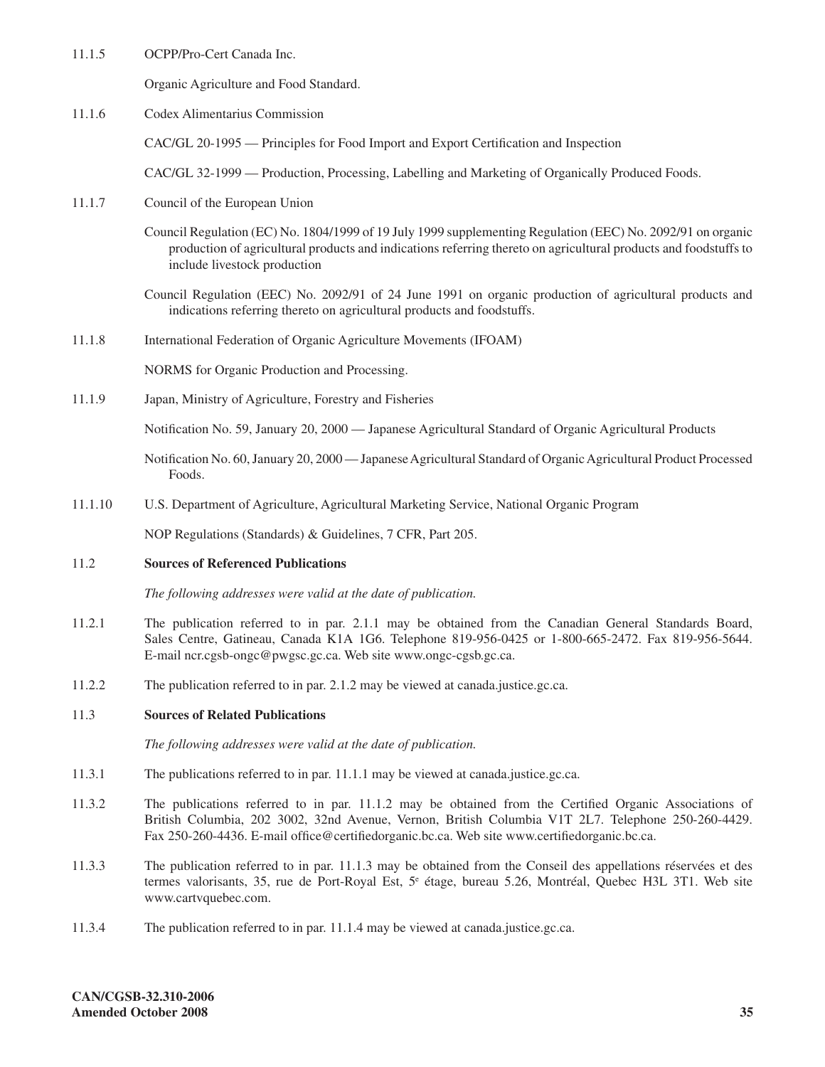11.1.5 OCPP/Pro-Cert Canada Inc.

Organic Agriculture and Food Standard.

11.1.6 Codex Alimentarius Commission

CAC/GL 20-1995 — Principles for Food Import and Export Certification and Inspection

CAC/GL 32-1999 — Production, Processing, Labelling and Marketing of Organically Produced Foods.

11.1.7 Council of the European Union

Council Regulation (EC) No. 1804/1999 of 19 July 1999 supplementing Regulation (EEC) No. 2092/91 on organic production of agricultural products and indications referring thereto on agricultural products and foodstuffs to include livestock production

Council Regulation (EEC) No. 2092/91 of 24 June 1991 on organic production of agricultural products and indications referring thereto on agricultural products and foodstuffs.

11.1.8 International Federation of Organic Agriculture Movements (IFOAM)

NORMS for Organic Production and Processing.

11.1.9 Japan, Ministry of Agriculture, Forestry and Fisheries

Notification No. 59, January 20, 2000 — Japanese Agricultural Standard of Organic Agricultural Products

Notification No. 60, January 20, 2000 — Japanese Agricultural Standard of Organic Agricultural Product Processed Foods.

11.1.10 U.S. Department of Agriculture, Agricultural Marketing Service, National Organic Program

NOP Regulations (Standards) & Guidelines, 7 CFR, Part 205.

### 11.2 Sources of Referenced Publications

*The following addresses were valid at the date of publication.*

11.2.1 The publication referred to in par. 2.1.1 may be obtained from the Canadian General Standards Board, Sales Centre, Gatineau, Canada K1A 1G6. Telephone 819-956-0425 or 1-800-665-2472. Fax 819-956-5644. E-mail ncr.cgsb-ongc@pwgsc.gc.ca. Web site www.ongc-cgsb.gc.ca.

11.2.2 The publication referred to in par. 2.1.2 may be viewed at canada.justice.gc.ca.

### 11.3 Sources of Related Publications

*The following addresses were valid at the date of publication.*

11.3.1 The publications referred to in par. 11.1.1 may be viewed at canada.justice.gc.ca.

11.3.2 The publications referred to in par. 11.1.2 may be obtained from the Certified Organic Associations of British Columbia, 202 3002, 32nd Avenue, Vernon, British Columbia V1T 2L7. Telephone 250-260-4429. Fax 250-260-4436. E-mail office@certifiedorganic.bc.ca. Web site www.certifiedorganic.bc.ca.

11.3.3 The publication referred to in par. 11.1.3 may be obtained from the Conseil des appellations réservées et des termes valorisants, 35, rue de Port-Royal Est, 5e étage, bureau 5.26, Montréal, Quebec H3L 3T1. Web site www.cartvquebec.com.

11.3.4 The publication referred to in par. 11.1.4 may be viewed at canada.justice.gc.ca.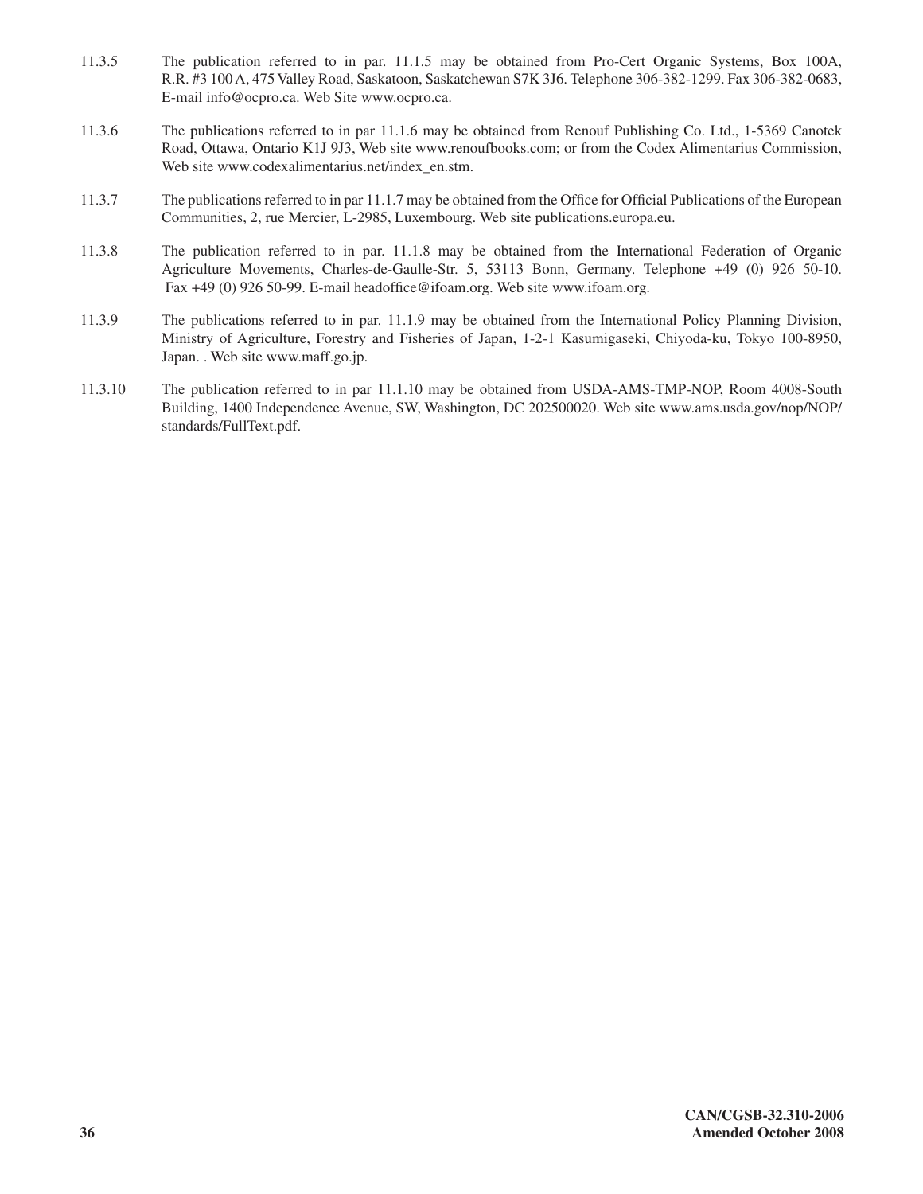11.3.5 The publication referred to in par. 11.1.5 may be obtained from Pro-Cert Organic Systems, Box 100A, R.R. #3 100 A, 475 Valley Road, Saskatoon, Saskatchewan S7K 3J6. Telephone 306-382-1299. Fax 306-382-0683, E-mail info@ocpro.ca. Web Site www.ocpro.ca.

11.3.6 The publications referred to in par 11.1.6 may be obtained from Renouf Publishing Co. Ltd., 1-5369 Canotek Road, Ottawa, Ontario K1J 9J3, Web site www.renoufbooks.com; or from the Codex Alimentarius Commission, Web site www.codexalimentarius.net/index_en.stm.

11.3.7 The publications referred to in par 11.1.7 may be obtained from the Office for Official Publications of the European Communities, 2, rue Mercier, L-2985, Luxembourg. Web site publications.europa.eu.

11.3.8 The publication referred to in par. 11.1.8 may be obtained from the International Federation of Organic Agriculture Movements, Charles-de-Gaulle-Str. 5, 53113 Bonn, Germany. Telephone +49 (0) 926 50-10. Fax +49 (0) 926 50-99. E-mail headoffice@ifoam.org. Web site www.ifoam.org.

11.3.9 The publications referred to in par. 11.1.9 may be obtained from the International Policy Planning Division, Ministry of Agriculture, Forestry and Fisheries of Japan, 1-2-1 Kasumigaseki, Chiyoda-ku, Tokyo 100-8950, Japan. . Web site www.maff.go.jp.

11.3.10 The publication referred to in par 11.1.10 may be obtained from USDA-AMS-TMP-NOP, Room 4008-South Building, 1400 Independence Avenue, SW, Washington, DC 202500020. Web site www.ams.usda.gov/nop/NOP/standards/FullText.pdf.